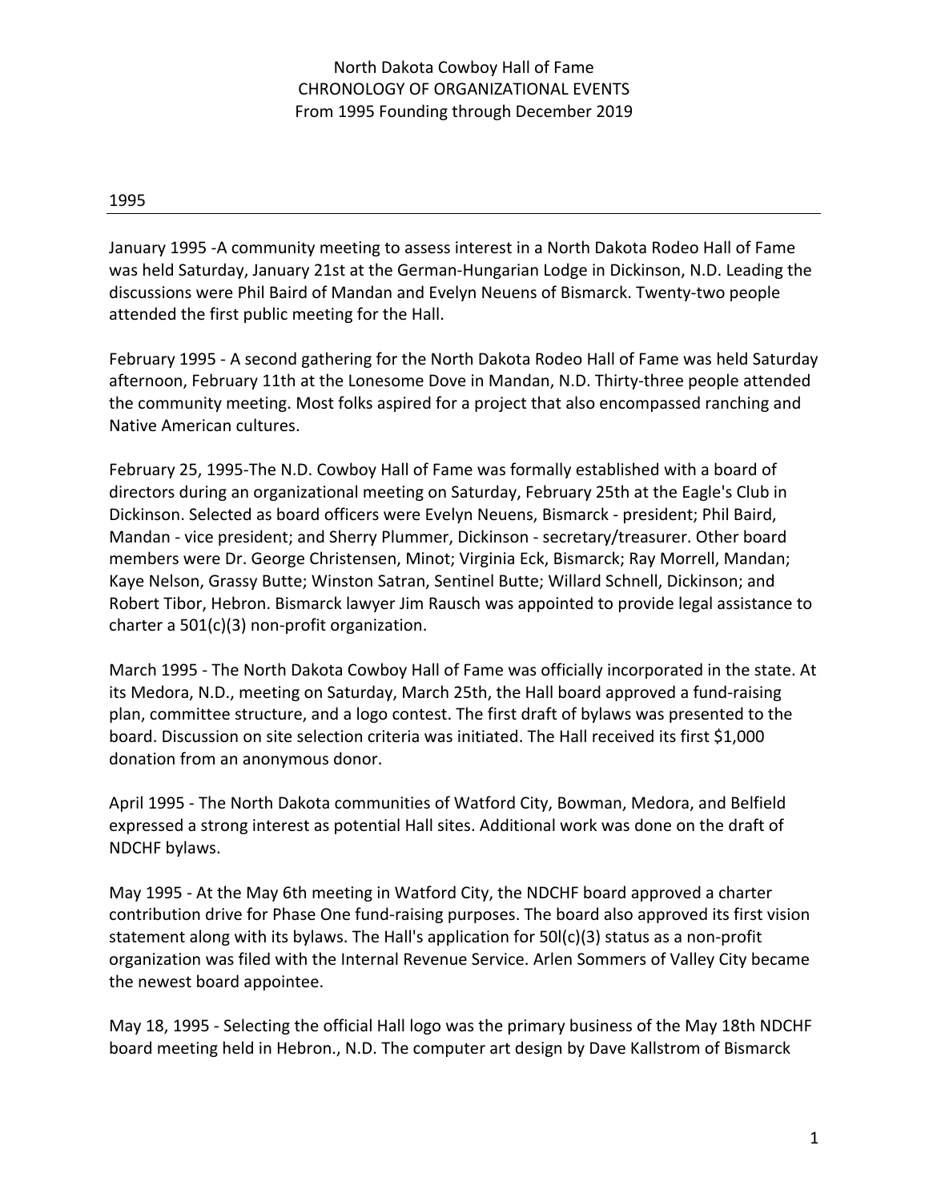North Dakota Cowboy Hall of Fame
CHRONOLOGY OF ORGANIZATIONAL EVENTS
From 1995 Founding through December 2019

## 1995

January 1995 -A community meeting to assess interest in a North Dakota Rodeo Hall of Fame was held Saturday, January 21st at the German-Hungarian Lodge in Dickinson, N.D. Leading the discussions were Phil Baird of Mandan and Evelyn Neuens of Bismarck. Twenty-two people attended the first public meeting for the Hall.

February 1995 - A second gathering for the North Dakota Rodeo Hall of Fame was held Saturday afternoon, February 11th at the Lonesome Dove in Mandan, N.D. Thirty-three people attended the community meeting. Most folks aspired for a project that also encompassed ranching and Native American cultures.

February 25, 1995-The N.D. Cowboy Hall of Fame was formally established with a board of directors during an organizational meeting on Saturday, February 25th at the Eagle's Club in Dickinson. Selected as board officers were Evelyn Neuens, Bismarck - president; Phil Baird, Mandan - vice president; and Sherry Plummer, Dickinson - secretary/treasurer. Other board members were Dr. George Christensen, Minot; Virginia Eck, Bismarck; Ray Morrell, Mandan; Kaye Nelson, Grassy Butte; Winston Satran, Sentinel Butte; Willard Schnell, Dickinson; and Robert Tibor, Hebron. Bismarck lawyer Jim Rausch was appointed to provide legal assistance to charter a 501(c)(3) non-profit organization.

March 1995 - The North Dakota Cowboy Hall of Fame was officially incorporated in the state. At its Medora, N.D., meeting on Saturday, March 25th, the Hall board approved a fund-raising plan, committee structure, and a logo contest. The first draft of bylaws was presented to the board. Discussion on site selection criteria was initiated. The Hall received its first $1,000 donation from an anonymous donor.

April 1995 - The North Dakota communities of Watford City, Bowman, Medora, and Belfield expressed a strong interest as potential Hall sites. Additional work was done on the draft of NDCHF bylaws.

May 1995 - At the May 6th meeting in Watford City, the NDCHF board approved a charter contribution drive for Phase One fund-raising purposes. The board also approved its first vision statement along with its bylaws. The Hall's application for 50l(c)(3) status as a non-profit organization was filed with the Internal Revenue Service. Arlen Sommers of Valley City became the newest board appointee.

May 18, 1995 - Selecting the official Hall logo was the primary business of the May 18th NDCHF board meeting held in Hebron., N.D. The computer art design by Dave Kallstrom of Bismarck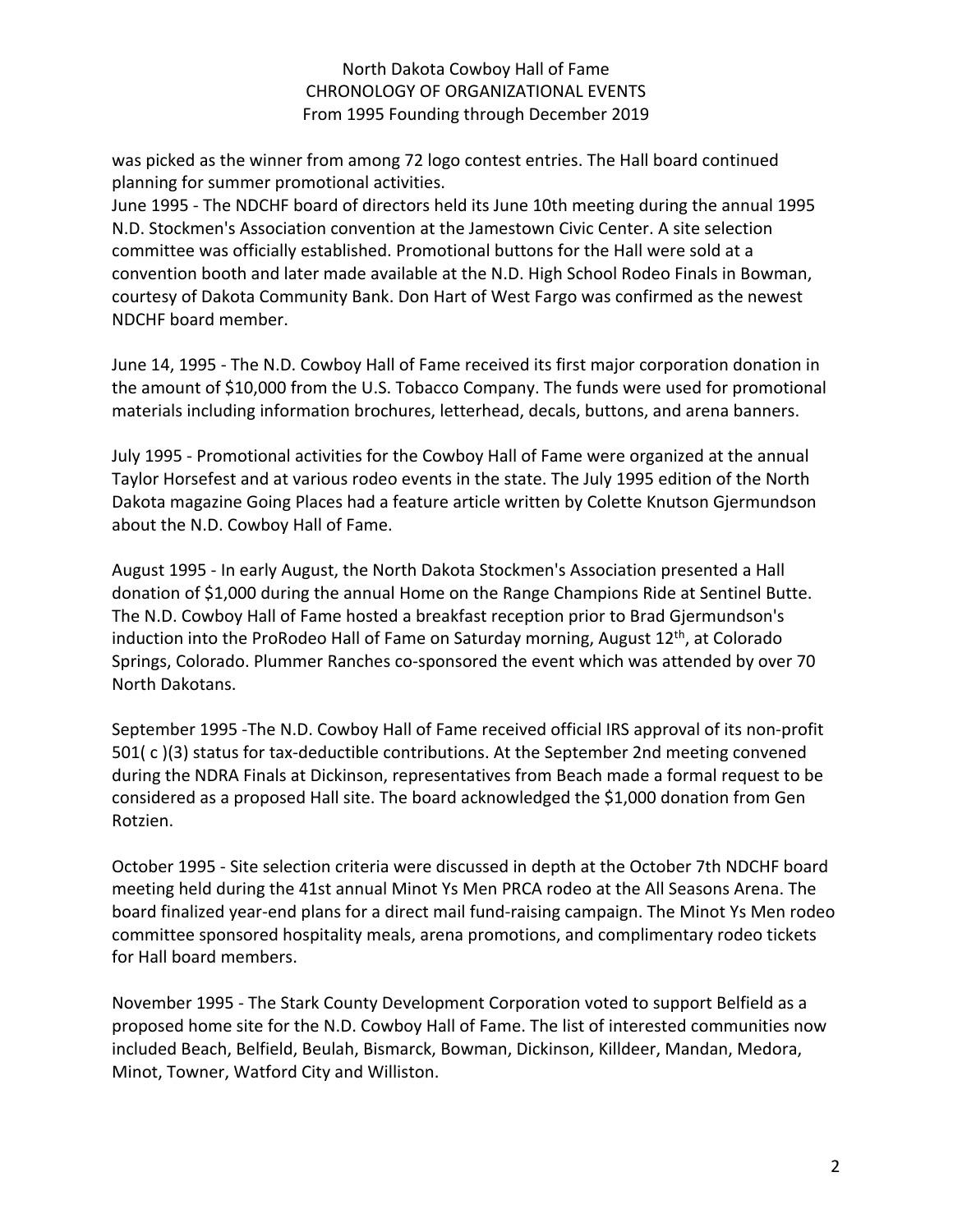was picked as the winner from among 72 logo contest entries. The Hall board continued planning for summer promotional activities.
June 1995 - The NDCHF board of directors held its June 10th meeting during the annual 1995 N.D. Stockmen's Association convention at the Jamestown Civic Center. A site selection committee was officially established. Promotional buttons for the Hall were sold at a convention booth and later made available at the N.D. High School Rodeo Finals in Bowman, courtesy of Dakota Community Bank. Don Hart of West Fargo was confirmed as the newest NDCHF board member.

June 14, 1995 - The N.D. Cowboy Hall of Fame received its first major corporation donation in the amount of $10,000 from the U.S. Tobacco Company. The funds were used for promotional materials including information brochures, letterhead, decals, buttons, and arena banners.

July 1995 - Promotional activities for the Cowboy Hall of Fame were organized at the annual Taylor Horsefest and at various rodeo events in the state. The July 1995 edition of the North Dakota magazine Going Places had a feature article written by Colette Knutson Gjermundson about the N.D. Cowboy Hall of Fame.

August 1995 - In early August, the North Dakota Stockmen's Association presented a Hall donation of $1,000 during the annual Home on the Range Champions Ride at Sentinel Butte. The N.D. Cowboy Hall of Fame hosted a breakfast reception prior to Brad Gjermundson's induction into the ProRodeo Hall of Fame on Saturday morning, August 12th, at Colorado Springs, Colorado. Plummer Ranches co-sponsored the event which was attended by over 70 North Dakotans.

September 1995 -The N.D. Cowboy Hall of Fame received official IRS approval of its non-profit 501( c )(3) status for tax-deductible contributions. At the September 2nd meeting convened during the NDRA Finals at Dickinson, representatives from Beach made a formal request to be considered as a proposed Hall site. The board acknowledged the $1,000 donation from Gen Rotzien.

October 1995 - Site selection criteria were discussed in depth at the October 7th NDCHF board meeting held during the 41st annual Minot Ys Men PRCA rodeo at the All Seasons Arena. The board finalized year-end plans for a direct mail fund-raising campaign. The Minot Ys Men rodeo committee sponsored hospitality meals, arena promotions, and complimentary rodeo tickets for Hall board members.

November 1995 - The Stark County Development Corporation voted to support Belfield as a proposed home site for the N.D. Cowboy Hall of Fame. The list of interested communities now included Beach, Belfield, Beulah, Bismarck, Bowman, Dickinson, Killdeer, Mandan, Medora, Minot, Towner, Watford City and Williston.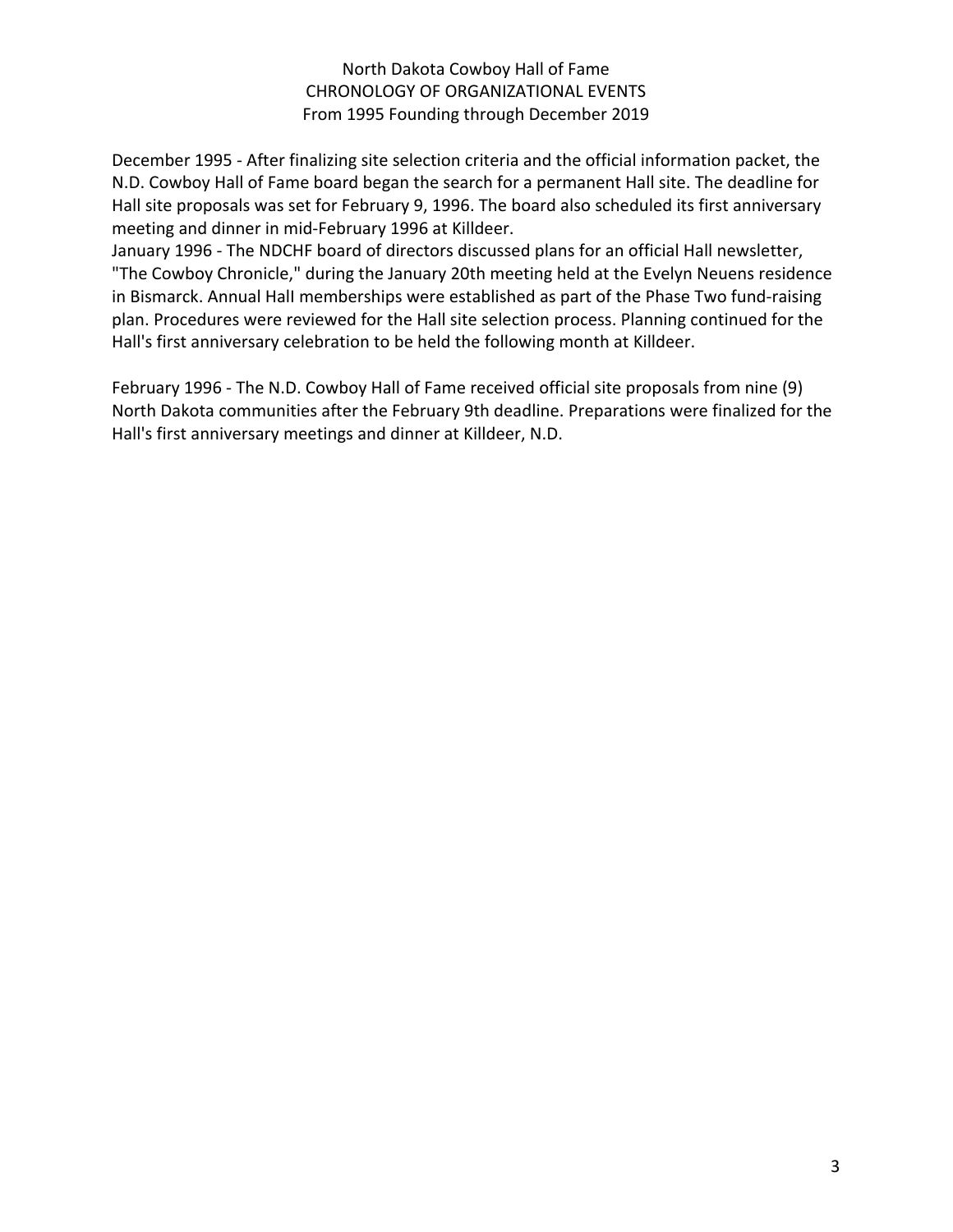North Dakota Cowboy Hall of Fame
CHRONOLOGY OF ORGANIZATIONAL EVENTS
From 1995 Founding through December 2019

December 1995 - After finalizing site selection criteria and the official information packet, the N.D. Cowboy Hall of Fame board began the search for a permanent Hall site. The deadline for Hall site proposals was set for February 9, 1996. The board also scheduled its first anniversary meeting and dinner in mid-February 1996 at Killdeer.

January 1996 - The NDCHF board of directors discussed plans for an official Hall newsletter, "The Cowboy Chronicle," during the January 20th meeting held at the Evelyn Neuens residence in Bismarck. Annual HalI memberships were established as part of the Phase Two fund-raising plan. Procedures were reviewed for the Hall site selection process. Planning continued for the Hall's first anniversary celebration to be held the following month at Killdeer.

February 1996 - The N.D. Cowboy Hall of Fame received official site proposals from nine (9) North Dakota communities after the February 9th deadline. Preparations were finalized for the Hall's first anniversary meetings and dinner at Killdeer, N.D.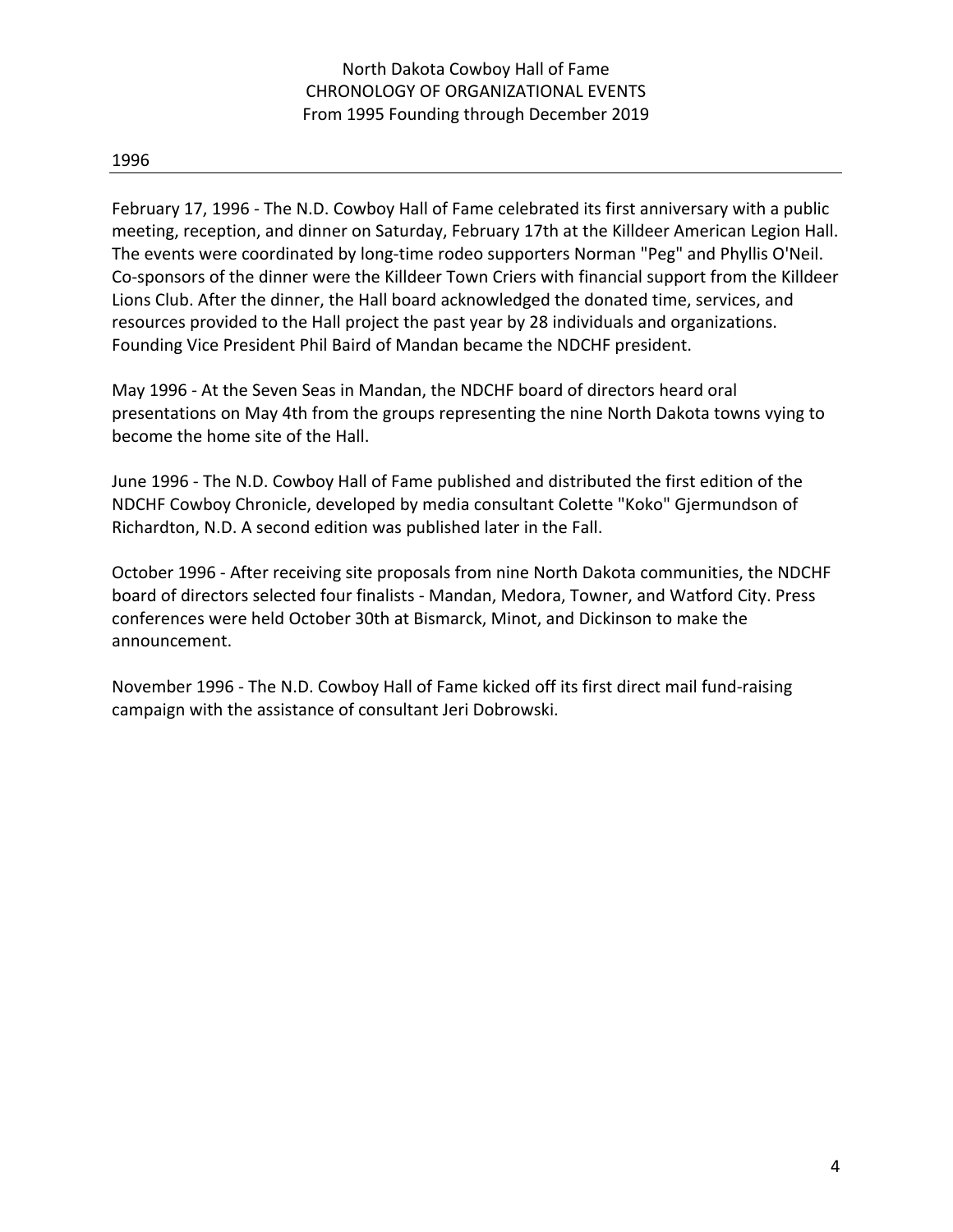North Dakota Cowboy Hall of Fame
CHRONOLOGY OF ORGANIZATIONAL EVENTS
From 1995 Founding through December 2019

## 1996

February 17, 1996 - The N.D. Cowboy Hall of Fame celebrated its first anniversary with a public meeting, reception, and dinner on Saturday, February 17th at the Killdeer American Legion Hall. The events were coordinated by long-time rodeo supporters Norman "Peg" and Phyllis O'Neil. Co-sponsors of the dinner were the Killdeer Town Criers with financial support from the Killdeer Lions Club. After the dinner, the Hall board acknowledged the donated time, services, and resources provided to the Hall project the past year by 28 individuals and organizations. Founding Vice President Phil Baird of Mandan became the NDCHF president.

May 1996 - At the Seven Seas in Mandan, the NDCHF board of directors heard oral presentations on May 4th from the groups representing the nine North Dakota towns vying to become the home site of the Hall.

June 1996 - The N.D. Cowboy Hall of Fame published and distributed the first edition of the NDCHF Cowboy Chronicle, developed by media consultant Colette "Koko" Gjermundson of Richardton, N.D. A second edition was published later in the Fall.

October 1996 - After receiving site proposals from nine North Dakota communities, the NDCHF board of directors selected four finalists - Mandan, Medora, Towner, and Watford City. Press conferences were held October 30th at Bismarck, Minot, and Dickinson to make the announcement.

November 1996 - The N.D. Cowboy Hall of Fame kicked off its first direct mail fund-raising campaign with the assistance of consultant Jeri Dobrowski.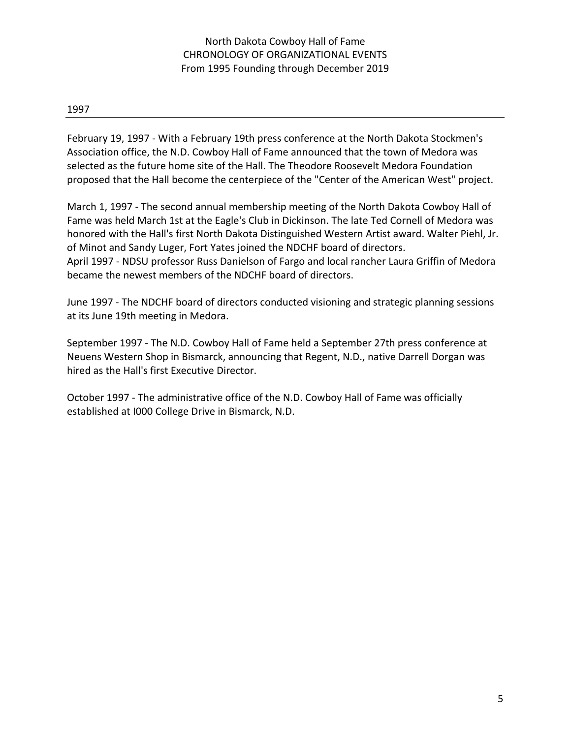North Dakota Cowboy Hall of Fame
CHRONOLOGY OF ORGANIZATIONAL EVENTS
From 1995 Founding through December 2019

## 1997

February 19, 1997 - With a February 19th press conference at the North Dakota Stockmen's Association office, the N.D. Cowboy Hall of Fame announced that the town of Medora was selected as the future home site of the Hall. The Theodore Roosevelt Medora Foundation proposed that the Hall become the centerpiece of the "Center of the American West" project.

March 1, 1997 - The second annual membership meeting of the North Dakota Cowboy Hall of Fame was held March 1st at the Eagle's Club in Dickinson. The late Ted Cornell of Medora was honored with the Hall's first North Dakota Distinguished Western Artist award. Walter Piehl, Jr. of Minot and Sandy Luger, Fort Yates joined the NDCHF board of directors.
April 1997 - NDSU professor Russ Danielson of Fargo and local rancher Laura Griffin of Medora became the newest members of the NDCHF board of directors.

June 1997 - The NDCHF board of directors conducted visioning and strategic planning sessions at its June 19th meeting in Medora.

September 1997 - The N.D. Cowboy Hall of Fame held a September 27th press conference at Neuens Western Shop in Bismarck, announcing that Regent, N.D., native Darrell Dorgan was hired as the Hall's first Executive Director.

October 1997 - The administrative office of the N.D. Cowboy Hall of Fame was officially established at I000 College Drive in Bismarck, N.D.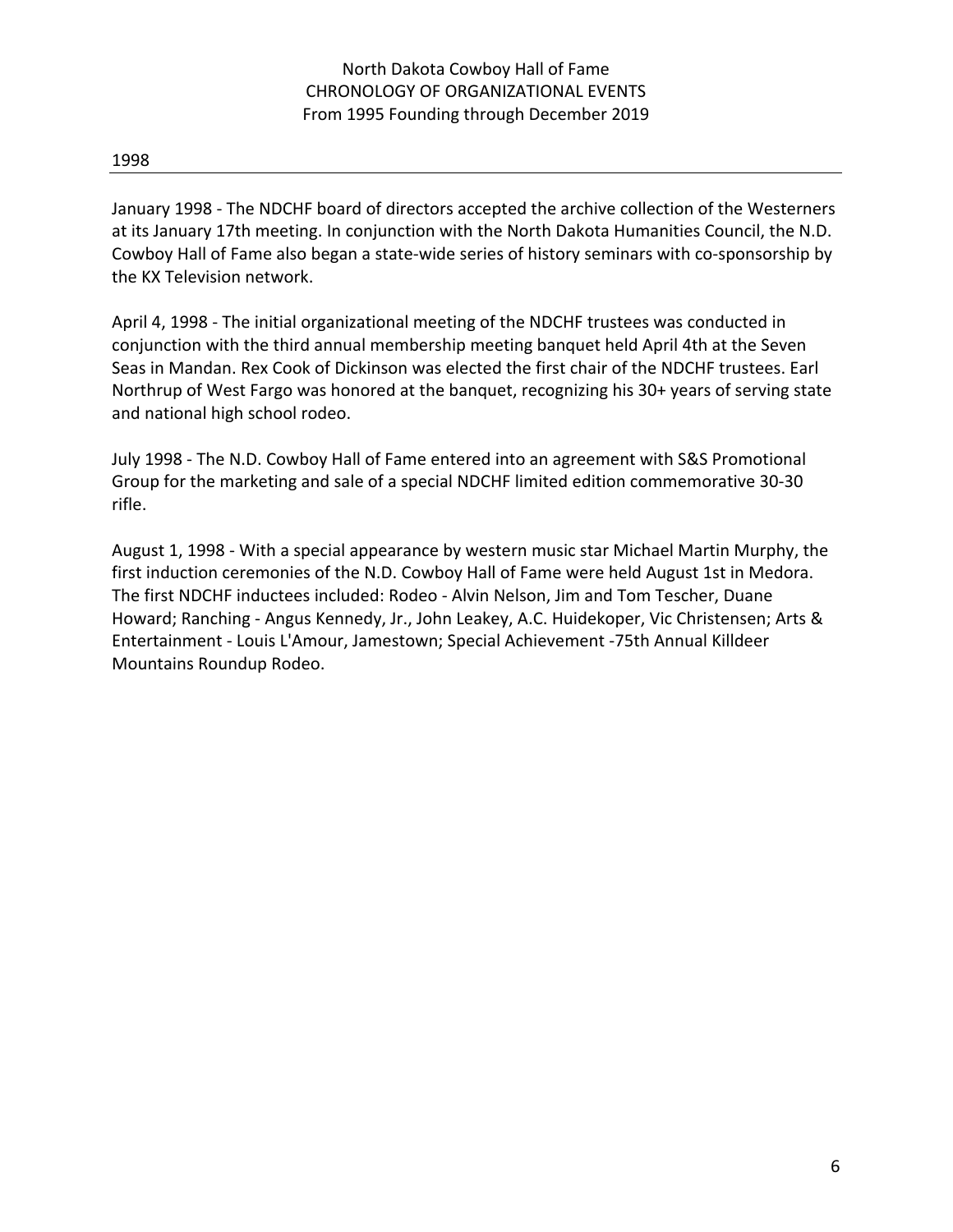## 1998

January 1998 - The NDCHF board of directors accepted the archive collection of the Westerners at its January 17th meeting. In conjunction with the North Dakota Humanities Council, the N.D. Cowboy Hall of Fame also began a state-wide series of history seminars with co-sponsorship by the KX Television network.

April 4, 1998 - The initial organizational meeting of the NDCHF trustees was conducted in conjunction with the third annual membership meeting banquet held April 4th at the Seven Seas in Mandan. Rex Cook of Dickinson was elected the first chair of the NDCHF trustees. Earl Northrup of West Fargo was honored at the banquet, recognizing his 30+ years of serving state and national high school rodeo.

July 1998 - The N.D. Cowboy Hall of Fame entered into an agreement with S&S Promotional Group for the marketing and sale of a special NDCHF limited edition commemorative 30-30 rifle.

August 1, 1998 - With a special appearance by western music star Michael Martin Murphy, the first induction ceremonies of the N.D. Cowboy Hall of Fame were held August 1st in Medora. The first NDCHF inductees included: Rodeo - Alvin Nelson, Jim and Tom Tescher, Duane Howard; Ranching - Angus Kennedy, Jr., John Leakey, A.C. Huidekoper, Vic Christensen; Arts & Entertainment - Louis L'Amour, Jamestown; Special Achievement -75th Annual Killdeer Mountains Roundup Rodeo.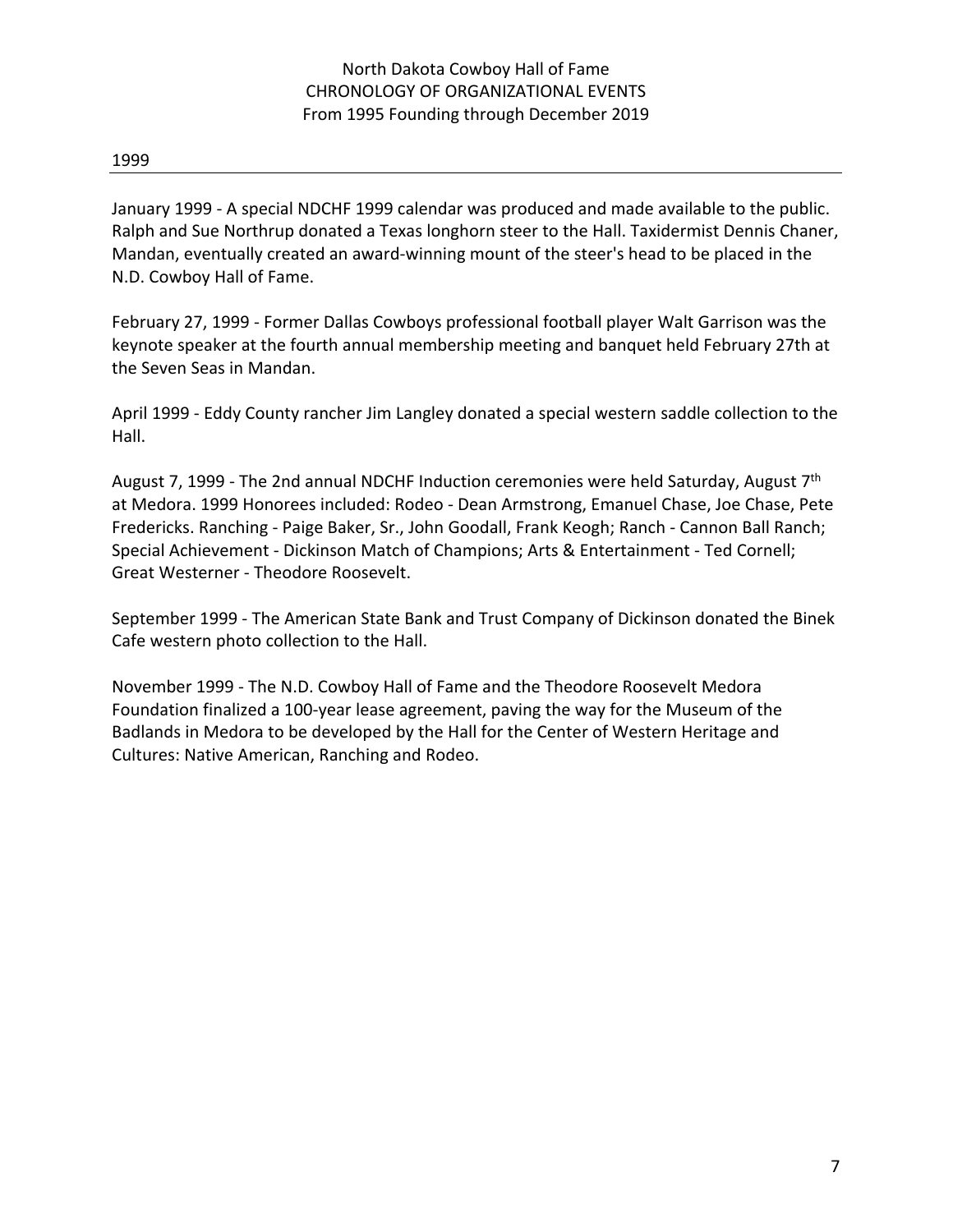## 1999

January 1999 - A special NDCHF 1999 calendar was produced and made available to the public. Ralph and Sue Northrup donated a Texas longhorn steer to the Hall. Taxidermist Dennis Chaner, Mandan, eventually created an award-winning mount of the steer's head to be placed in the N.D. Cowboy Hall of Fame.

February 27, 1999 - Former Dallas Cowboys professional football player Walt Garrison was the keynote speaker at the fourth annual membership meeting and banquet held February 27th at the Seven Seas in Mandan.

April 1999 - Eddy County rancher Jim Langley donated a special western saddle collection to the Hall.

August 7, 1999 - The 2nd annual NDCHF Induction ceremonies were held Saturday, August 7th at Medora. 1999 Honorees included: Rodeo - Dean Armstrong, Emanuel Chase, Joe Chase, Pete Fredericks. Ranching - Paige Baker, Sr., John Goodall, Frank Keogh; Ranch - Cannon Ball Ranch; Special Achievement - Dickinson Match of Champions; Arts & Entertainment - Ted Cornell; Great Westerner - Theodore Roosevelt.

September 1999 - The American State Bank and Trust Company of Dickinson donated the Binek Cafe western photo collection to the Hall.

November 1999 - The N.D. Cowboy Hall of Fame and the Theodore Roosevelt Medora Foundation finalized a 100-year lease agreement, paving the way for the Museum of the Badlands in Medora to be developed by the Hall for the Center of Western Heritage and Cultures: Native American, Ranching and Rodeo.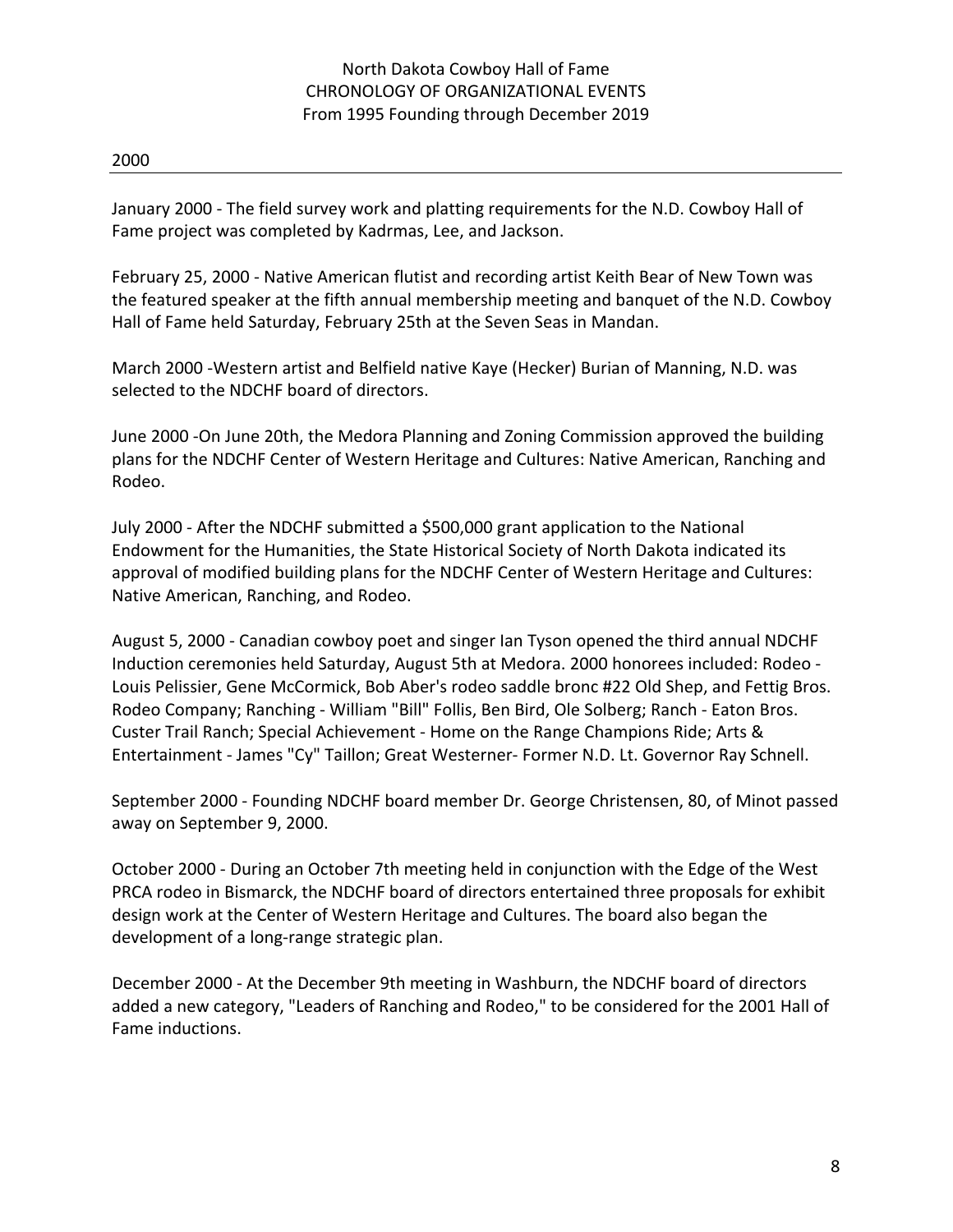North Dakota Cowboy Hall of Fame
CHRONOLOGY OF ORGANIZATIONAL EVENTS
From 1995 Founding through December 2019

## 2000

January 2000 - The field survey work and platting requirements for the N.D. Cowboy Hall of Fame project was completed by Kadrmas, Lee, and Jackson.

February 25, 2000 - Native American flutist and recording artist Keith Bear of New Town was the featured speaker at the fifth annual membership meeting and banquet of the N.D. Cowboy Hall of Fame held Saturday, February 25th at the Seven Seas in Mandan.

March 2000 -Western artist and Belfield native Kaye (Hecker) Burian of Manning, N.D. was selected to the NDCHF board of directors.

June 2000 -On June 20th, the Medora Planning and Zoning Commission approved the building plans for the NDCHF Center of Western Heritage and Cultures: Native American, Ranching and Rodeo.

July 2000 - After the NDCHF submitted a $500,000 grant application to the National Endowment for the Humanities, the State Historical Society of North Dakota indicated its approval of modified building plans for the NDCHF Center of Western Heritage and Cultures: Native American, Ranching, and Rodeo.

August 5, 2000 - Canadian cowboy poet and singer Ian Tyson opened the third annual NDCHF Induction ceremonies held Saturday, August 5th at Medora. 2000 honorees included: Rodeo - Louis Pelissier, Gene McCormick, Bob Aber's rodeo saddle bronc #22 Old Shep, and Fettig Bros. Rodeo Company; Ranching - William "Bill" Follis, Ben Bird, Ole Solberg; Ranch - Eaton Bros. Custer Trail Ranch; Special Achievement - Home on the Range Champions Ride; Arts & Entertainment - James "Cy" Taillon; Great Westerner- Former N.D. Lt. Governor Ray Schnell.

September 2000 - Founding NDCHF board member Dr. George Christensen, 80, of Minot passed away on September 9, 2000.

October 2000 - During an October 7th meeting held in conjunction with the Edge of the West PRCA rodeo in Bismarck, the NDCHF board of directors entertained three proposals for exhibit design work at the Center of Western Heritage and Cultures. The board also began the development of a long-range strategic plan.

December 2000 - At the December 9th meeting in Washburn, the NDCHF board of directors added a new category, "Leaders of Ranching and Rodeo," to be considered for the 2001 Hall of Fame inductions.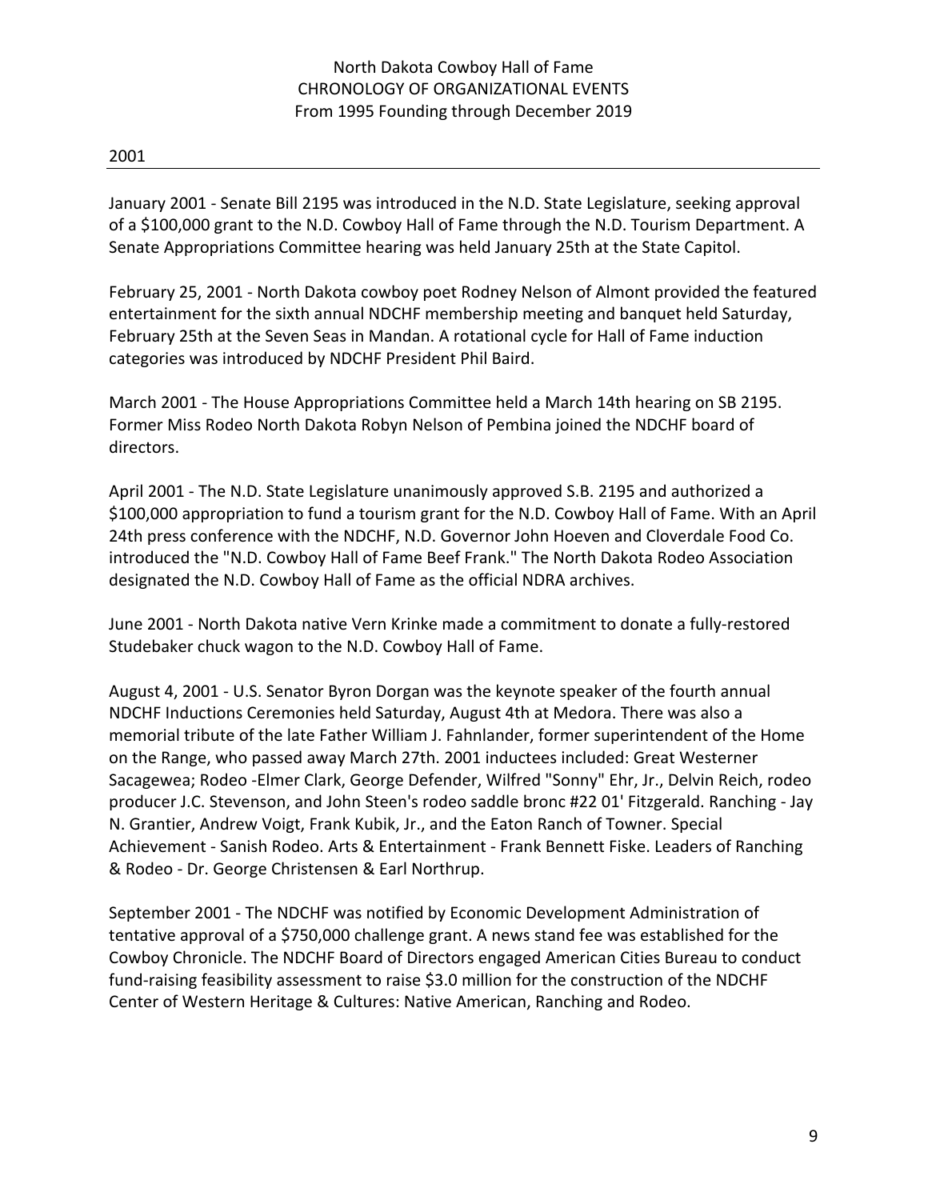North Dakota Cowboy Hall of Fame
CHRONOLOGY OF ORGANIZATIONAL EVENTS
From 1995 Founding through December 2019

## 2001

January 2001 - Senate Bill 2195 was introduced in the N.D. State Legislature, seeking approval of a $100,000 grant to the N.D. Cowboy Hall of Fame through the N.D. Tourism Department. A Senate Appropriations Committee hearing was held January 25th at the State Capitol.

February 25, 2001 - North Dakota cowboy poet Rodney Nelson of Almont provided the featured entertainment for the sixth annual NDCHF membership meeting and banquet held Saturday, February 25th at the Seven Seas in Mandan. A rotational cycle for Hall of Fame induction categories was introduced by NDCHF President Phil Baird.

March 2001 - The House Appropriations Committee held a March 14th hearing on SB 2195. Former Miss Rodeo North Dakota Robyn Nelson of Pembina joined the NDCHF board of directors.

April 2001 - The N.D. State Legislature unanimously approved S.B. 2195 and authorized a $100,000 appropriation to fund a tourism grant for the N.D. Cowboy Hall of Fame. With an April 24th press conference with the NDCHF, N.D. Governor John Hoeven and Cloverdale Food Co. introduced the "N.D. Cowboy Hall of Fame Beef Frank." The North Dakota Rodeo Association designated the N.D. Cowboy Hall of Fame as the official NDRA archives.

June 2001 - North Dakota native Vern Krinke made a commitment to donate a fully-restored Studebaker chuck wagon to the N.D. Cowboy Hall of Fame.

August 4, 2001 - U.S. Senator Byron Dorgan was the keynote speaker of the fourth annual NDCHF Inductions Ceremonies held Saturday, August 4th at Medora. There was also a memorial tribute of the late Father William J. Fahnlander, former superintendent of the Home on the Range, who passed away March 27th. 2001 inductees included: Great Westerner Sacagewea; Rodeo -Elmer Clark, George Defender, Wilfred "Sonny" Ehr, Jr., Delvin Reich, rodeo producer J.C. Stevenson, and John Steen's rodeo saddle bronc #22 01' Fitzgerald. Ranching - Jay N. Grantier, Andrew Voigt, Frank Kubik, Jr., and the Eaton Ranch of Towner. Special Achievement - Sanish Rodeo. Arts & Entertainment - Frank Bennett Fiske. Leaders of Ranching & Rodeo - Dr. George Christensen & Earl Northrup.

September 2001 - The NDCHF was notified by Economic Development Administration of tentative approval of a $750,000 challenge grant. A news stand fee was established for the Cowboy Chronicle. The NDCHF Board of Directors engaged American Cities Bureau to conduct fund-raising feasibility assessment to raise $3.0 million for the construction of the NDCHF Center of Western Heritage & Cultures: Native American, Ranching and Rodeo.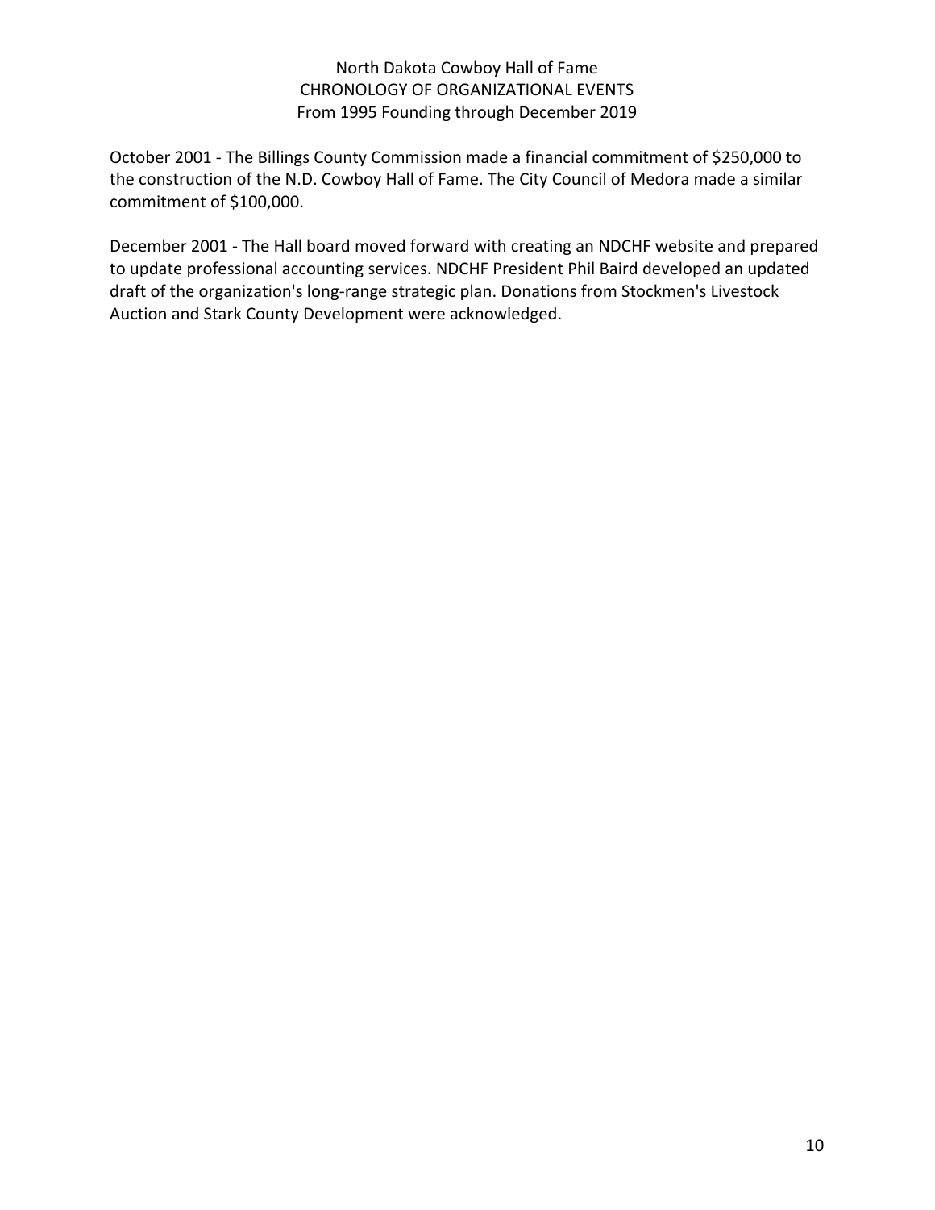October 2001 - The Billings County Commission made a financial commitment of $250,000 to the construction of the N.D. Cowboy Hall of Fame. The City Council of Medora made a similar commitment of $100,000.

December 2001 - The Hall board moved forward with creating an NDCHF website and prepared to update professional accounting services. NDCHF President Phil Baird developed an updated draft of the organization's long-range strategic plan. Donations from Stockmen's Livestock Auction and Stark County Development were acknowledged.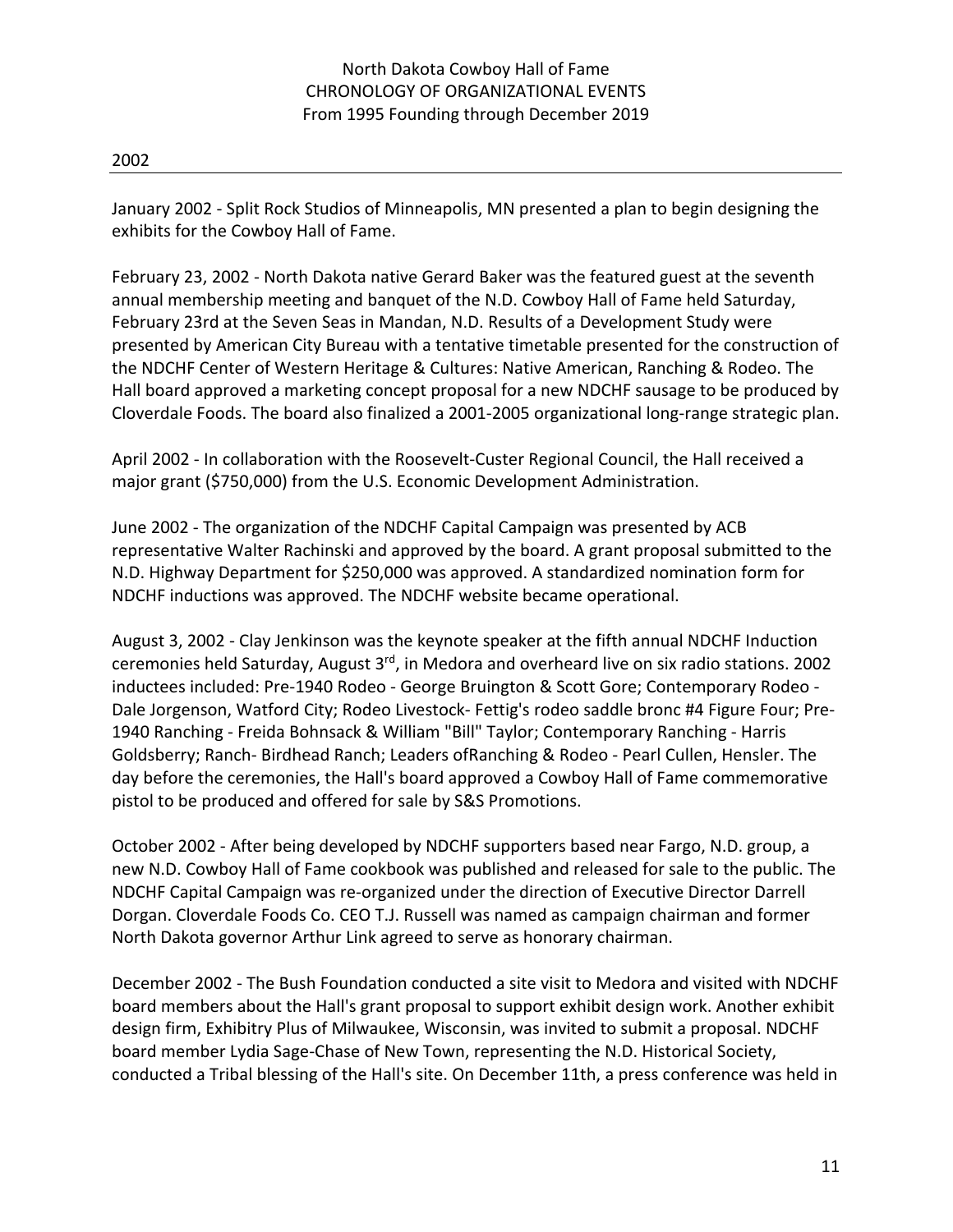## 2002

January 2002 - Split Rock Studios of Minneapolis, MN presented a plan to begin designing the exhibits for the Cowboy Hall of Fame.

February 23, 2002 - North Dakota native Gerard Baker was the featured guest at the seventh annual membership meeting and banquet of the N.D. Cowboy Hall of Fame held Saturday, February 23rd at the Seven Seas in Mandan, N.D. Results of a Development Study were presented by American City Bureau with a tentative timetable presented for the construction of the NDCHF Center of Western Heritage & Cultures: Native American, Ranching & Rodeo. The Hall board approved a marketing concept proposal for a new NDCHF sausage to be produced by Cloverdale Foods. The board also finalized a 2001-2005 organizational long-range strategic plan.

April 2002 - In collaboration with the Roosevelt-Custer Regional Council, the Hall received a major grant ($750,000) from the U.S. Economic Development Administration.

June 2002 - The organization of the NDCHF Capital Campaign was presented by ACB representative Walter Rachinski and approved by the board. A grant proposal submitted to the N.D. Highway Department for $250,000 was approved. A standardized nomination form for NDCHF inductions was approved. The NDCHF website became operational.

August 3, 2002 - Clay Jenkinson was the keynote speaker at the fifth annual NDCHF Induction ceremonies held Saturday, August 3rd, in Medora and overheard live on six radio stations. 2002 inductees included: Pre-1940 Rodeo - George Bruington & Scott Gore; Contemporary Rodeo - Dale Jorgenson, Watford City; Rodeo Livestock- Fettig's rodeo saddle bronc #4 Figure Four; Pre-1940 Ranching - Freida Bohnsack & William "Bill" Taylor; Contemporary Ranching - Harris Goldsberry; Ranch- Birdhead Ranch; Leaders ofRanching & Rodeo - Pearl Cullen, Hensler. The day before the ceremonies, the Hall's board approved a Cowboy Hall of Fame commemorative pistol to be produced and offered for sale by S&S Promotions.

October 2002 - After being developed by NDCHF supporters based near Fargo, N.D. group, a new N.D. Cowboy Hall of Fame cookbook was published and released for sale to the public. The NDCHF Capital Campaign was re-organized under the direction of Executive Director Darrell Dorgan. Cloverdale Foods Co. CEO T.J. Russell was named as campaign chairman and former North Dakota governor Arthur Link agreed to serve as honorary chairman.

December 2002 - The Bush Foundation conducted a site visit to Medora and visited with NDCHF board members about the Hall's grant proposal to support exhibit design work. Another exhibit design firm, Exhibitry Plus of Milwaukee, Wisconsin, was invited to submit a proposal. NDCHF board member Lydia Sage-Chase of New Town, representing the N.D. Historical Society, conducted a Tribal blessing of the Hall's site. On December 11th, a press conference was held in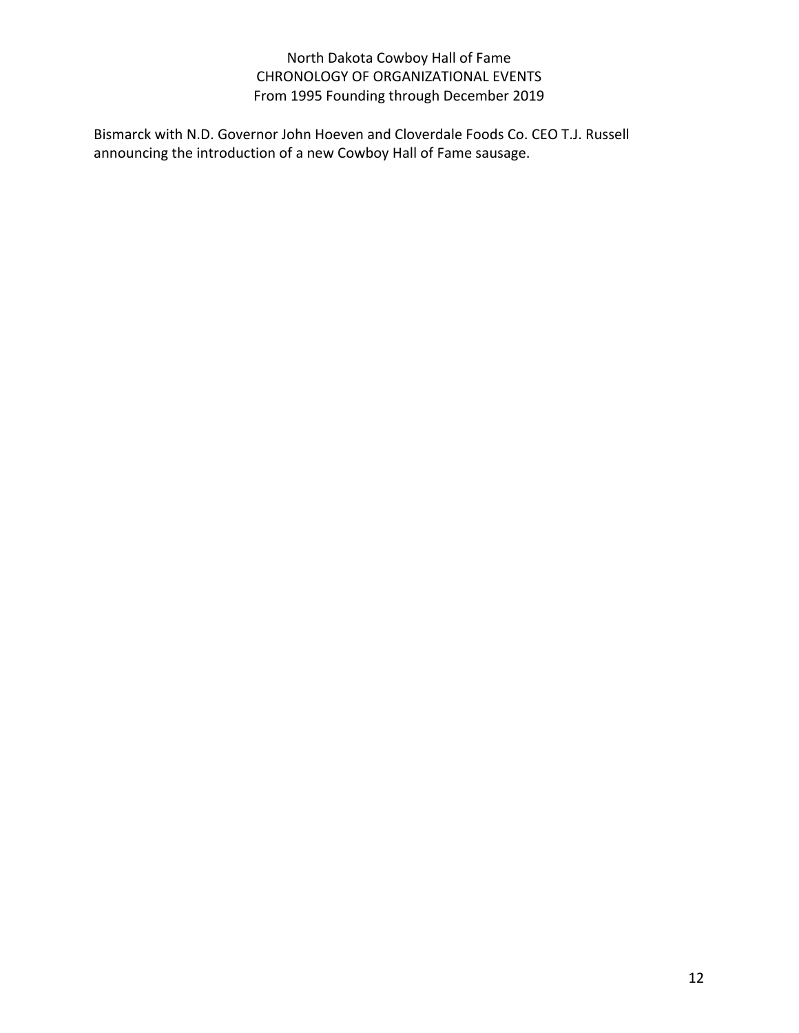Bismarck with N.D. Governor John Hoeven and Cloverdale Foods Co. CEO T.J. Russell announcing the introduction of a new Cowboy Hall of Fame sausage.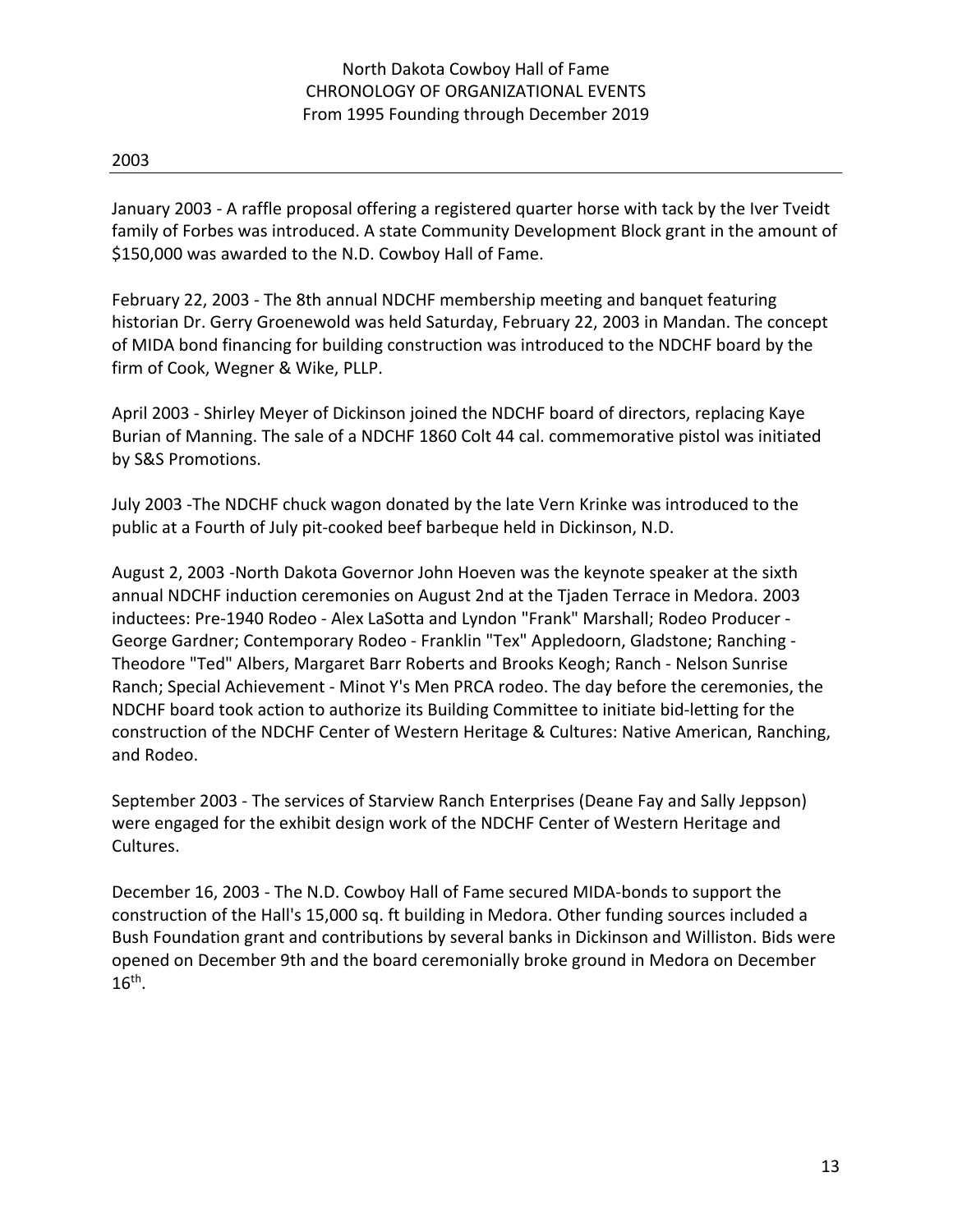North Dakota Cowboy Hall of Fame
CHRONOLOGY OF ORGANIZATIONAL EVENTS
From 1995 Founding through December 2019

## 2003

January 2003 - A raffle proposal offering a registered quarter horse with tack by the Iver Tveidt family of Forbes was introduced. A state Community Development Block grant in the amount of $150,000 was awarded to the N.D. Cowboy Hall of Fame.

February 22, 2003 - The 8th annual NDCHF membership meeting and banquet featuring historian Dr. Gerry Groenewold was held Saturday, February 22, 2003 in Mandan. The concept of MIDA bond financing for building construction was introduced to the NDCHF board by the firm of Cook, Wegner & Wike, PLLP.

April 2003 - Shirley Meyer of Dickinson joined the NDCHF board of directors, replacing Kaye Burian of Manning. The sale of a NDCHF 1860 Colt 44 cal. commemorative pistol was initiated by S&S Promotions.

July 2003 -The NDCHF chuck wagon donated by the late Vern Krinke was introduced to the public at a Fourth of July pit-cooked beef barbeque held in Dickinson, N.D.

August 2, 2003 -North Dakota Governor John Hoeven was the keynote speaker at the sixth annual NDCHF induction ceremonies on August 2nd at the Tjaden Terrace in Medora. 2003 inductees: Pre-1940 Rodeo - Alex LaSotta and Lyndon "Frank" Marshall; Rodeo Producer - George Gardner; Contemporary Rodeo - Franklin "Tex" Appledoorn, Gladstone; Ranching - Theodore "Ted" Albers, Margaret Barr Roberts and Brooks Keogh; Ranch - Nelson Sunrise Ranch; Special Achievement - Minot Y's Men PRCA rodeo. The day before the ceremonies, the NDCHF board took action to authorize its Building Committee to initiate bid-letting for the construction of the NDCHF Center of Western Heritage & Cultures: Native American, Ranching, and Rodeo.

September 2003 - The services of Starview Ranch Enterprises (Deane Fay and Sally Jeppson) were engaged for the exhibit design work of the NDCHF Center of Western Heritage and Cultures.

December 16, 2003 - The N.D. Cowboy Hall of Fame secured MIDA-bonds to support the construction of the Hall's 15,000 sq. ft building in Medora. Other funding sources included a Bush Foundation grant and contributions by several banks in Dickinson and Williston. Bids were opened on December 9th and the board ceremonially broke ground in Medora on December 16th.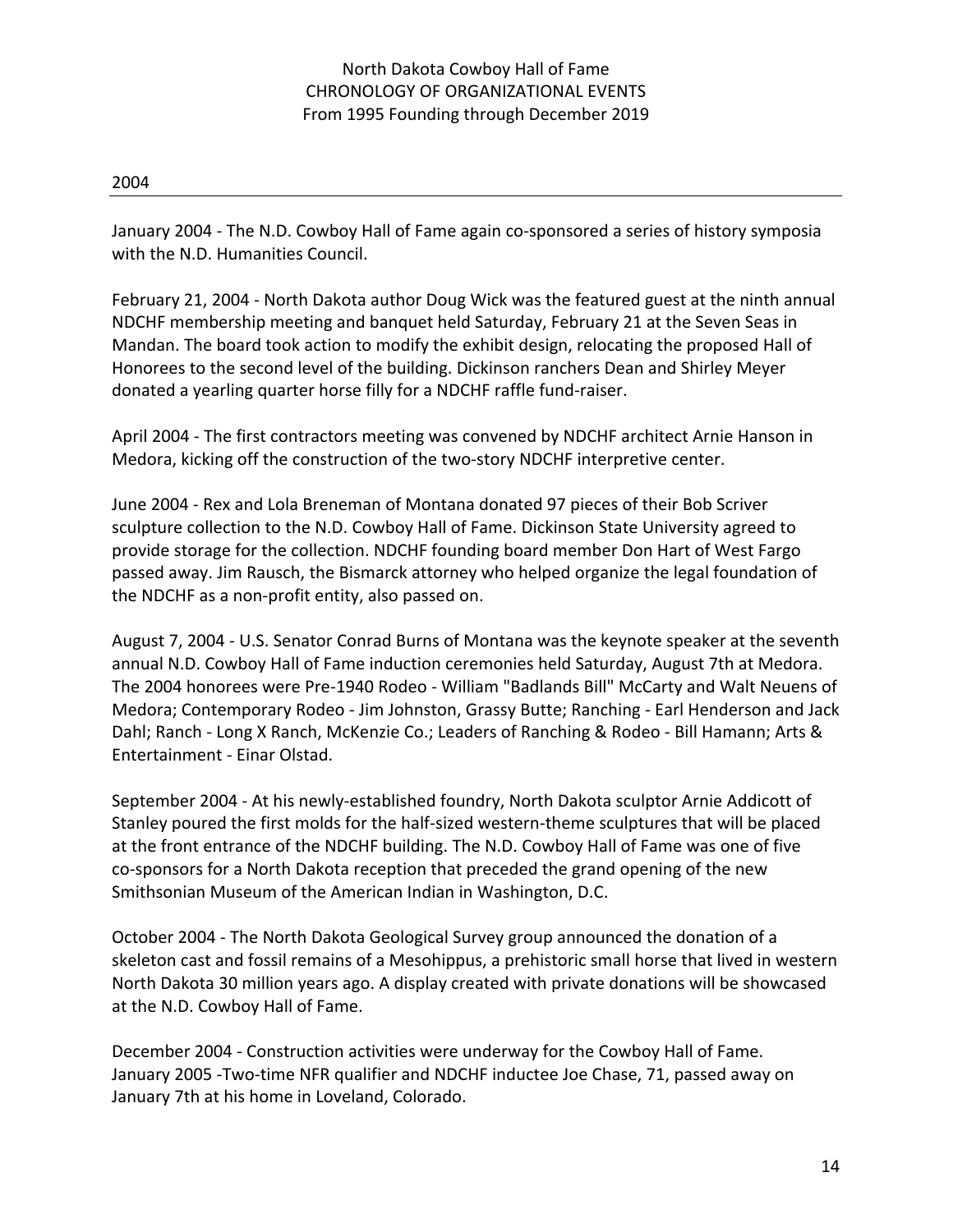## 2004

January 2004 - The N.D. Cowboy Hall of Fame again co-sponsored a series of history symposia with the N.D. Humanities Council.

February 21, 2004 - North Dakota author Doug Wick was the featured guest at the ninth annual NDCHF membership meeting and banquet held Saturday, February 21 at the Seven Seas in Mandan. The board took action to modify the exhibit design, relocating the proposed Hall of Honorees to the second level of the building. Dickinson ranchers Dean and Shirley Meyer donated a yearling quarter horse filly for a NDCHF raffle fund-raiser.

April 2004 - The first contractors meeting was convened by NDCHF architect Arnie Hanson in Medora, kicking off the construction of the two-story NDCHF interpretive center.

June 2004 - Rex and Lola Breneman of Montana donated 97 pieces of their Bob Scriver sculpture collection to the N.D. Cowboy Hall of Fame. Dickinson State University agreed to provide storage for the collection. NDCHF founding board member Don Hart of West Fargo passed away. Jim Rausch, the Bismarck attorney who helped organize the legal foundation of the NDCHF as a non-profit entity, also passed on.

August 7, 2004 - U.S. Senator Conrad Burns of Montana was the keynote speaker at the seventh annual N.D. Cowboy Hall of Fame induction ceremonies held Saturday, August 7th at Medora. The 2004 honorees were Pre-1940 Rodeo - William "Badlands Bill" McCarty and Walt Neuens of Medora; Contemporary Rodeo - Jim Johnston, Grassy Butte; Ranching - Earl Henderson and Jack Dahl; Ranch - Long X Ranch, McKenzie Co.; Leaders of Ranching & Rodeo - Bill Hamann; Arts & Entertainment - Einar Olstad.

September 2004 - At his newly-established foundry, North Dakota sculptor Arnie Addicott of Stanley poured the first molds for the half-sized western-theme sculptures that will be placed at the front entrance of the NDCHF building. The N.D. Cowboy Hall of Fame was one of five co-sponsors for a North Dakota reception that preceded the grand opening of the new Smithsonian Museum of the American Indian in Washington, D.C.

October 2004 - The North Dakota Geological Survey group announced the donation of a skeleton cast and fossil remains of a Mesohippus, a prehistoric small horse that lived in western North Dakota 30 million years ago. A display created with private donations will be showcased at the N.D. Cowboy Hall of Fame.

December 2004 - Construction activities were underway for the Cowboy Hall of Fame.
January 2005 -Two-time NFR qualifier and NDCHF inductee Joe Chase, 71, passed away on January 7th at his home in Loveland, Colorado.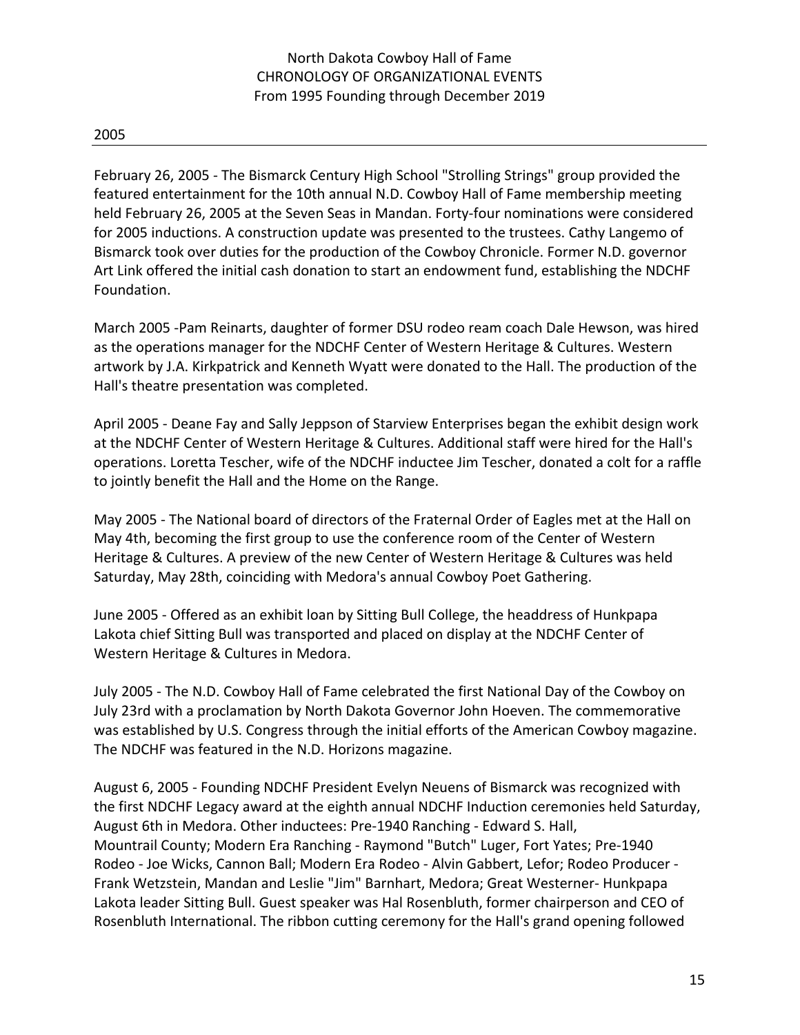North Dakota Cowboy Hall of Fame
CHRONOLOGY OF ORGANIZATIONAL EVENTS
From 1995 Founding through December 2019

## 2005

February 26, 2005 - The Bismarck Century High School "Strolling Strings" group provided the featured entertainment for the 10th annual N.D. Cowboy Hall of Fame membership meeting held February 26, 2005 at the Seven Seas in Mandan. Forty-four nominations were considered for 2005 inductions. A construction update was presented to the trustees. Cathy Langemo of Bismarck took over duties for the production of the Cowboy Chronicle. Former N.D. governor Art Link offered the initial cash donation to start an endowment fund, establishing the NDCHF Foundation.

March 2005 -Pam Reinarts, daughter of former DSU rodeo ream coach Dale Hewson, was hired as the operations manager for the NDCHF Center of Western Heritage & Cultures. Western artwork by J.A. Kirkpatrick and Kenneth Wyatt were donated to the Hall. The production of the Hall's theatre presentation was completed.

April 2005 - Deane Fay and Sally Jeppson of Starview Enterprises began the exhibit design work at the NDCHF Center of Western Heritage & Cultures. Additional staff were hired for the Hall's operations. Loretta Tescher, wife of the NDCHF inductee Jim Tescher, donated a colt for a raffle to jointly benefit the Hall and the Home on the Range.

May 2005 - The National board of directors of the Fraternal Order of Eagles met at the Hall on May 4th, becoming the first group to use the conference room of the Center of Western Heritage & Cultures. A preview of the new Center of Western Heritage & Cultures was held Saturday, May 28th, coinciding with Medora's annual Cowboy Poet Gathering.

June 2005 - Offered as an exhibit loan by Sitting Bull College, the headdress of Hunkpapa Lakota chief Sitting Bull was transported and placed on display at the NDCHF Center of Western Heritage & Cultures in Medora.

July 2005 - The N.D. Cowboy Hall of Fame celebrated the first National Day of the Cowboy on July 23rd with a proclamation by North Dakota Governor John Hoeven. The commemorative was established by U.S. Congress through the initial efforts of the American Cowboy magazine. The NDCHF was featured in the N.D. Horizons magazine.

August 6, 2005 - Founding NDCHF President Evelyn Neuens of Bismarck was recognized with the first NDCHF Legacy award at the eighth annual NDCHF Induction ceremonies held Saturday, August 6th in Medora. Other inductees: Pre-1940 Ranching - Edward S. Hall, Mountrail County; Modern Era Ranching - Raymond "Butch" Luger, Fort Yates; Pre-1940 Rodeo - Joe Wicks, Cannon Ball; Modern Era Rodeo - Alvin Gabbert, Lefor; Rodeo Producer - Frank Wetzstein, Mandan and Leslie "Jim" Barnhart, Medora; Great Westerner- Hunkpapa Lakota leader Sitting Bull. Guest speaker was Hal Rosenbluth, former chairperson and CEO of Rosenbluth International. The ribbon cutting ceremony for the Hall's grand opening followed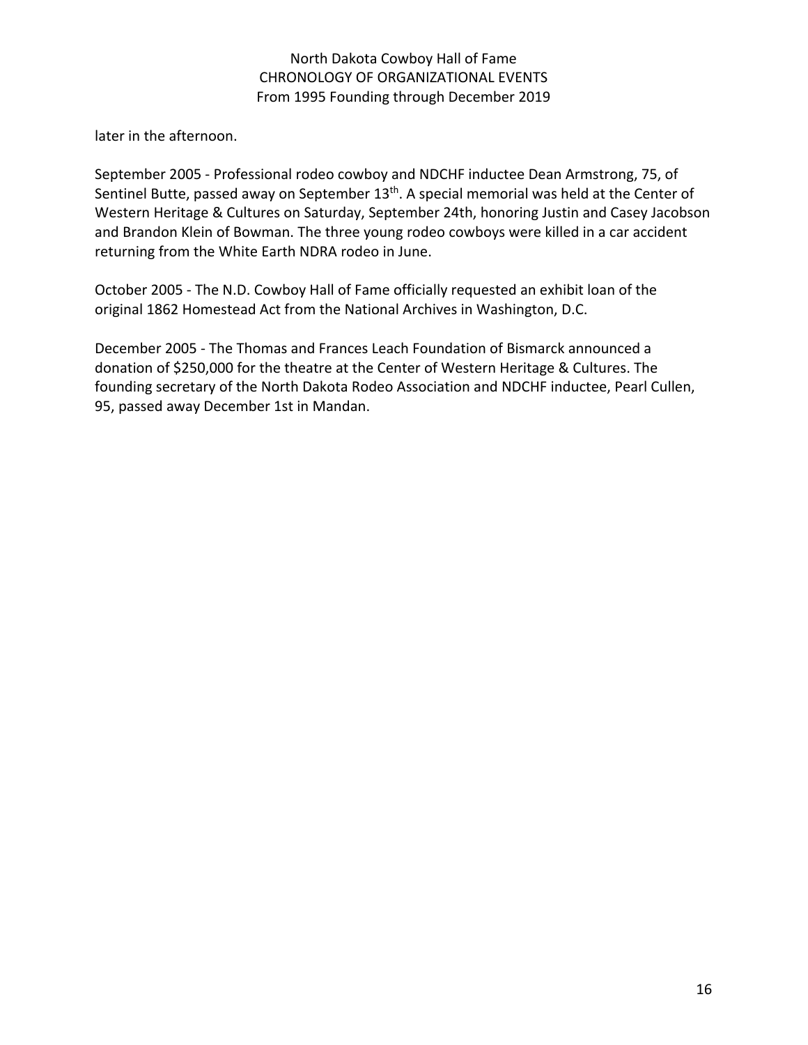later in the afternoon.

September 2005 - Professional rodeo cowboy and NDCHF inductee Dean Armstrong, 75, of Sentinel Butte, passed away on September 13th. A special memorial was held at the Center of Western Heritage & Cultures on Saturday, September 24th, honoring Justin and Casey Jacobson and Brandon Klein of Bowman. The three young rodeo cowboys were killed in a car accident returning from the White Earth NDRA rodeo in June.

October 2005 - The N.D. Cowboy Hall of Fame officially requested an exhibit loan of the original 1862 Homestead Act from the National Archives in Washington, D.C.

December 2005 - The Thomas and Frances Leach Foundation of Bismarck announced a donation of $250,000 for the theatre at the Center of Western Heritage & Cultures. The founding secretary of the North Dakota Rodeo Association and NDCHF inductee, Pearl Cullen, 95, passed away December 1st in Mandan.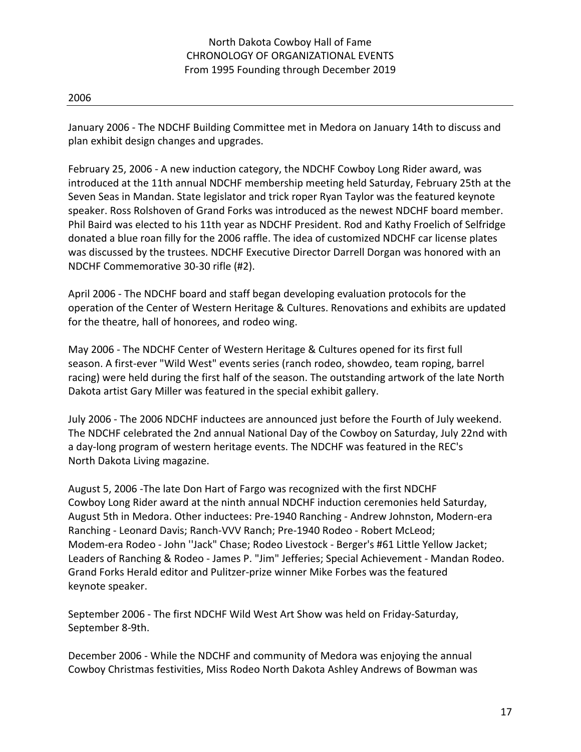North Dakota Cowboy Hall of Fame
CHRONOLOGY OF ORGANIZATIONAL EVENTS
From 1995 Founding through December 2019

## 2006

January 2006 - The NDCHF Building Committee met in Medora on January 14th to discuss and plan exhibit design changes and upgrades.

February 25, 2006 - A new induction category, the NDCHF Cowboy Long Rider award, was introduced at the 11th annual NDCHF membership meeting held Saturday, February 25th at the Seven Seas in Mandan. State legislator and trick roper Ryan Taylor was the featured keynote speaker. Ross Rolshoven of Grand Forks was introduced as the newest NDCHF board member. Phil Baird was elected to his 11th year as NDCHF President. Rod and Kathy Froelich of Selfridge donated a blue roan filly for the 2006 raffle. The idea of customized NDCHF car license plates was discussed by the trustees. NDCHF Executive Director Darrell Dorgan was honored with an NDCHF Commemorative 30-30 rifle (#2).

April 2006 - The NDCHF board and staff began developing evaluation protocols for the operation of the Center of Western Heritage & Cultures. Renovations and exhibits are updated for the theatre, hall of honorees, and rodeo wing.

May 2006 - The NDCHF Center of Western Heritage & Cultures opened for its first full season. A first-ever "Wild West" events series (ranch rodeo, showdeo, team roping, barrel racing) were held during the first half of the season. The outstanding artwork of the late North Dakota artist Gary Miller was featured in the special exhibit gallery.

July 2006 - The 2006 NDCHF inductees are announced just before the Fourth of July weekend. The NDCHF celebrated the 2nd annual National Day of the Cowboy on Saturday, July 22nd with a day-long program of western heritage events. The NDCHF was featured in the REC's North Dakota Living magazine.

August 5, 2006 -The late Don Hart of Fargo was recognized with the first NDCHF Cowboy Long Rider award at the ninth annual NDCHF induction ceremonies held Saturday, August 5th in Medora. Other inductees: Pre-1940 Ranching - Andrew Johnston, Modern-era Ranching - Leonard Davis; Ranch-VVV Ranch; Pre-1940 Rodeo - Robert McLeod; Modem-era Rodeo - John ''Jack" Chase; Rodeo Livestock - Berger's #61 Little Yellow Jacket; Leaders of Ranching & Rodeo - James P. "Jim" Jefferies; Special Achievement - Mandan Rodeo. Grand Forks Herald editor and Pulitzer-prize winner Mike Forbes was the featured keynote speaker.

September 2006 - The first NDCHF Wild West Art Show was held on Friday-Saturday, September 8-9th.

December 2006 - While the NDCHF and community of Medora was enjoying the annual Cowboy Christmas festivities, Miss Rodeo North Dakota Ashley Andrews of Bowman was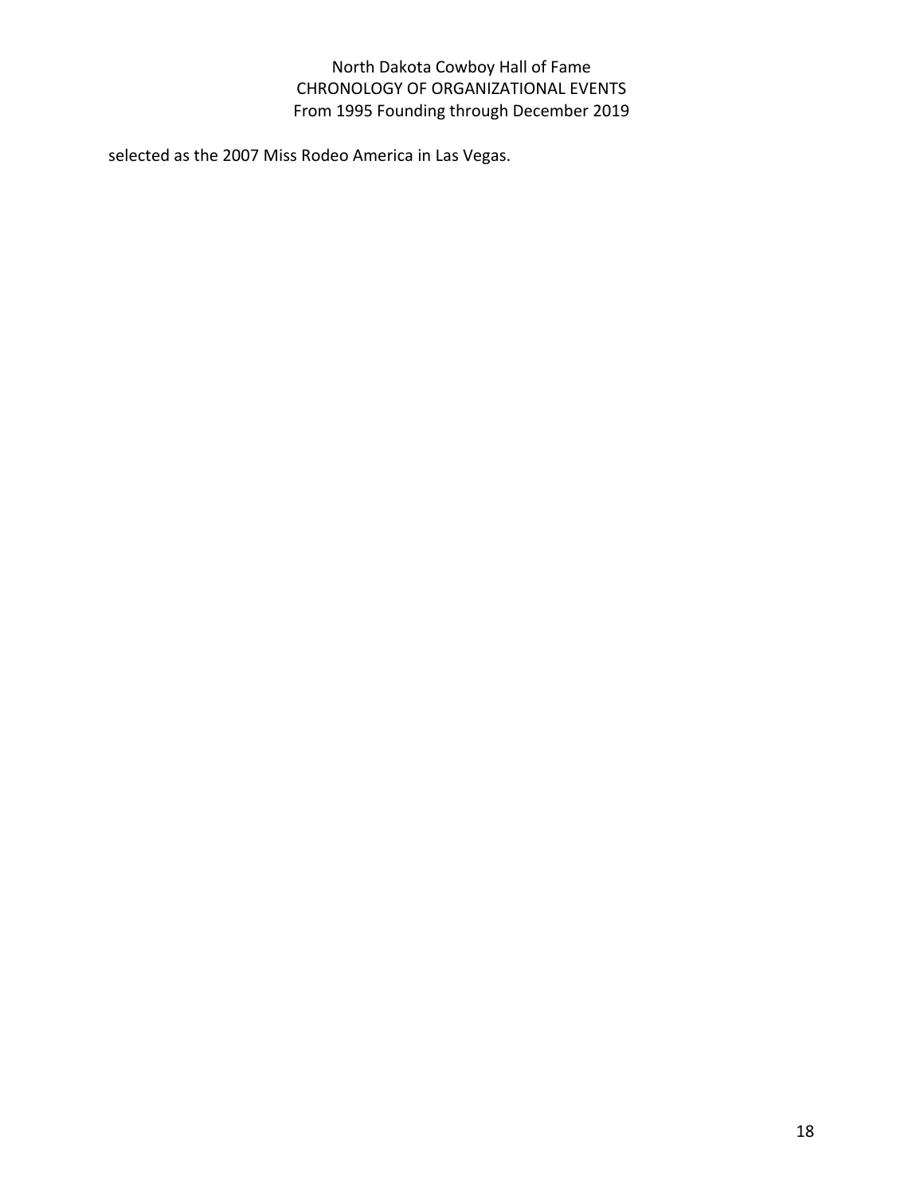selected as the 2007 Miss Rodeo America in Las Vegas.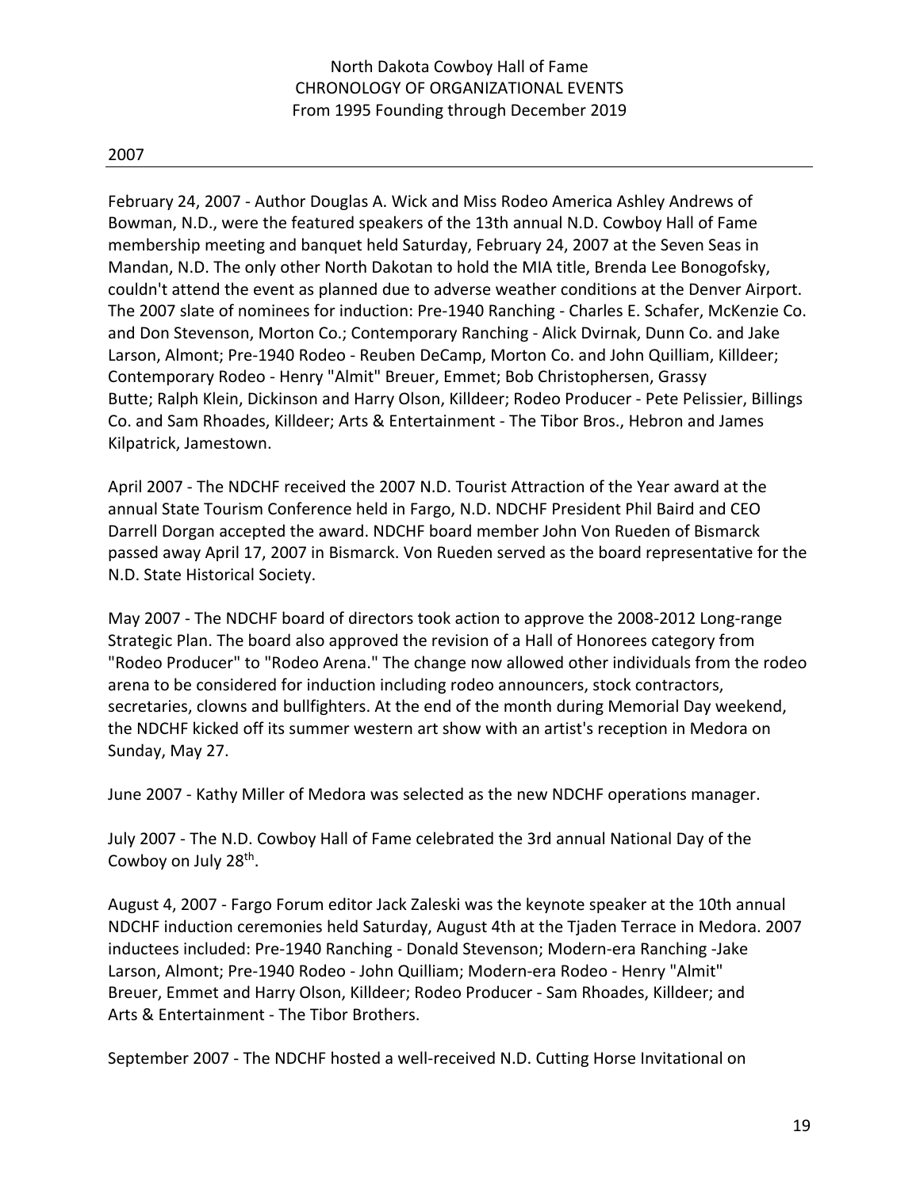North Dakota Cowboy Hall of Fame
CHRONOLOGY OF ORGANIZATIONAL EVENTS
From 1995 Founding through December 2019

## 2007

February 24, 2007 - Author Douglas A. Wick and Miss Rodeo America Ashley Andrews of Bowman, N.D., were the featured speakers of the 13th annual N.D. Cowboy Hall of Fame membership meeting and banquet held Saturday, February 24, 2007 at the Seven Seas in Mandan, N.D. The only other North Dakotan to hold the MIA title, Brenda Lee Bonogofsky, couldn't attend the event as planned due to adverse weather conditions at the Denver Airport. The 2007 slate of nominees for induction: Pre-1940 Ranching - Charles E. Schafer, McKenzie Co. and Don Stevenson, Morton Co.; Contemporary Ranching - Alick Dvirnak, Dunn Co. and Jake Larson, Almont; Pre-1940 Rodeo - Reuben DeCamp, Morton Co. and John Quilliam, Killdeer; Contemporary Rodeo - Henry "Almit" Breuer, Emmet; Bob Christophersen, Grassy Butte; Ralph Klein, Dickinson and Harry Olson, Killdeer; Rodeo Producer - Pete Pelissier, Billings Co. and Sam Rhoades, Killdeer; Arts & Entertainment - The Tibor Bros., Hebron and James Kilpatrick, Jamestown.

April 2007 - The NDCHF received the 2007 N.D. Tourist Attraction of the Year award at the annual State Tourism Conference held in Fargo, N.D. NDCHF President Phil Baird and CEO Darrell Dorgan accepted the award. NDCHF board member John Von Rueden of Bismarck passed away April 17, 2007 in Bismarck. Von Rueden served as the board representative for the N.D. State Historical Society.

May 2007 - The NDCHF board of directors took action to approve the 2008-2012 Long-range Strategic Plan. The board also approved the revision of a Hall of Honorees category from "Rodeo Producer" to "Rodeo Arena." The change now allowed other individuals from the rodeo arena to be considered for induction including rodeo announcers, stock contractors, secretaries, clowns and bullfighters. At the end of the month during Memorial Day weekend, the NDCHF kicked off its summer western art show with an artist's reception in Medora on Sunday, May 27.

June 2007 - Kathy Miller of Medora was selected as the new NDCHF operations manager.

July 2007 - The N.D. Cowboy Hall of Fame celebrated the 3rd annual National Day of the Cowboy on July 28th.

August 4, 2007 - Fargo Forum editor Jack Zaleski was the keynote speaker at the 10th annual NDCHF induction ceremonies held Saturday, August 4th at the Tjaden Terrace in Medora. 2007 inductees included: Pre-1940 Ranching - Donald Stevenson; Modern-era Ranching -Jake Larson, Almont; Pre-1940 Rodeo - John Quilliam; Modern-era Rodeo - Henry "Almit" Breuer, Emmet and Harry Olson, Killdeer; Rodeo Producer - Sam Rhoades, Killdeer; and Arts & Entertainment - The Tibor Brothers.

September 2007 - The NDCHF hosted a well-received N.D. Cutting Horse Invitational on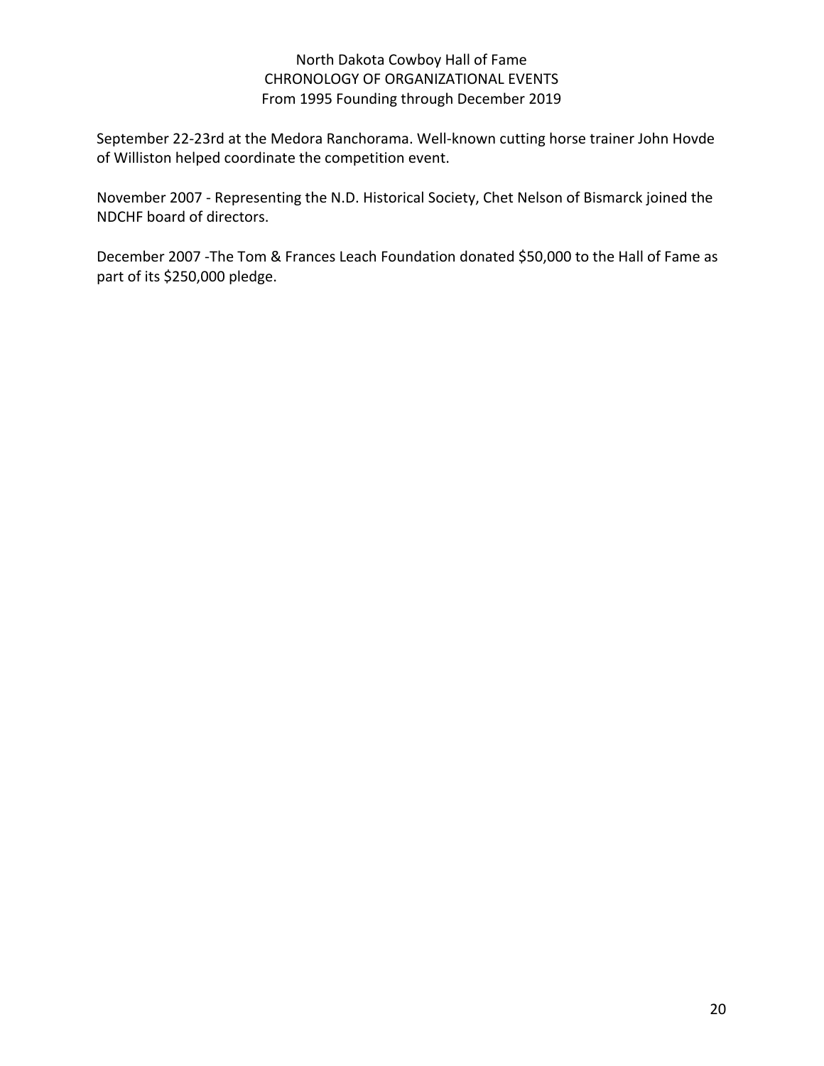September 22-23rd at the Medora Ranchorama. Well-known cutting horse trainer John Hovde of Williston helped coordinate the competition event.

November 2007 - Representing the N.D. Historical Society, Chet Nelson of Bismarck joined the NDCHF board of directors.

December 2007 -The Tom & Frances Leach Foundation donated $50,000 to the Hall of Fame as part of its $250,000 pledge.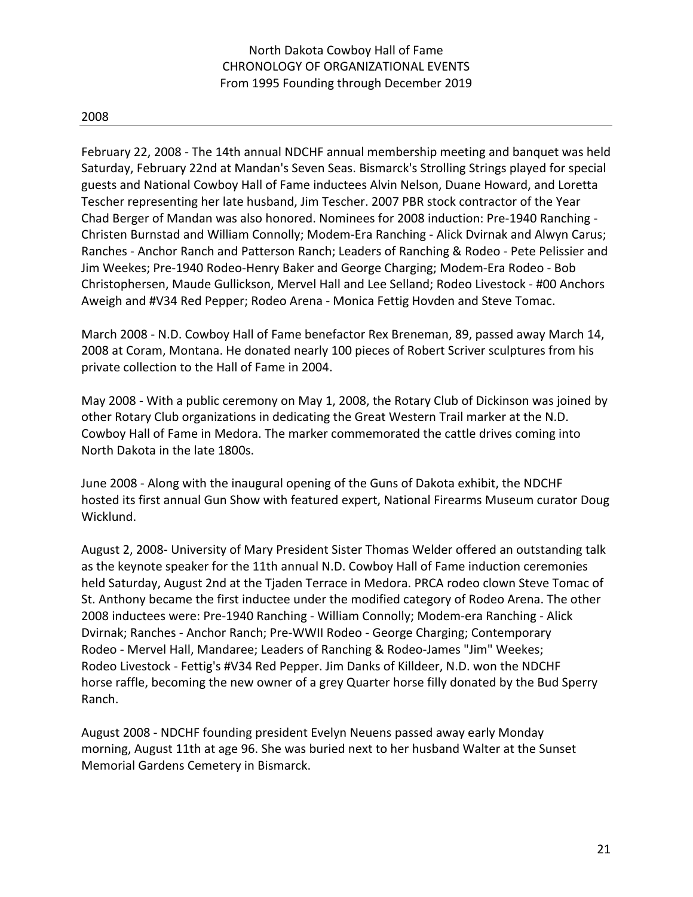North Dakota Cowboy Hall of Fame
CHRONOLOGY OF ORGANIZATIONAL EVENTS
From 1995 Founding through December 2019

## 2008

February 22, 2008 - The 14th annual NDCHF annual membership meeting and banquet was held Saturday, February 22nd at Mandan's Seven Seas. Bismarck's Strolling Strings played for special guests and National Cowboy Hall of Fame inductees Alvin Nelson, Duane Howard, and Loretta Tescher representing her late husband, Jim Tescher. 2007 PBR stock contractor of the Year Chad Berger of Mandan was also honored. Nominees for 2008 induction: Pre-1940 Ranching - Christen Burnstad and William Connolly; Modem-Era Ranching - Alick Dvirnak and Alwyn Carus; Ranches - Anchor Ranch and Patterson Ranch; Leaders of Ranching & Rodeo - Pete Pelissier and Jim Weekes; Pre-1940 Rodeo-Henry Baker and George Charging; Modem-Era Rodeo - Bob Christophersen, Maude Gullickson, Mervel Hall and Lee Selland; Rodeo Livestock - #00 Anchors Aweigh and #V34 Red Pepper; Rodeo Arena - Monica Fettig Hovden and Steve Tomac.

March 2008 - N.D. Cowboy Hall of Fame benefactor Rex Breneman, 89, passed away March 14, 2008 at Coram, Montana. He donated nearly 100 pieces of Robert Scriver sculptures from his private collection to the Hall of Fame in 2004.

May 2008 - With a public ceremony on May 1, 2008, the Rotary Club of Dickinson was joined by other Rotary Club organizations in dedicating the Great Western Trail marker at the N.D. Cowboy Hall of Fame in Medora. The marker commemorated the cattle drives coming into North Dakota in the late 1800s.

June 2008 - Along with the inaugural opening of the Guns of Dakota exhibit, the NDCHF hosted its first annual Gun Show with featured expert, National Firearms Museum curator Doug Wicklund.

August 2, 2008- University of Mary President Sister Thomas Welder offered an outstanding talk as the keynote speaker for the 11th annual N.D. Cowboy Hall of Fame induction ceremonies held Saturday, August 2nd at the Tjaden Terrace in Medora. PRCA rodeo clown Steve Tomac of St. Anthony became the first inductee under the modified category of Rodeo Arena. The other 2008 inductees were: Pre-1940 Ranching - William Connolly; Modem-era Ranching - Alick Dvirnak; Ranches - Anchor Ranch; Pre-WWII Rodeo - George Charging; Contemporary Rodeo - Mervel Hall, Mandaree; Leaders of Ranching & Rodeo-James "Jim" Weekes; Rodeo Livestock - Fettig's #V34 Red Pepper. Jim Danks of Killdeer, N.D. won the NDCHF horse raffle, becoming the new owner of a grey Quarter horse filly donated by the Bud Sperry Ranch.

August 2008 - NDCHF founding president Evelyn Neuens passed away early Monday morning, August 11th at age 96. She was buried next to her husband Walter at the Sunset Memorial Gardens Cemetery in Bismarck.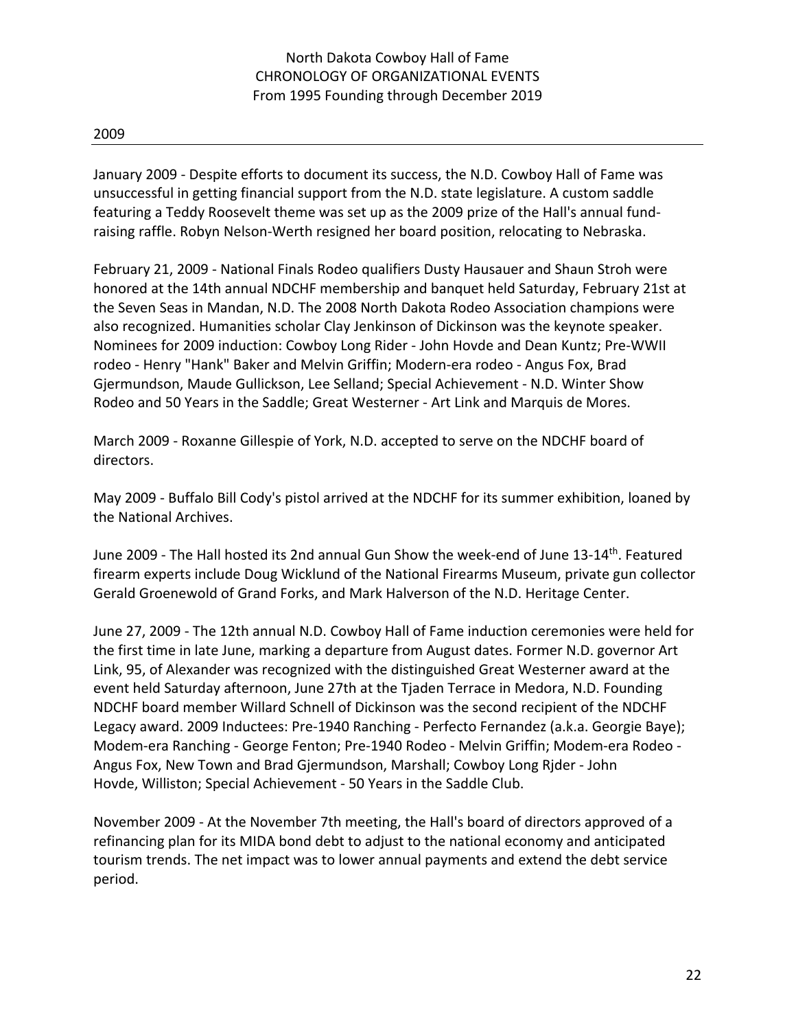North Dakota Cowboy Hall of Fame
CHRONOLOGY OF ORGANIZATIONAL EVENTS
From 1995 Founding through December 2019

## 2009

January 2009 - Despite efforts to document its success, the N.D. Cowboy Hall of Fame was unsuccessful in getting financial support from the N.D. state legislature. A custom saddle featuring a Teddy Roosevelt theme was set up as the 2009 prize of the Hall's annual fund-raising raffle. Robyn Nelson-Werth resigned her board position, relocating to Nebraska.

February 21, 2009 - National Finals Rodeo qualifiers Dusty Hausauer and Shaun Stroh were honored at the 14th annual NDCHF membership and banquet held Saturday, February 21st at the Seven Seas in Mandan, N.D. The 2008 North Dakota Rodeo Association champions were also recognized. Humanities scholar Clay Jenkinson of Dickinson was the keynote speaker. Nominees for 2009 induction: Cowboy Long Rider - John Hovde and Dean Kuntz; Pre-WWII rodeo - Henry "Hank" Baker and Melvin Griffin; Modern-era rodeo - Angus Fox, Brad Gjermundson, Maude Gullickson, Lee Selland; Special Achievement - N.D. Winter Show Rodeo and 50 Years in the Saddle; Great Westerner - Art Link and Marquis de Mores.

March 2009 - Roxanne Gillespie of York, N.D. accepted to serve on the NDCHF board of directors.

May 2009 - Buffalo Bill Cody's pistol arrived at the NDCHF for its summer exhibition, loaned by the National Archives.

June 2009 - The Hall hosted its 2nd annual Gun Show the week-end of June 13-14th. Featured firearm experts include Doug Wicklund of the National Firearms Museum, private gun collector Gerald Groenewold of Grand Forks, and Mark Halverson of the N.D. Heritage Center.

June 27, 2009 - The 12th annual N.D. Cowboy Hall of Fame induction ceremonies were held for the first time in late June, marking a departure from August dates. Former N.D. governor Art Link, 95, of Alexander was recognized with the distinguished Great Westerner award at the event held Saturday afternoon, June 27th at the Tjaden Terrace in Medora, N.D. Founding NDCHF board member Willard Schnell of Dickinson was the second recipient of the NDCHF Legacy award. 2009 Inductees: Pre-1940 Ranching - Perfecto Fernandez (a.k.a. Georgie Baye); Modem-era Ranching - George Fenton; Pre-1940 Rodeo - Melvin Griffin; Modem-era Rodeo - Angus Fox, New Town and Brad Gjermundson, Marshall; Cowboy Long Rjder - John Hovde, Williston; Special Achievement - 50 Years in the Saddle Club.

November 2009 - At the November 7th meeting, the Hall's board of directors approved of a refinancing plan for its MIDA bond debt to adjust to the national economy and anticipated tourism trends. The net impact was to lower annual payments and extend the debt service period.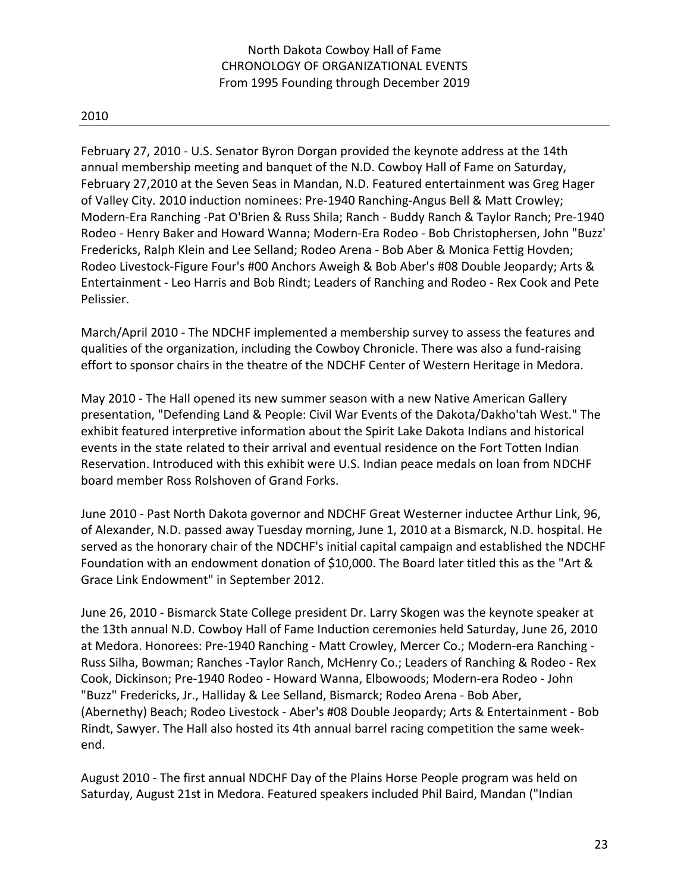North Dakota Cowboy Hall of Fame
CHRONOLOGY OF ORGANIZATIONAL EVENTS
From 1995 Founding through December 2019

## 2010

February 27, 2010 - U.S. Senator Byron Dorgan provided the keynote address at the 14th annual membership meeting and banquet of the N.D. Cowboy Hall of Fame on Saturday, February 27,2010 at the Seven Seas in Mandan, N.D. Featured entertainment was Greg Hager of Valley City. 2010 induction nominees: Pre-1940 Ranching-Angus Bell & Matt Crowley; Modern-Era Ranching -Pat O'Brien & Russ Shila; Ranch - Buddy Ranch & Taylor Ranch; Pre-1940 Rodeo - Henry Baker and Howard Wanna; Modern-Era Rodeo - Bob Christophersen, John "Buzz' Fredericks, Ralph Klein and Lee Selland; Rodeo Arena - Bob Aber & Monica Fettig Hovden; Rodeo Livestock-Figure Four's #00 Anchors Aweigh & Bob Aber's #08 Double Jeopardy; Arts & Entertainment - Leo Harris and Bob Rindt; Leaders of Ranching and Rodeo - Rex Cook and Pete Pelissier.

March/April 2010 - The NDCHF implemented a membership survey to assess the features and qualities of the organization, including the Cowboy Chronicle. There was also a fund-raising effort to sponsor chairs in the theatre of the NDCHF Center of Western Heritage in Medora.

May 2010 - The Hall opened its new summer season with a new Native American Gallery presentation, "Defending Land & People: Civil War Events of the Dakota/Dakho'tah West." The exhibit featured interpretive information about the Spirit Lake Dakota Indians and historical events in the state related to their arrival and eventual residence on the Fort Totten Indian Reservation. Introduced with this exhibit were U.S. Indian peace medals on loan from NDCHF board member Ross Rolshoven of Grand Forks.

June 2010 - Past North Dakota governor and NDCHF Great Westerner inductee Arthur Link, 96, of Alexander, N.D. passed away Tuesday morning, June 1, 2010 at a Bismarck, N.D. hospital. He served as the honorary chair of the NDCHF's initial capital campaign and established the NDCHF Foundation with an endowment donation of $10,000. The Board later titled this as the "Art & Grace Link Endowment" in September 2012.

June 26, 2010 - Bismarck State College president Dr. Larry Skogen was the keynote speaker at the 13th annual N.D. Cowboy Hall of Fame Induction ceremonies held Saturday, June 26, 2010 at Medora. Honorees: Pre-1940 Ranching - Matt Crowley, Mercer Co.; Modern-era Ranching - Russ Silha, Bowman; Ranches -Taylor Ranch, McHenry Co.; Leaders of Ranching & Rodeo - Rex Cook, Dickinson; Pre-1940 Rodeo - Howard Wanna, Elbowoods; Modern-era Rodeo - John "Buzz" Fredericks, Jr., Halliday & Lee Selland, Bismarck; Rodeo Arena - Bob Aber, (Abernethy) Beach; Rodeo Livestock - Aber's #08 Double Jeopardy; Arts & Entertainment - Bob Rindt, Sawyer. The Hall also hosted its 4th annual barrel racing competition the same week-end.

August 2010 - The first annual NDCHF Day of the Plains Horse People program was held on Saturday, August 21st in Medora. Featured speakers included Phil Baird, Mandan ("Indian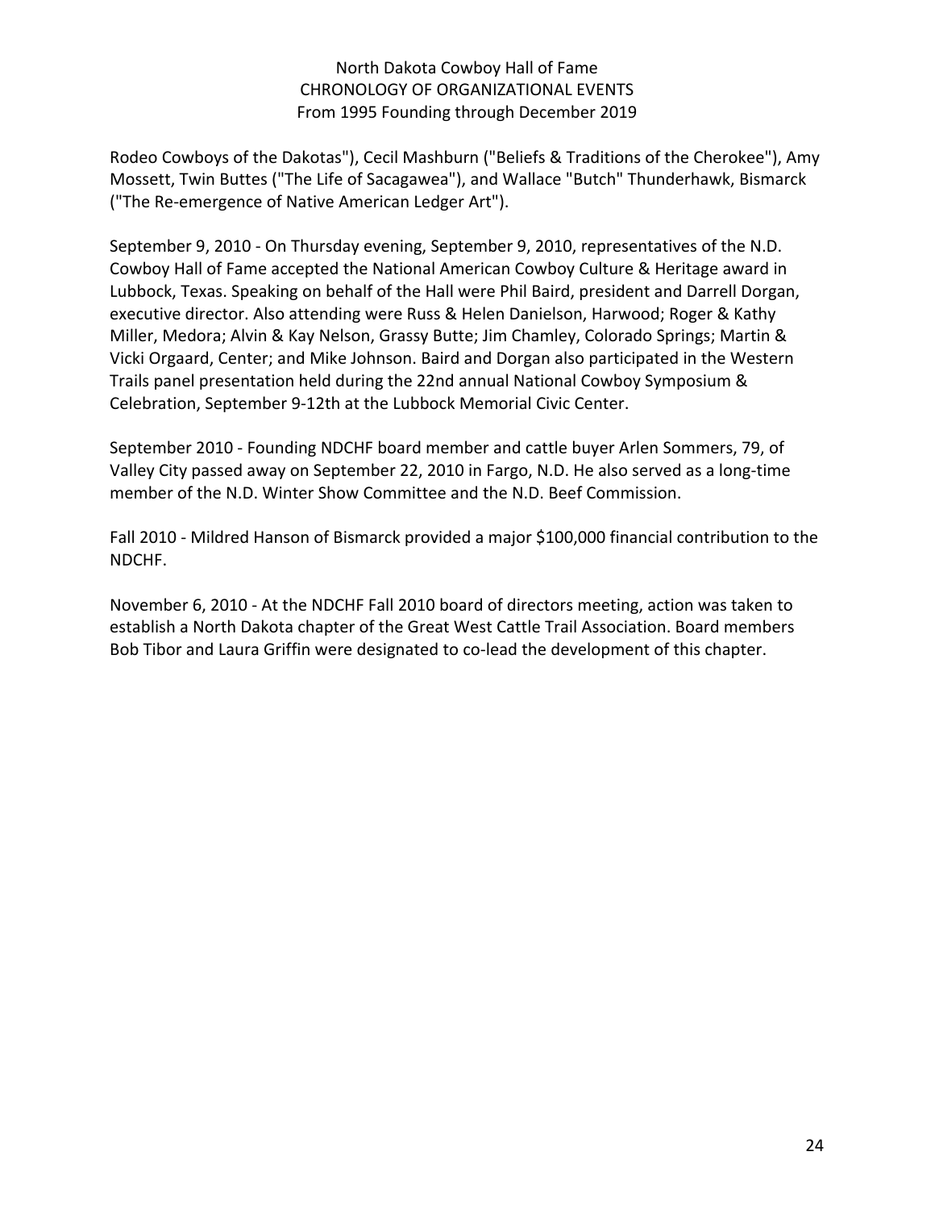Rodeo Cowboys of the Dakotas"), Cecil Mashburn ("Beliefs & Traditions of the Cherokee"), Amy Mossett, Twin Buttes ("The Life of Sacagawea"), and Wallace "Butch" Thunderhawk, Bismarck ("The Re-emergence of Native American Ledger Art").

September 9, 2010 - On Thursday evening, September 9, 2010, representatives of the N.D. Cowboy Hall of Fame accepted the National American Cowboy Culture & Heritage award in Lubbock, Texas. Speaking on behalf of the Hall were Phil Baird, president and Darrell Dorgan, executive director. Also attending were Russ & Helen Danielson, Harwood; Roger & Kathy Miller, Medora; Alvin & Kay Nelson, Grassy Butte; Jim Chamley, Colorado Springs; Martin & Vicki Orgaard, Center; and Mike Johnson. Baird and Dorgan also participated in the Western Trails panel presentation held during the 22nd annual National Cowboy Symposium & Celebration, September 9-12th at the Lubbock Memorial Civic Center.

September 2010 - Founding NDCHF board member and cattle buyer Arlen Sommers, 79, of Valley City passed away on September 22, 2010 in Fargo, N.D. He also served as a long-time member of the N.D. Winter Show Committee and the N.D. Beef Commission.

Fall 2010 - Mildred Hanson of Bismarck provided a major $100,000 financial contribution to the NDCHF.

November 6, 2010 - At the NDCHF Fall 2010 board of directors meeting, action was taken to establish a North Dakota chapter of the Great West Cattle Trail Association. Board members Bob Tibor and Laura Griffin were designated to co-lead the development of this chapter.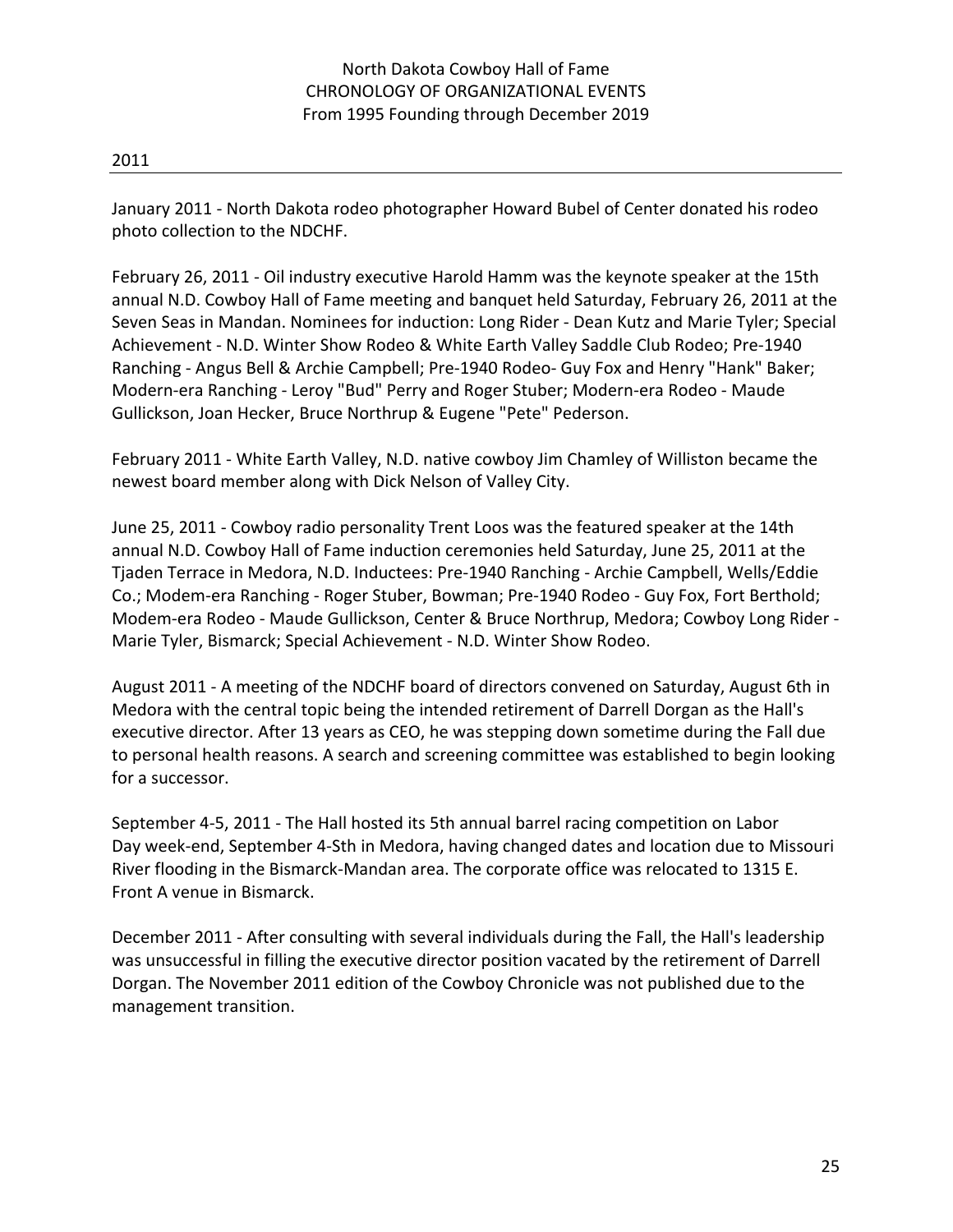North Dakota Cowboy Hall of Fame
CHRONOLOGY OF ORGANIZATIONAL EVENTS
From 1995 Founding through December 2019

## 2011

January 2011 - North Dakota rodeo photographer Howard Bubel of Center donated his rodeo photo collection to the NDCHF.

February 26, 2011 - Oil industry executive Harold Hamm was the keynote speaker at the 15th annual N.D. Cowboy Hall of Fame meeting and banquet held Saturday, February 26, 2011 at the Seven Seas in Mandan. Nominees for induction: Long Rider - Dean Kutz and Marie Tyler; Special Achievement - N.D. Winter Show Rodeo & White Earth Valley Saddle Club Rodeo; Pre-1940 Ranching - Angus Bell & Archie Campbell; Pre-1940 Rodeo- Guy Fox and Henry "Hank" Baker; Modern-era Ranching - Leroy "Bud" Perry and Roger Stuber; Modern-era Rodeo - Maude Gullickson, Joan Hecker, Bruce Northrup & Eugene "Pete" Pederson.

February 2011 - White Earth Valley, N.D. native cowboy Jim Chamley of Williston became the newest board member along with Dick Nelson of Valley City.

June 25, 2011 - Cowboy radio personality Trent Loos was the featured speaker at the 14th annual N.D. Cowboy Hall of Fame induction ceremonies held Saturday, June 25, 2011 at the Tjaden Terrace in Medora, N.D. Inductees: Pre-1940 Ranching - Archie Campbell, Wells/Eddie Co.; Modem-era Ranching - Roger Stuber, Bowman; Pre-1940 Rodeo - Guy Fox, Fort Berthold; Modem-era Rodeo - Maude Gullickson, Center & Bruce Northrup, Medora; Cowboy Long Rider - Marie Tyler, Bismarck; Special Achievement - N.D. Winter Show Rodeo.

August 2011 - A meeting of the NDCHF board of directors convened on Saturday, August 6th in Medora with the central topic being the intended retirement of Darrell Dorgan as the Hall's executive director. After 13 years as CEO, he was stepping down sometime during the Fall due to personal health reasons. A search and screening committee was established to begin looking for a successor.

September 4-5, 2011 - The Hall hosted its 5th annual barrel racing competition on Labor Day week-end, September 4-Sth in Medora, having changed dates and location due to Missouri River flooding in the Bismarck-Mandan area. The corporate office was relocated to 1315 E. Front A venue in Bismarck.

December 2011 - After consulting with several individuals during the Fall, the Hall's leadership was unsuccessful in filling the executive director position vacated by the retirement of Darrell Dorgan. The November 2011 edition of the Cowboy Chronicle was not published due to the management transition.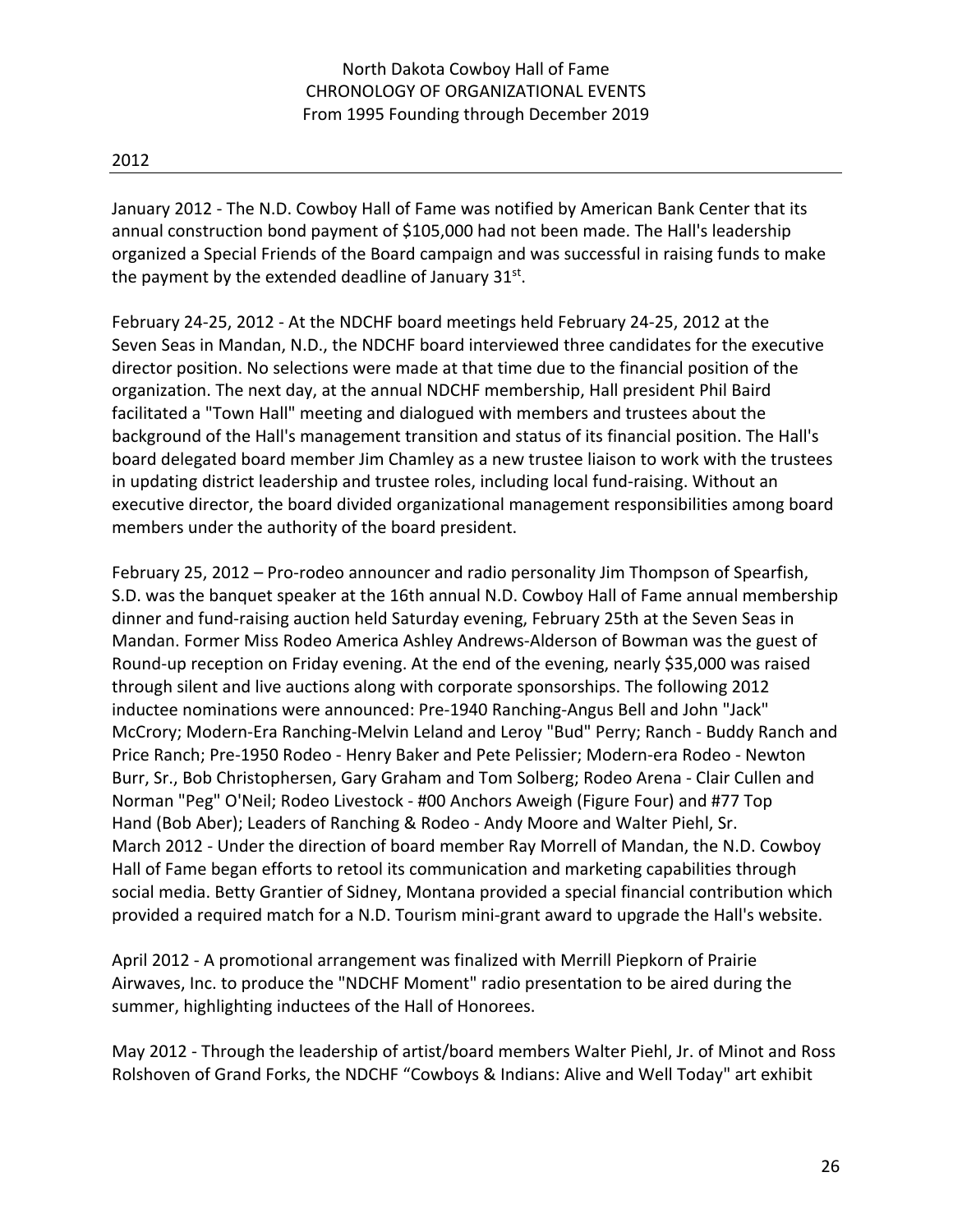North Dakota Cowboy Hall of Fame
CHRONOLOGY OF ORGANIZATIONAL EVENTS
From 1995 Founding through December 2019

## 2012

January 2012 - The N.D. Cowboy Hall of Fame was notified by American Bank Center that its annual construction bond payment of $105,000 had not been made. The Hall's leadership organized a Special Friends of the Board campaign and was successful in raising funds to make the payment by the extended deadline of January 31st.

February 24-25, 2012 - At the NDCHF board meetings held February 24-25, 2012 at the Seven Seas in Mandan, N.D., the NDCHF board interviewed three candidates for the executive director position. No selections were made at that time due to the financial position of the organization. The next day, at the annual NDCHF membership, Hall president Phil Baird facilitated a "Town Hall" meeting and dialogued with members and trustees about the background of the Hall's management transition and status of its financial position. The Hall's board delegated board member Jim Chamley as a new trustee liaison to work with the trustees in updating district leadership and trustee roles, including local fund-raising. Without an executive director, the board divided organizational management responsibilities among board members under the authority of the board president.

February 25, 2012 – Pro-rodeo announcer and radio personality Jim Thompson of Spearfish, S.D. was the banquet speaker at the 16th annual N.D. Cowboy Hall of Fame annual membership dinner and fund-raising auction held Saturday evening, February 25th at the Seven Seas in Mandan. Former Miss Rodeo America Ashley Andrews-Alderson of Bowman was the guest of Round-up reception on Friday evening. At the end of the evening, nearly $35,000 was raised through silent and live auctions along with corporate sponsorships. The following 2012 inductee nominations were announced: Pre-1940 Ranching-Angus Bell and John "Jack" McCrory; Modern-Era Ranching-Melvin Leland and Leroy "Bud" Perry; Ranch - Buddy Ranch and Price Ranch; Pre-1950 Rodeo - Henry Baker and Pete Pelissier; Modern-era Rodeo - Newton Burr, Sr., Bob Christophersen, Gary Graham and Tom Solberg; Rodeo Arena - Clair Cullen and Norman "Peg" O'Neil; Rodeo Livestock - #00 Anchors Aweigh (Figure Four) and #77 Top Hand (Bob Aber); Leaders of Ranching & Rodeo - Andy Moore and Walter Piehl, Sr.

March 2012 - Under the direction of board member Ray Morrell of Mandan, the N.D. Cowboy Hall of Fame began efforts to retool its communication and marketing capabilities through social media. Betty Grantier of Sidney, Montana provided a special financial contribution which provided a required match for a N.D. Tourism mini-grant award to upgrade the Hall's website.

April 2012 - A promotional arrangement was finalized with Merrill Piepkorn of Prairie Airwaves, Inc. to produce the "NDCHF Moment" radio presentation to be aired during the summer, highlighting inductees of the Hall of Honorees.

May 2012 - Through the leadership of artist/board members Walter Piehl, Jr. of Minot and Ross Rolshoven of Grand Forks, the NDCHF "Cowboys & Indians: Alive and Well Today" art exhibit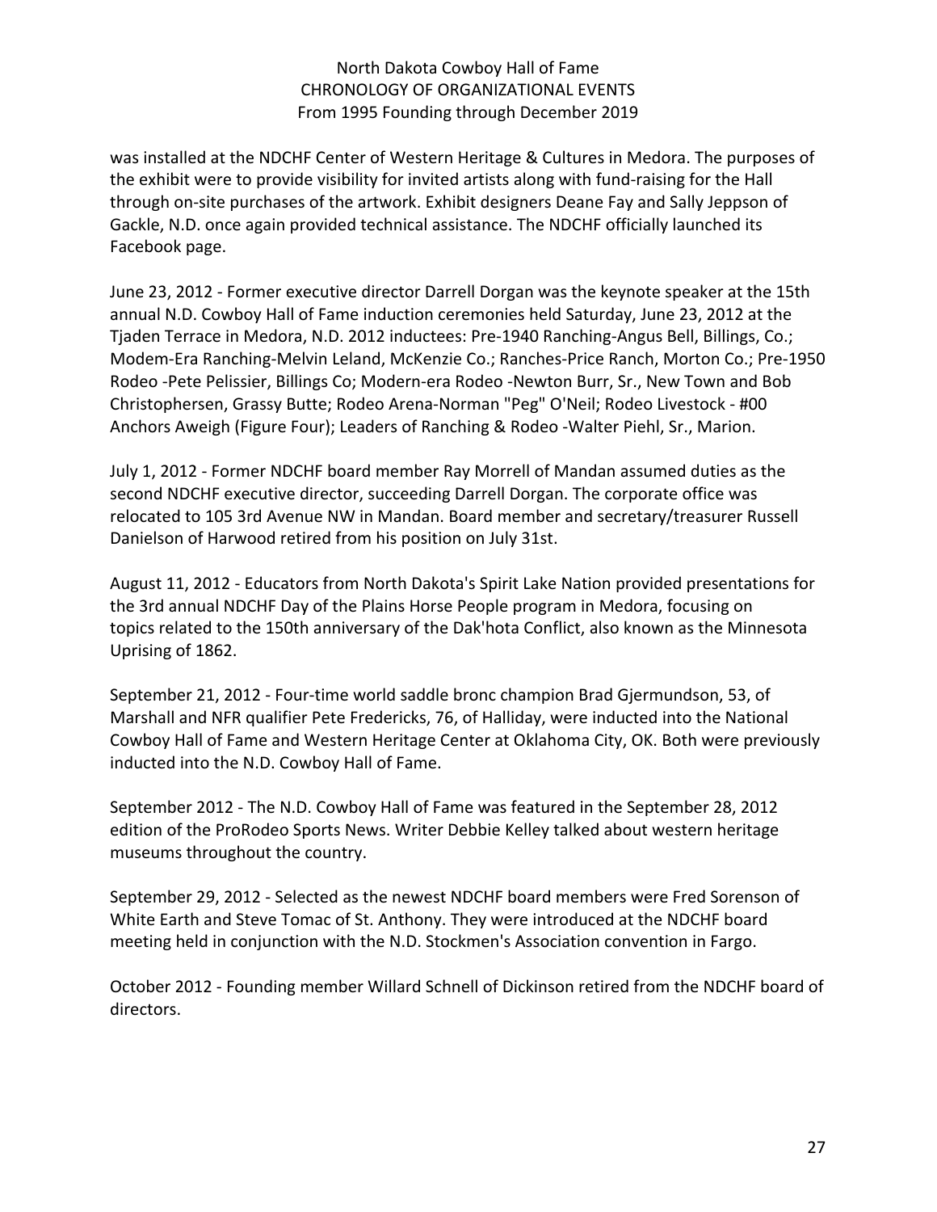was installed at the NDCHF Center of Western Heritage & Cultures in Medora. The purposes of the exhibit were to provide visibility for invited artists along with fund-raising for the Hall through on-site purchases of the artwork. Exhibit designers Deane Fay and Sally Jeppson of Gackle, N.D. once again provided technical assistance. The NDCHF officially launched its Facebook page.

June 23, 2012 - Former executive director Darrell Dorgan was the keynote speaker at the 15th annual N.D. Cowboy Hall of Fame induction ceremonies held Saturday, June 23, 2012 at the Tjaden Terrace in Medora, N.D. 2012 inductees: Pre-1940 Ranching-Angus Bell, Billings, Co.; Modem-Era Ranching-Melvin Leland, McKenzie Co.; Ranches-Price Ranch, Morton Co.; Pre-1950 Rodeo -Pete Pelissier, Billings Co; Modern-era Rodeo -Newton Burr, Sr., New Town and Bob Christophersen, Grassy Butte; Rodeo Arena-Norman "Peg" O'Neil; Rodeo Livestock - #00 Anchors Aweigh (Figure Four); Leaders of Ranching & Rodeo -Walter Piehl, Sr., Marion.

July 1, 2012 - Former NDCHF board member Ray Morrell of Mandan assumed duties as the second NDCHF executive director, succeeding Darrell Dorgan. The corporate office was relocated to 105 3rd Avenue NW in Mandan. Board member and secretary/treasurer Russell Danielson of Harwood retired from his position on July 31st.

August 11, 2012 - Educators from North Dakota's Spirit Lake Nation provided presentations for the 3rd annual NDCHF Day of the Plains Horse People program in Medora, focusing on topics related to the 150th anniversary of the Dak'hota Conflict, also known as the Minnesota Uprising of 1862.

September 21, 2012 - Four-time world saddle bronc champion Brad Gjermundson, 53, of Marshall and NFR qualifier Pete Fredericks, 76, of Halliday, were inducted into the National Cowboy Hall of Fame and Western Heritage Center at Oklahoma City, OK. Both were previously inducted into the N.D. Cowboy Hall of Fame.

September 2012 - The N.D. Cowboy Hall of Fame was featured in the September 28, 2012 edition of the ProRodeo Sports News. Writer Debbie Kelley talked about western heritage museums throughout the country.

September 29, 2012 - Selected as the newest NDCHF board members were Fred Sorenson of White Earth and Steve Tomac of St. Anthony. They were introduced at the NDCHF board meeting held in conjunction with the N.D. Stockmen's Association convention in Fargo.

October 2012 - Founding member Willard Schnell of Dickinson retired from the NDCHF board of directors.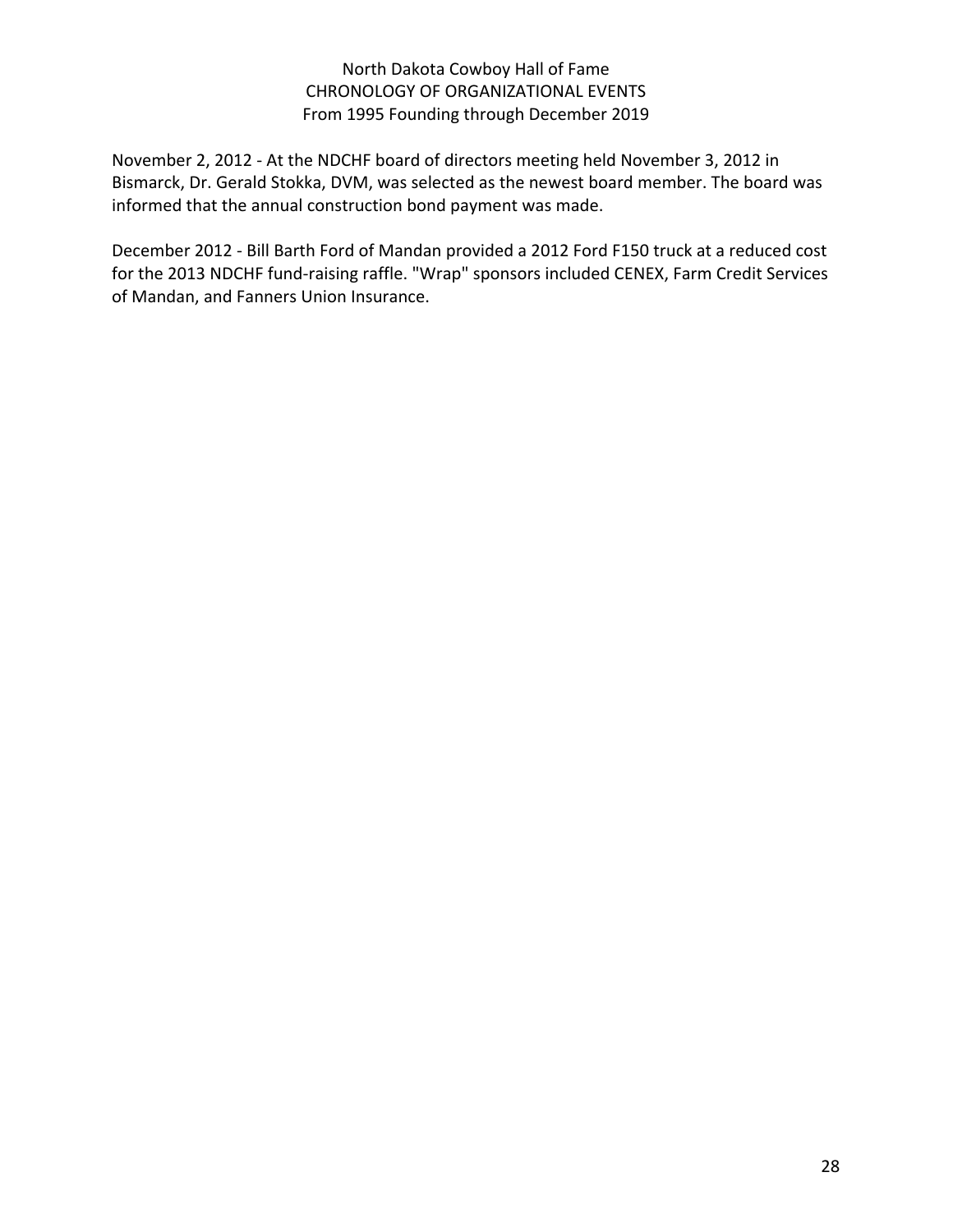November 2, 2012 - At the NDCHF board of directors meeting held November 3, 2012 in Bismarck, Dr. Gerald Stokka, DVM, was selected as the newest board member. The board was informed that the annual construction bond payment was made.

December 2012 - Bill Barth Ford of Mandan provided a 2012 Ford F150 truck at a reduced cost for the 2013 NDCHF fund-raising raffle. "Wrap" sponsors included CENEX, Farm Credit Services of Mandan, and Fanners Union Insurance.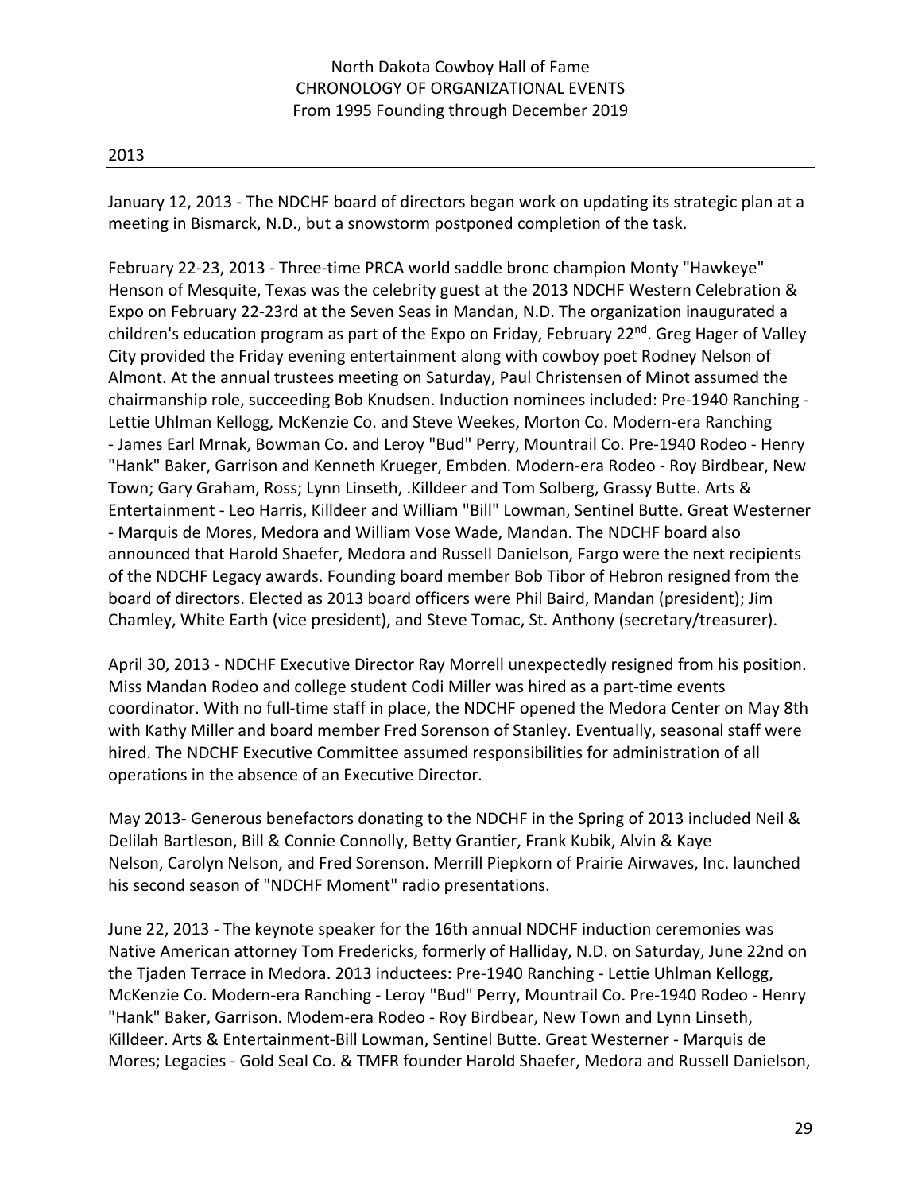North Dakota Cowboy Hall of Fame
CHRONOLOGY OF ORGANIZATIONAL EVENTS
From 1995 Founding through December 2019

## 2013

January 12, 2013 - The NDCHF board of directors began work on updating its strategic plan at a meeting in Bismarck, N.D., but a snowstorm postponed completion of the task.

February 22-23, 2013 - Three-time PRCA world saddle bronc champion Monty "Hawkeye" Henson of Mesquite, Texas was the celebrity guest at the 2013 NDCHF Western Celebration & Expo on February 22-23rd at the Seven Seas in Mandan, N.D. The organization inaugurated a children's education program as part of the Expo on Friday, February 22nd. Greg Hager of Valley City provided the Friday evening entertainment along with cowboy poet Rodney Nelson of Almont. At the annual trustees meeting on Saturday, Paul Christensen of Minot assumed the chairmanship role, succeeding Bob Knudsen. Induction nominees included: Pre-1940 Ranching - Lettie Uhlman Kellogg, McKenzie Co. and Steve Weekes, Morton Co. Modern-era Ranching - James Earl Mrnak, Bowman Co. and Leroy "Bud" Perry, Mountrail Co. Pre-1940 Rodeo - Henry "Hank" Baker, Garrison and Kenneth Krueger, Embden. Modern-era Rodeo - Roy Birdbear, New Town; Gary Graham, Ross; Lynn Linseth, .Killdeer and Tom Solberg, Grassy Butte. Arts & Entertainment - Leo Harris, Killdeer and William "Bill" Lowman, Sentinel Butte. Great Westerner - Marquis de Mores, Medora and William Vose Wade, Mandan. The NDCHF board also announced that Harold Shaefer, Medora and Russell Danielson, Fargo were the next recipients of the NDCHF Legacy awards. Founding board member Bob Tibor of Hebron resigned from the board of directors. Elected as 2013 board officers were Phil Baird, Mandan (president); Jim Chamley, White Earth (vice president), and Steve Tomac, St. Anthony (secretary/treasurer).

April 30, 2013 - NDCHF Executive Director Ray Morrell unexpectedly resigned from his position. Miss Mandan Rodeo and college student Codi Miller was hired as a part-time events coordinator. With no full-time staff in place, the NDCHF opened the Medora Center on May 8th with Kathy Miller and board member Fred Sorenson of Stanley. Eventually, seasonal staff were hired. The NDCHF Executive Committee assumed responsibilities for administration of all operations in the absence of an Executive Director.

May 2013- Generous benefactors donating to the NDCHF in the Spring of 2013 included Neil & Delilah Bartleson, Bill & Connie Connolly, Betty Grantier, Frank Kubik, Alvin & Kaye Nelson, Carolyn Nelson, and Fred Sorenson. Merrill Piepkorn of Prairie Airwaves, Inc. launched his second season of "NDCHF Moment" radio presentations.

June 22, 2013 - The keynote speaker for the 16th annual NDCHF induction ceremonies was Native American attorney Tom Fredericks, formerly of Halliday, N.D. on Saturday, June 22nd on the Tjaden Terrace in Medora. 2013 inductees: Pre-1940 Ranching - Lettie Uhlman Kellogg, McKenzie Co. Modern-era Ranching - Leroy "Bud" Perry, Mountrail Co. Pre-1940 Rodeo - Henry "Hank" Baker, Garrison. Modem-era Rodeo - Roy Birdbear, New Town and Lynn Linseth, Killdeer. Arts & Entertainment-Bill Lowman, Sentinel Butte. Great Westerner - Marquis de Mores; Legacies - Gold Seal Co. & TMFR founder Harold Shaefer, Medora and Russell Danielson,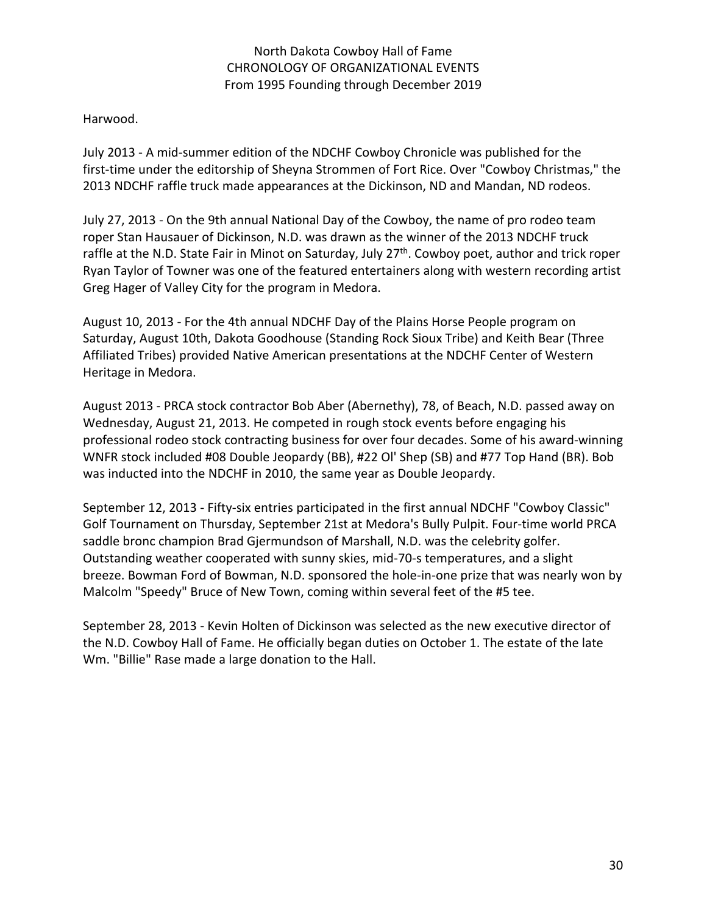Harwood.

July 2013 - A mid-summer edition of the NDCHF Cowboy Chronicle was published for the first-time under the editorship of Sheyna Strommen of Fort Rice. Over "Cowboy Christmas," the 2013 NDCHF raffle truck made appearances at the Dickinson, ND and Mandan, ND rodeos.

July 27, 2013 - On the 9th annual National Day of the Cowboy, the name of pro rodeo team roper Stan Hausauer of Dickinson, N.D. was drawn as the winner of the 2013 NDCHF truck raffle at the N.D. State Fair in Minot on Saturday, July 27th. Cowboy poet, author and trick roper Ryan Taylor of Towner was one of the featured entertainers along with western recording artist Greg Hager of Valley City for the program in Medora.

August 10, 2013 - For the 4th annual NDCHF Day of the Plains Horse People program on Saturday, August 10th, Dakota Goodhouse (Standing Rock Sioux Tribe) and Keith Bear (Three Affiliated Tribes) provided Native American presentations at the NDCHF Center of Western Heritage in Medora.

August 2013 - PRCA stock contractor Bob Aber (Abernethy), 78, of Beach, N.D. passed away on Wednesday, August 21, 2013. He competed in rough stock events before engaging his professional rodeo stock contracting business for over four decades. Some of his award-winning WNFR stock included #08 Double Jeopardy (BB), #22 Ol' Shep (SB) and #77 Top Hand (BR). Bob was inducted into the NDCHF in 2010, the same year as Double Jeopardy.

September 12, 2013 - Fifty-six entries participated in the first annual NDCHF "Cowboy Classic" Golf Tournament on Thursday, September 21st at Medora's Bully Pulpit. Four-time world PRCA saddle bronc champion Brad Gjermundson of Marshall, N.D. was the celebrity golfer. Outstanding weather cooperated with sunny skies, mid-70-s temperatures, and a slight breeze. Bowman Ford of Bowman, N.D. sponsored the hole-in-one prize that was nearly won by Malcolm "Speedy" Bruce of New Town, coming within several feet of the #5 tee.

September 28, 2013 - Kevin Holten of Dickinson was selected as the new executive director of the N.D. Cowboy Hall of Fame. He officially began duties on October 1. The estate of the late Wm. "Billie" Rase made a large donation to the Hall.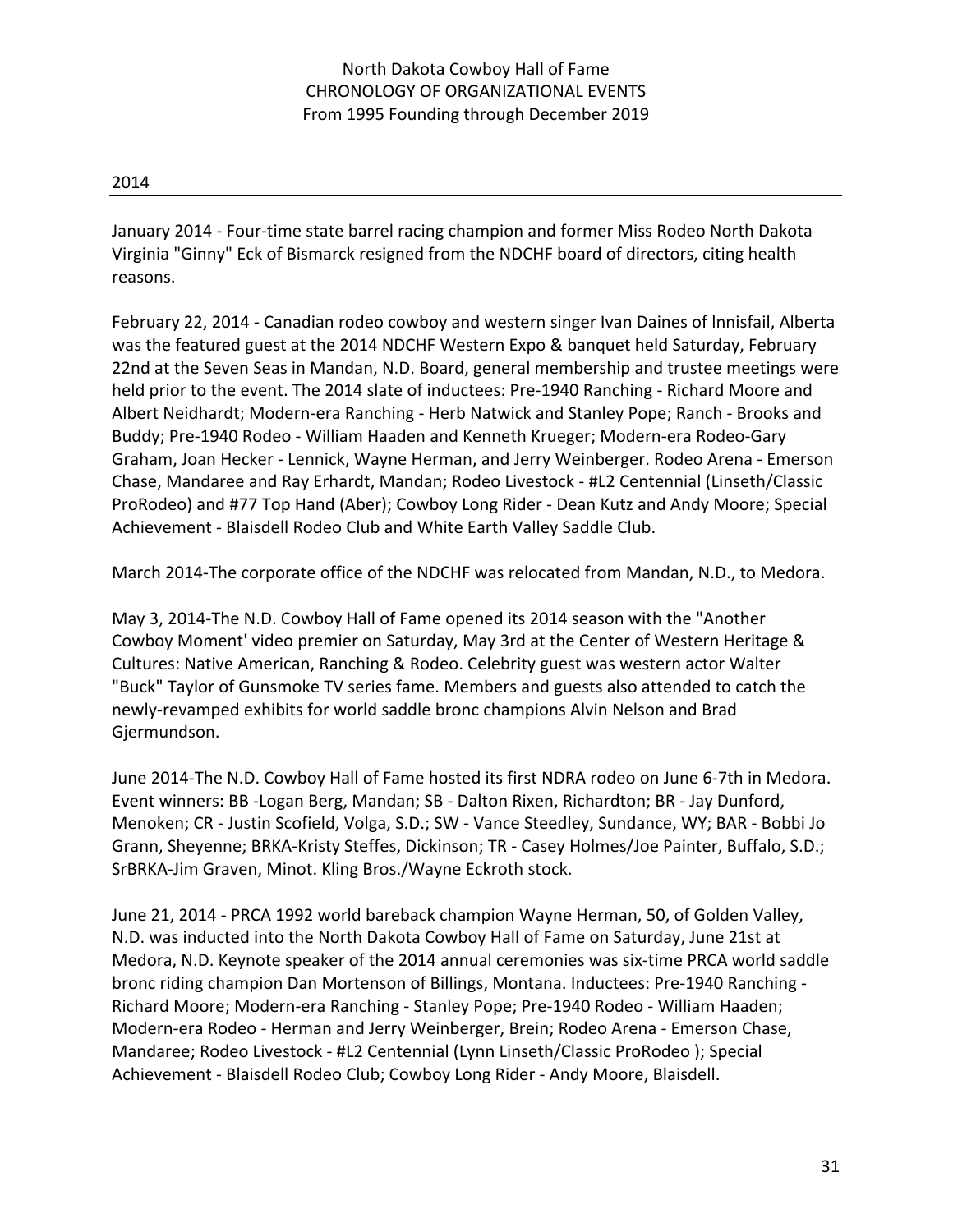North Dakota Cowboy Hall of Fame
CHRONOLOGY OF ORGANIZATIONAL EVENTS
From 1995 Founding through December 2019

## 2014

January 2014 - Four-time state barrel racing champion and former Miss Rodeo North Dakota Virginia "Ginny" Eck of Bismarck resigned from the NDCHF board of directors, citing health reasons.

February 22, 2014 - Canadian rodeo cowboy and western singer Ivan Daines of lnnisfail, Alberta was the featured guest at the 2014 NDCHF Western Expo & banquet held Saturday, February 22nd at the Seven Seas in Mandan, N.D. Board, general membership and trustee meetings were held prior to the event. The 2014 slate of inductees: Pre-1940 Ranching - Richard Moore and Albert Neidhardt; Modern-era Ranching - Herb Natwick and Stanley Pope; Ranch - Brooks and Buddy; Pre-1940 Rodeo - William Haaden and Kenneth Krueger; Modern-era Rodeo-Gary Graham, Joan Hecker - Lennick, Wayne Herman, and Jerry Weinberger. Rodeo Arena - Emerson Chase, Mandaree and Ray Erhardt, Mandan; Rodeo Livestock - #L2 Centennial (Linseth/Classic ProRodeo) and #77 Top Hand (Aber); Cowboy Long Rider - Dean Kutz and Andy Moore; Special Achievement - Blaisdell Rodeo Club and White Earth Valley Saddle Club.

March 2014-The corporate office of the NDCHF was relocated from Mandan, N.D., to Medora.

May 3, 2014-The N.D. Cowboy Hall of Fame opened its 2014 season with the "Another Cowboy Moment' video premier on Saturday, May 3rd at the Center of Western Heritage & Cultures: Native American, Ranching & Rodeo. Celebrity guest was western actor Walter "Buck" Taylor of Gunsmoke TV series fame. Members and guests also attended to catch the newly-revamped exhibits for world saddle bronc champions Alvin Nelson and Brad Gjermundson.

June 2014-The N.D. Cowboy Hall of Fame hosted its first NDRA rodeo on June 6-7th in Medora. Event winners: BB -Logan Berg, Mandan; SB - Dalton Rixen, Richardton; BR - Jay Dunford, Menoken; CR - Justin Scofield, Volga, S.D.; SW - Vance Steedley, Sundance, WY; BAR - Bobbi Jo Grann, Sheyenne; BRKA-Kristy Steffes, Dickinson; TR - Casey Holmes/Joe Painter, Buffalo, S.D.; SrBRKA-Jim Graven, Minot. Kling Bros./Wayne Eckroth stock.

June 21, 2014 - PRCA 1992 world bareback champion Wayne Herman, 50, of Golden Valley, N.D. was inducted into the North Dakota Cowboy Hall of Fame on Saturday, June 21st at Medora, N.D. Keynote speaker of the 2014 annual ceremonies was six-time PRCA world saddle bronc riding champion Dan Mortenson of Billings, Montana. Inductees: Pre-1940 Ranching - Richard Moore; Modern-era Ranching - Stanley Pope; Pre-1940 Rodeo - William Haaden; Modern-era Rodeo - Herman and Jerry Weinberger, Brein; Rodeo Arena - Emerson Chase, Mandaree; Rodeo Livestock - #L2 Centennial (Lynn Linseth/Classic ProRodeo ); Special Achievement - Blaisdell Rodeo Club; Cowboy Long Rider - Andy Moore, Blaisdell.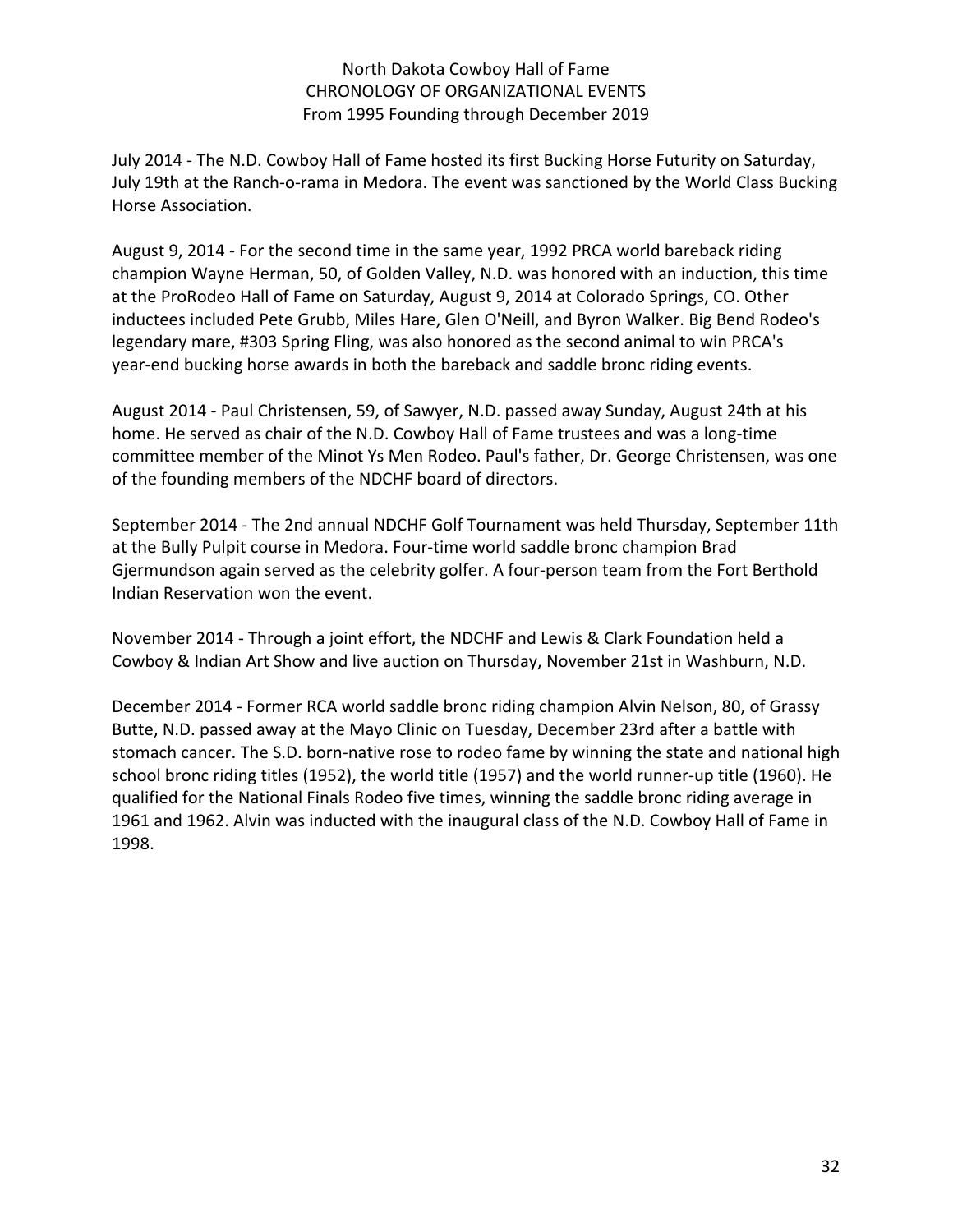North Dakota Cowboy Hall of Fame
CHRONOLOGY OF ORGANIZATIONAL EVENTS
From 1995 Founding through December 2019

July 2014 - The N.D. Cowboy Hall of Fame hosted its first Bucking Horse Futurity on Saturday, July 19th at the Ranch-o-rama in Medora. The event was sanctioned by the World Class Bucking Horse Association.

August 9, 2014 - For the second time in the same year, 1992 PRCA world bareback riding champion Wayne Herman, 50, of Golden Valley, N.D. was honored with an induction, this time at the ProRodeo Hall of Fame on Saturday, August 9, 2014 at Colorado Springs, CO. Other inductees included Pete Grubb, Miles Hare, Glen O'Neill, and Byron Walker. Big Bend Rodeo's legendary mare, #303 Spring Fling, was also honored as the second animal to win PRCA's year-end bucking horse awards in both the bareback and saddle bronc riding events.

August 2014 - Paul Christensen, 59, of Sawyer, N.D. passed away Sunday, August 24th at his home. He served as chair of the N.D. Cowboy Hall of Fame trustees and was a long-time committee member of the Minot Ys Men Rodeo. Paul's father, Dr. George Christensen, was one of the founding members of the NDCHF board of directors.

September 2014 - The 2nd annual NDCHF Golf Tournament was held Thursday, September 11th at the Bully Pulpit course in Medora. Four-time world saddle bronc champion Brad Gjermundson again served as the celebrity golfer. A four-person team from the Fort Berthold Indian Reservation won the event.

November 2014 - Through a joint effort, the NDCHF and Lewis & Clark Foundation held a Cowboy & Indian Art Show and live auction on Thursday, November 21st in Washburn, N.D.

December 2014 - Former RCA world saddle bronc riding champion Alvin Nelson, 80, of Grassy Butte, N.D. passed away at the Mayo Clinic on Tuesday, December 23rd after a battle with stomach cancer. The S.D. born-native rose to rodeo fame by winning the state and national high school bronc riding titles (1952), the world title (1957) and the world runner-up title (1960). He qualified for the National Finals Rodeo five times, winning the saddle bronc riding average in 1961 and 1962. Alvin was inducted with the inaugural class of the N.D. Cowboy Hall of Fame in 1998.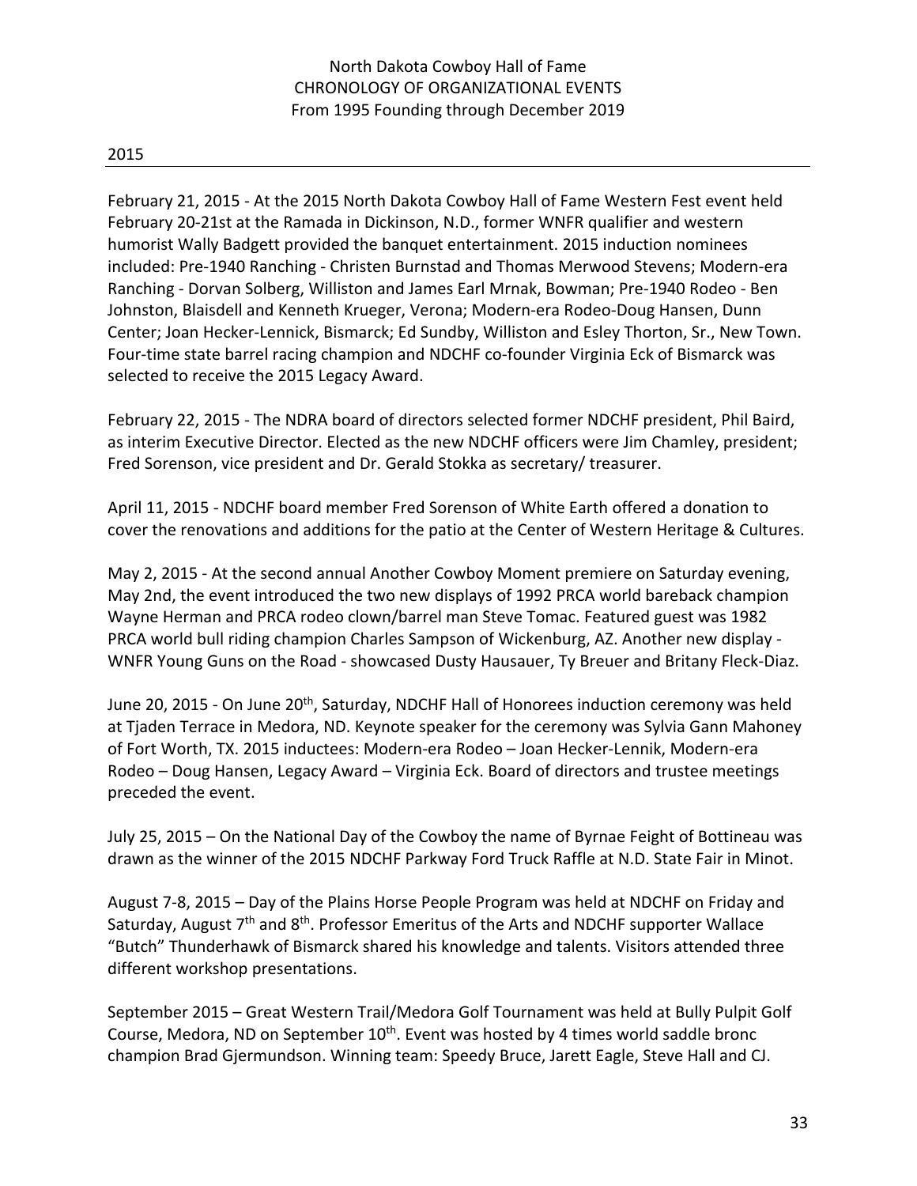North Dakota Cowboy Hall of Fame
CHRONOLOGY OF ORGANIZATIONAL EVENTS
From 1995 Founding through December 2019

## 2015

February 21, 2015 - At the 2015 North Dakota Cowboy Hall of Fame Western Fest event held February 20-21st at the Ramada in Dickinson, N.D., former WNFR qualifier and western humorist Wally Badgett provided the banquet entertainment. 2015 induction nominees included: Pre-1940 Ranching - Christen Burnstad and Thomas Merwood Stevens; Modern-era Ranching - Dorvan Solberg, Williston and James Earl Mrnak, Bowman; Pre-1940 Rodeo - Ben Johnston, Blaisdell and Kenneth Krueger, Verona; Modern-era Rodeo-Doug Hansen, Dunn Center; Joan Hecker-Lennick, Bismarck; Ed Sundby, Williston and Esley Thorton, Sr., New Town. Four-time state barrel racing champion and NDCHF co-founder Virginia Eck of Bismarck was selected to receive the 2015 Legacy Award.

February 22, 2015 - The NDRA board of directors selected former NDCHF president, Phil Baird, as interim Executive Director. Elected as the new NDCHF officers were Jim Chamley, president; Fred Sorenson, vice president and Dr. Gerald Stokka as secretary/ treasurer.

April 11, 2015 - NDCHF board member Fred Sorenson of White Earth offered a donation to cover the renovations and additions for the patio at the Center of Western Heritage & Cultures.

May 2, 2015 - At the second annual Another Cowboy Moment premiere on Saturday evening, May 2nd, the event introduced the two new displays of 1992 PRCA world bareback champion Wayne Herman and PRCA rodeo clown/barrel man Steve Tomac. Featured guest was 1982 PRCA world bull riding champion Charles Sampson of Wickenburg, AZ. Another new display - WNFR Young Guns on the Road - showcased Dusty Hausauer, Ty Breuer and Britany Fleck-Diaz.

June 20, 2015 - On June 20th, Saturday, NDCHF Hall of Honorees induction ceremony was held at Tjaden Terrace in Medora, ND. Keynote speaker for the ceremony was Sylvia Gann Mahoney of Fort Worth, TX. 2015 inductees: Modern-era Rodeo – Joan Hecker-Lennik, Modern-era Rodeo – Doug Hansen, Legacy Award – Virginia Eck. Board of directors and trustee meetings preceded the event.

July 25, 2015 – On the National Day of the Cowboy the name of Byrnae Feight of Bottineau was drawn as the winner of the 2015 NDCHF Parkway Ford Truck Raffle at N.D. State Fair in Minot.

August 7-8, 2015 – Day of the Plains Horse People Program was held at NDCHF on Friday and Saturday, August 7th and 8th. Professor Emeritus of the Arts and NDCHF supporter Wallace "Butch" Thunderhawk of Bismarck shared his knowledge and talents. Visitors attended three different workshop presentations.

September 2015 – Great Western Trail/Medora Golf Tournament was held at Bully Pulpit Golf Course, Medora, ND on September 10th. Event was hosted by 4 times world saddle bronc champion Brad Gjermundson. Winning team: Speedy Bruce, Jarett Eagle, Steve Hall and CJ.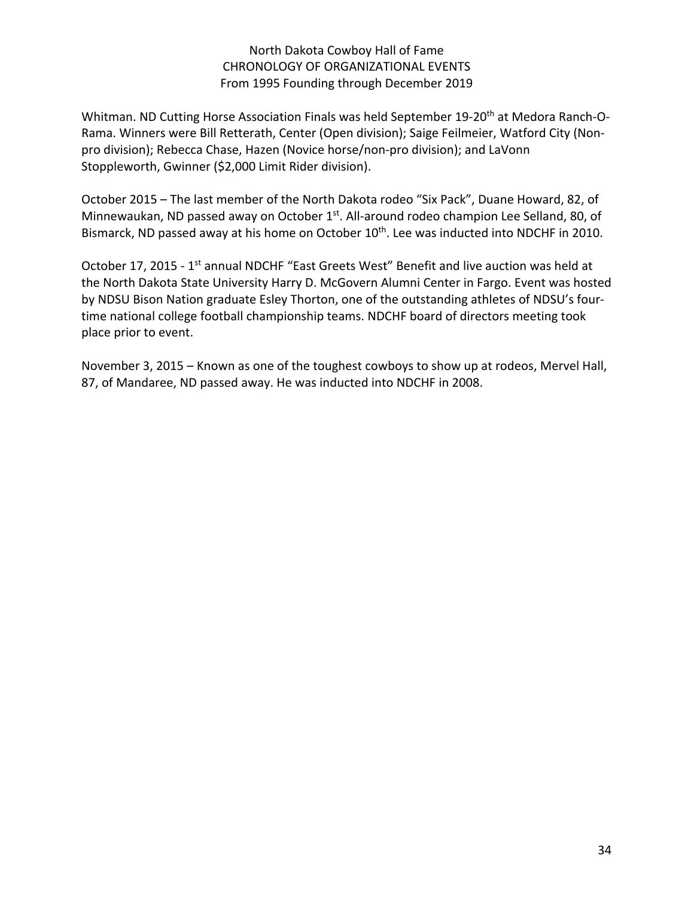Whitman. ND Cutting Horse Association Finals was held September 19-20th at Medora Ranch-O-Rama. Winners were Bill Retterath, Center (Open division); Saige Feilmeier, Watford City (Non-pro division); Rebecca Chase, Hazen (Novice horse/non-pro division); and LaVonn Stoppleworth, Gwinner ($2,000 Limit Rider division).

October 2015 – The last member of the North Dakota rodeo "Six Pack", Duane Howard, 82, of Minnewaukan, ND passed away on October 1st. All-around rodeo champion Lee Selland, 80, of Bismarck, ND passed away at his home on October 10th. Lee was inducted into NDCHF in 2010.

October 17, 2015 - 1st annual NDCHF "East Greets West" Benefit and live auction was held at the North Dakota State University Harry D. McGovern Alumni Center in Fargo. Event was hosted by NDSU Bison Nation graduate Esley Thorton, one of the outstanding athletes of NDSU's four-time national college football championship teams. NDCHF board of directors meeting took place prior to event.

November 3, 2015 – Known as one of the toughest cowboys to show up at rodeos, Mervel Hall, 87, of Mandaree, ND passed away. He was inducted into NDCHF in 2008.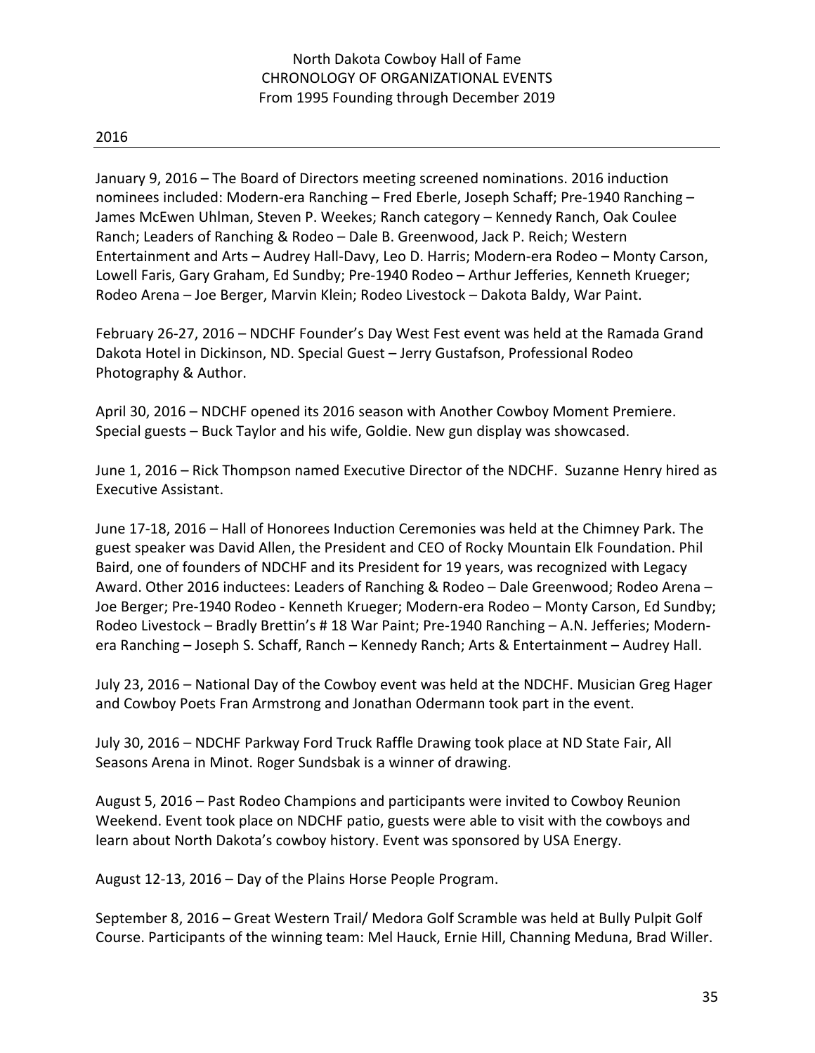North Dakota Cowboy Hall of Fame
CHRONOLOGY OF ORGANIZATIONAL EVENTS
From 1995 Founding through December 2019

## 2016

January 9, 2016 – The Board of Directors meeting screened nominations. 2016 induction nominees included: Modern-era Ranching – Fred Eberle, Joseph Schaff; Pre-1940 Ranching – James McEwen Uhlman, Steven P. Weekes; Ranch category – Kennedy Ranch, Oak Coulee Ranch; Leaders of Ranching & Rodeo – Dale B. Greenwood, Jack P. Reich; Western Entertainment and Arts – Audrey Hall-Davy, Leo D. Harris; Modern-era Rodeo – Monty Carson, Lowell Faris, Gary Graham, Ed Sundby; Pre-1940 Rodeo – Arthur Jefferies, Kenneth Krueger; Rodeo Arena – Joe Berger, Marvin Klein; Rodeo Livestock – Dakota Baldy, War Paint.

February 26-27, 2016 – NDCHF Founder's Day West Fest event was held at the Ramada Grand Dakota Hotel in Dickinson, ND. Special Guest – Jerry Gustafson, Professional Rodeo Photography & Author.

April 30, 2016 – NDCHF opened its 2016 season with Another Cowboy Moment Premiere. Special guests – Buck Taylor and his wife, Goldie. New gun display was showcased.

June 1, 2016 – Rick Thompson named Executive Director of the NDCHF. Suzanne Henry hired as Executive Assistant.

June 17-18, 2016 – Hall of Honorees Induction Ceremonies was held at the Chimney Park. The guest speaker was David Allen, the President and CEO of Rocky Mountain Elk Foundation. Phil Baird, one of founders of NDCHF and its President for 19 years, was recognized with Legacy Award. Other 2016 inductees: Leaders of Ranching & Rodeo – Dale Greenwood; Rodeo Arena – Joe Berger; Pre-1940 Rodeo - Kenneth Krueger; Modern-era Rodeo – Monty Carson, Ed Sundby; Rodeo Livestock – Bradly Brettin's # 18 War Paint; Pre-1940 Ranching – A.N. Jefferies; Modern-era Ranching – Joseph S. Schaff, Ranch – Kennedy Ranch; Arts & Entertainment – Audrey Hall.

July 23, 2016 – National Day of the Cowboy event was held at the NDCHF. Musician Greg Hager and Cowboy Poets Fran Armstrong and Jonathan Odermann took part in the event.

July 30, 2016 – NDCHF Parkway Ford Truck Raffle Drawing took place at ND State Fair, All Seasons Arena in Minot. Roger Sundsbak is a winner of drawing.

August 5, 2016 – Past Rodeo Champions and participants were invited to Cowboy Reunion Weekend. Event took place on NDCHF patio, guests were able to visit with the cowboys and learn about North Dakota's cowboy history. Event was sponsored by USA Energy.

August 12-13, 2016 – Day of the Plains Horse People Program.

September 8, 2016 – Great Western Trail/ Medora Golf Scramble was held at Bully Pulpit Golf Course. Participants of the winning team: Mel Hauck, Ernie Hill, Channing Meduna, Brad Willer.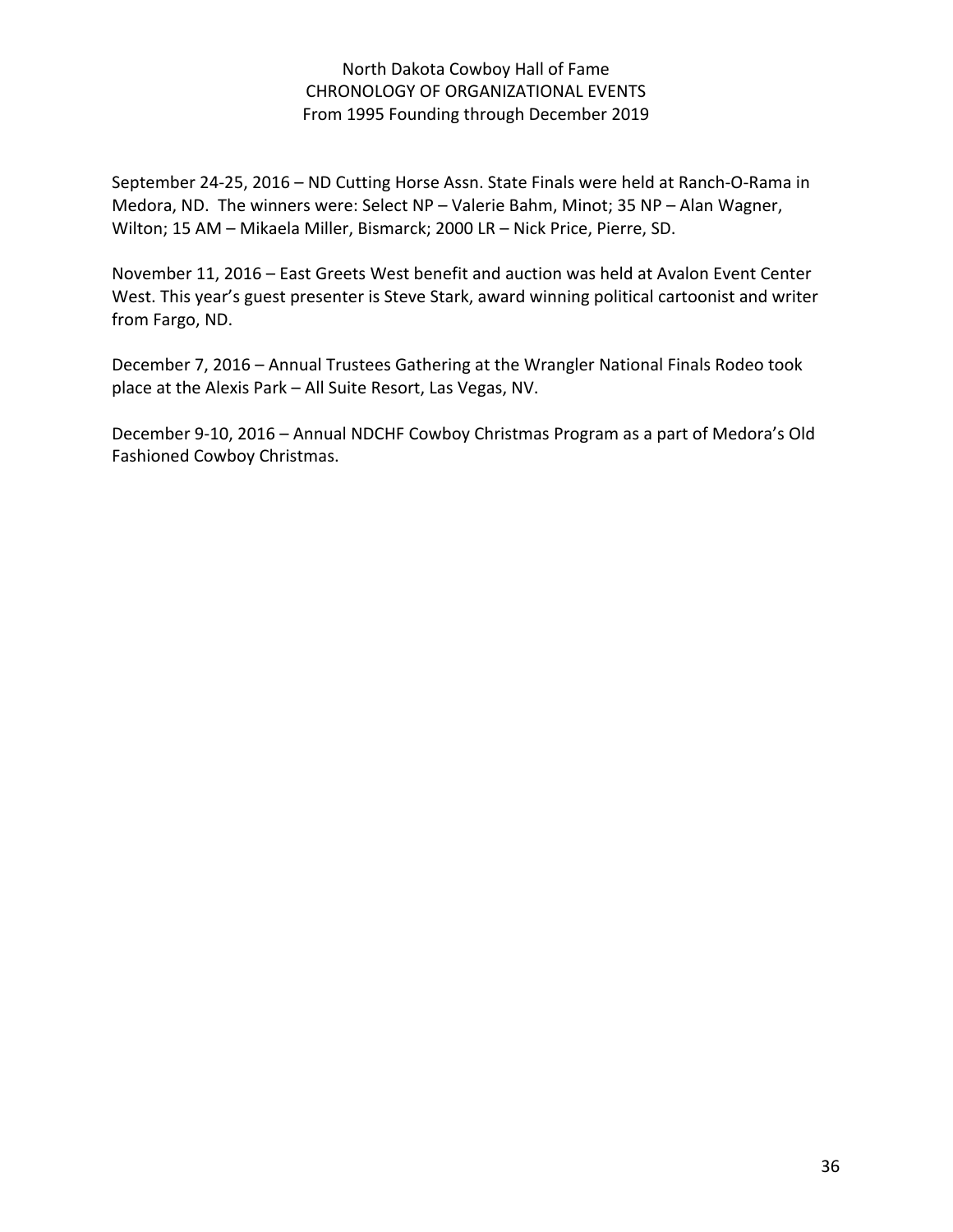September 24-25, 2016 – ND Cutting Horse Assn. State Finals were held at Ranch-O-Rama in Medora, ND. The winners were: Select NP – Valerie Bahm, Minot; 35 NP – Alan Wagner, Wilton; 15 AM – Mikaela Miller, Bismarck; 2000 LR – Nick Price, Pierre, SD.

November 11, 2016 – East Greets West benefit and auction was held at Avalon Event Center West. This year's guest presenter is Steve Stark, award winning political cartoonist and writer from Fargo, ND.

December 7, 2016 – Annual Trustees Gathering at the Wrangler National Finals Rodeo took place at the Alexis Park – All Suite Resort, Las Vegas, NV.

December 9-10, 2016 – Annual NDCHF Cowboy Christmas Program as a part of Medora's Old Fashioned Cowboy Christmas.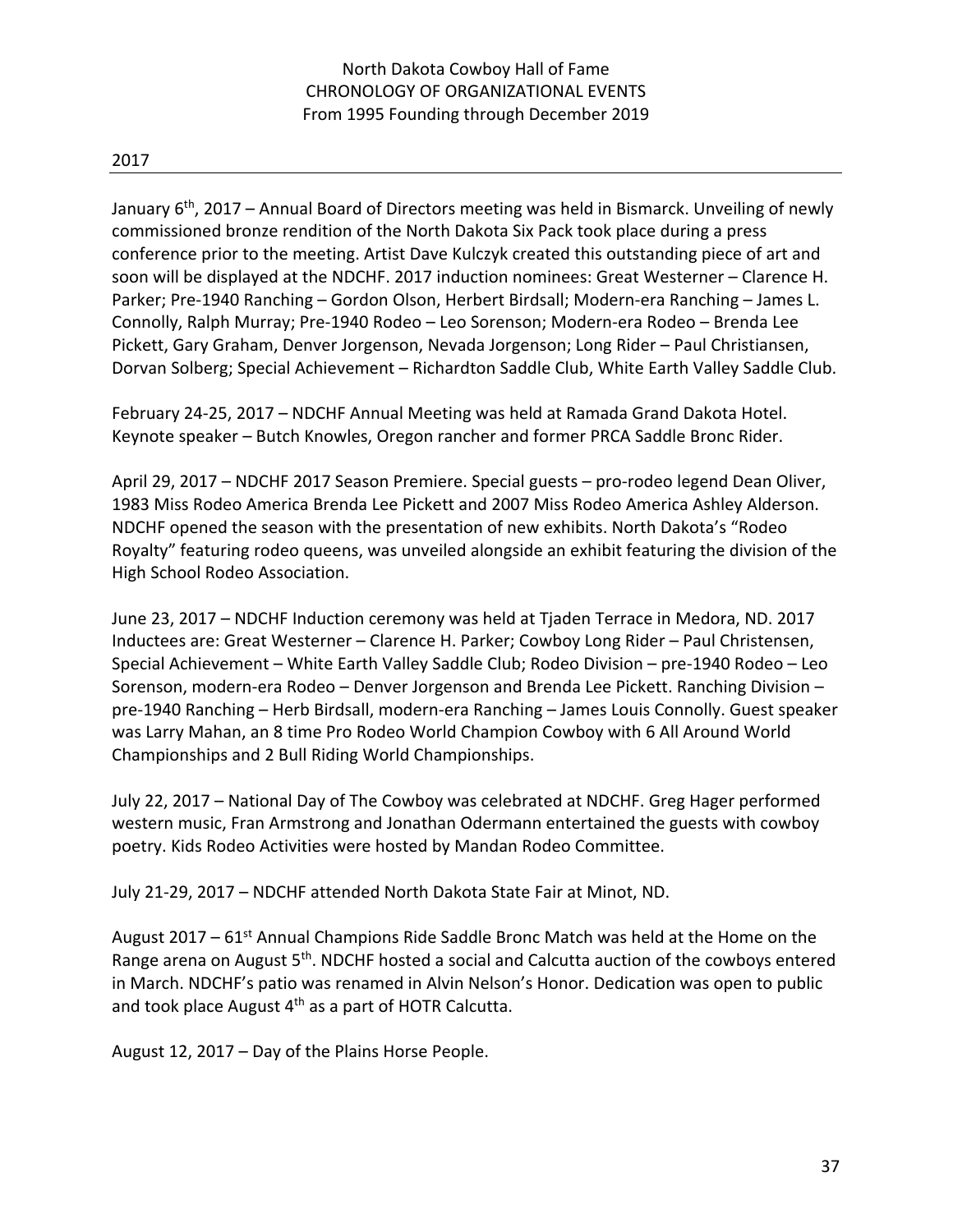North Dakota Cowboy Hall of Fame
CHRONOLOGY OF ORGANIZATIONAL EVENTS
From 1995 Founding through December 2019

## 2017

January 6th, 2017 – Annual Board of Directors meeting was held in Bismarck. Unveiling of newly commissioned bronze rendition of the North Dakota Six Pack took place during a press conference prior to the meeting. Artist Dave Kulczyk created this outstanding piece of art and soon will be displayed at the NDCHF. 2017 induction nominees: Great Westerner – Clarence H. Parker; Pre-1940 Ranching – Gordon Olson, Herbert Birdsall; Modern-era Ranching – James L. Connolly, Ralph Murray; Pre-1940 Rodeo – Leo Sorenson; Modern-era Rodeo – Brenda Lee Pickett, Gary Graham, Denver Jorgenson, Nevada Jorgenson; Long Rider – Paul Christiansen, Dorvan Solberg; Special Achievement – Richardton Saddle Club, White Earth Valley Saddle Club.

February 24-25, 2017 – NDCHF Annual Meeting was held at Ramada Grand Dakota Hotel. Keynote speaker – Butch Knowles, Oregon rancher and former PRCA Saddle Bronc Rider.

April 29, 2017 – NDCHF 2017 Season Premiere. Special guests – pro-rodeo legend Dean Oliver, 1983 Miss Rodeo America Brenda Lee Pickett and 2007 Miss Rodeo America Ashley Alderson. NDCHF opened the season with the presentation of new exhibits. North Dakota's "Rodeo Royalty" featuring rodeo queens, was unveiled alongside an exhibit featuring the division of the High School Rodeo Association.

June 23, 2017 – NDCHF Induction ceremony was held at Tjaden Terrace in Medora, ND. 2017 Inductees are: Great Westerner – Clarence H. Parker; Cowboy Long Rider – Paul Christensen, Special Achievement – White Earth Valley Saddle Club; Rodeo Division – pre-1940 Rodeo – Leo Sorenson, modern-era Rodeo – Denver Jorgenson and Brenda Lee Pickett. Ranching Division – pre-1940 Ranching – Herb Birdsall, modern-era Ranching – James Louis Connolly. Guest speaker was Larry Mahan, an 8 time Pro Rodeo World Champion Cowboy with 6 All Around World Championships and 2 Bull Riding World Championships.

July 22, 2017 – National Day of The Cowboy was celebrated at NDCHF. Greg Hager performed western music, Fran Armstrong and Jonathan Odermann entertained the guests with cowboy poetry. Kids Rodeo Activities were hosted by Mandan Rodeo Committee.

July 21-29, 2017 – NDCHF attended North Dakota State Fair at Minot, ND.

August 2017 – 61st Annual Champions Ride Saddle Bronc Match was held at the Home on the Range arena on August 5th. NDCHF hosted a social and Calcutta auction of the cowboys entered in March. NDCHF's patio was renamed in Alvin Nelson's Honor. Dedication was open to public and took place August 4th as a part of HOTR Calcutta.

August 12, 2017 – Day of the Plains Horse People.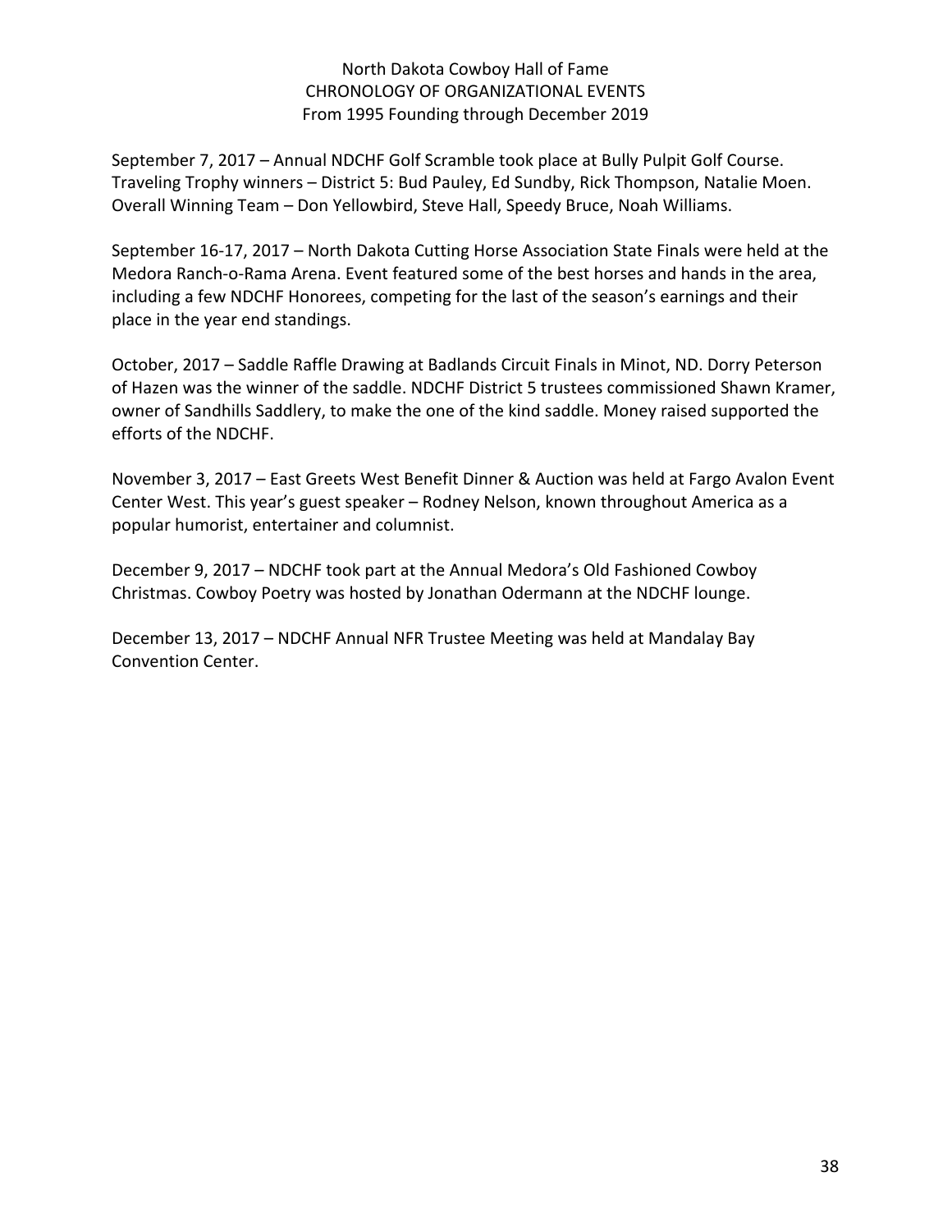September 7, 2017 – Annual NDCHF Golf Scramble took place at Bully Pulpit Golf Course. Traveling Trophy winners – District 5: Bud Pauley, Ed Sundby, Rick Thompson, Natalie Moen. Overall Winning Team – Don Yellowbird, Steve Hall, Speedy Bruce, Noah Williams.

September 16-17, 2017 – North Dakota Cutting Horse Association State Finals were held at the Medora Ranch-o-Rama Arena. Event featured some of the best horses and hands in the area, including a few NDCHF Honorees, competing for the last of the season's earnings and their place in the year end standings.

October, 2017 – Saddle Raffle Drawing at Badlands Circuit Finals in Minot, ND. Dorry Peterson of Hazen was the winner of the saddle. NDCHF District 5 trustees commissioned Shawn Kramer, owner of Sandhills Saddlery, to make the one of the kind saddle. Money raised supported the efforts of the NDCHF.

November 3, 2017 – East Greets West Benefit Dinner & Auction was held at Fargo Avalon Event Center West. This year's guest speaker – Rodney Nelson, known throughout America as a popular humorist, entertainer and columnist.

December 9, 2017 – NDCHF took part at the Annual Medora's Old Fashioned Cowboy Christmas. Cowboy Poetry was hosted by Jonathan Odermann at the NDCHF lounge.

December 13, 2017 – NDCHF Annual NFR Trustee Meeting was held at Mandalay Bay Convention Center.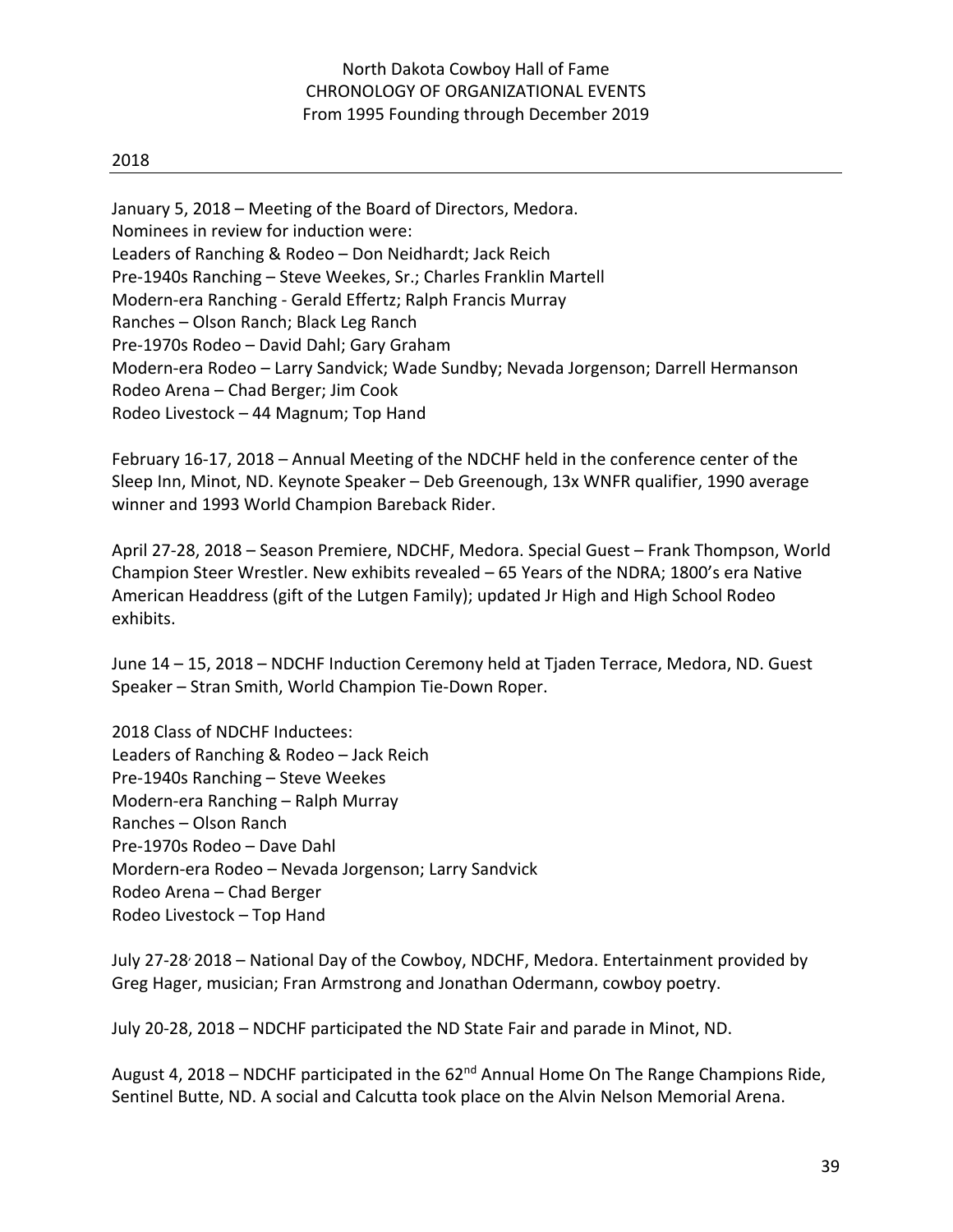North Dakota Cowboy Hall of Fame
CHRONOLOGY OF ORGANIZATIONAL EVENTS
From 1995 Founding through December 2019

## 2018

January 5, 2018 – Meeting of the Board of Directors, Medora.
Nominees in review for induction were:
Leaders of Ranching & Rodeo – Don Neidhardt; Jack Reich
Pre-1940s Ranching – Steve Weekes, Sr.; Charles Franklin Martell
Modern-era Ranching - Gerald Effertz; Ralph Francis Murray
Ranches – Olson Ranch; Black Leg Ranch
Pre-1970s Rodeo – David Dahl; Gary Graham
Modern-era Rodeo – Larry Sandvick; Wade Sundby; Nevada Jorgenson; Darrell Hermanson
Rodeo Arena – Chad Berger; Jim Cook
Rodeo Livestock – 44 Magnum; Top Hand

February 16-17, 2018 – Annual Meeting of the NDCHF held in the conference center of the Sleep Inn, Minot, ND. Keynote Speaker – Deb Greenough, 13x WNFR qualifier, 1990 average winner and 1993 World Champion Bareback Rider.

April 27-28, 2018 – Season Premiere, NDCHF, Medora. Special Guest – Frank Thompson, World Champion Steer Wrestler. New exhibits revealed – 65 Years of the NDRA; 1800's era Native American Headdress (gift of the Lutgen Family); updated Jr High and High School Rodeo exhibits.

June 14 – 15, 2018 – NDCHF Induction Ceremony held at Tjaden Terrace, Medora, ND. Guest Speaker – Stran Smith, World Champion Tie-Down Roper.

2018 Class of NDCHF Inductees:
Leaders of Ranching & Rodeo – Jack Reich
Pre-1940s Ranching – Steve Weekes
Modern-era Ranching – Ralph Murray
Ranches – Olson Ranch
Pre-1970s Rodeo – Dave Dahl
Mordern-era Rodeo – Nevada Jorgenson; Larry Sandvick
Rodeo Arena – Chad Berger
Rodeo Livestock – Top Hand

July 27-28, 2018 – National Day of the Cowboy, NDCHF, Medora. Entertainment provided by Greg Hager, musician; Fran Armstrong and Jonathan Odermann, cowboy poetry.

July 20-28, 2018 – NDCHF participated the ND State Fair and parade in Minot, ND.

August 4, 2018 – NDCHF participated in the 62nd Annual Home On The Range Champions Ride, Sentinel Butte, ND. A social and Calcutta took place on the Alvin Nelson Memorial Arena.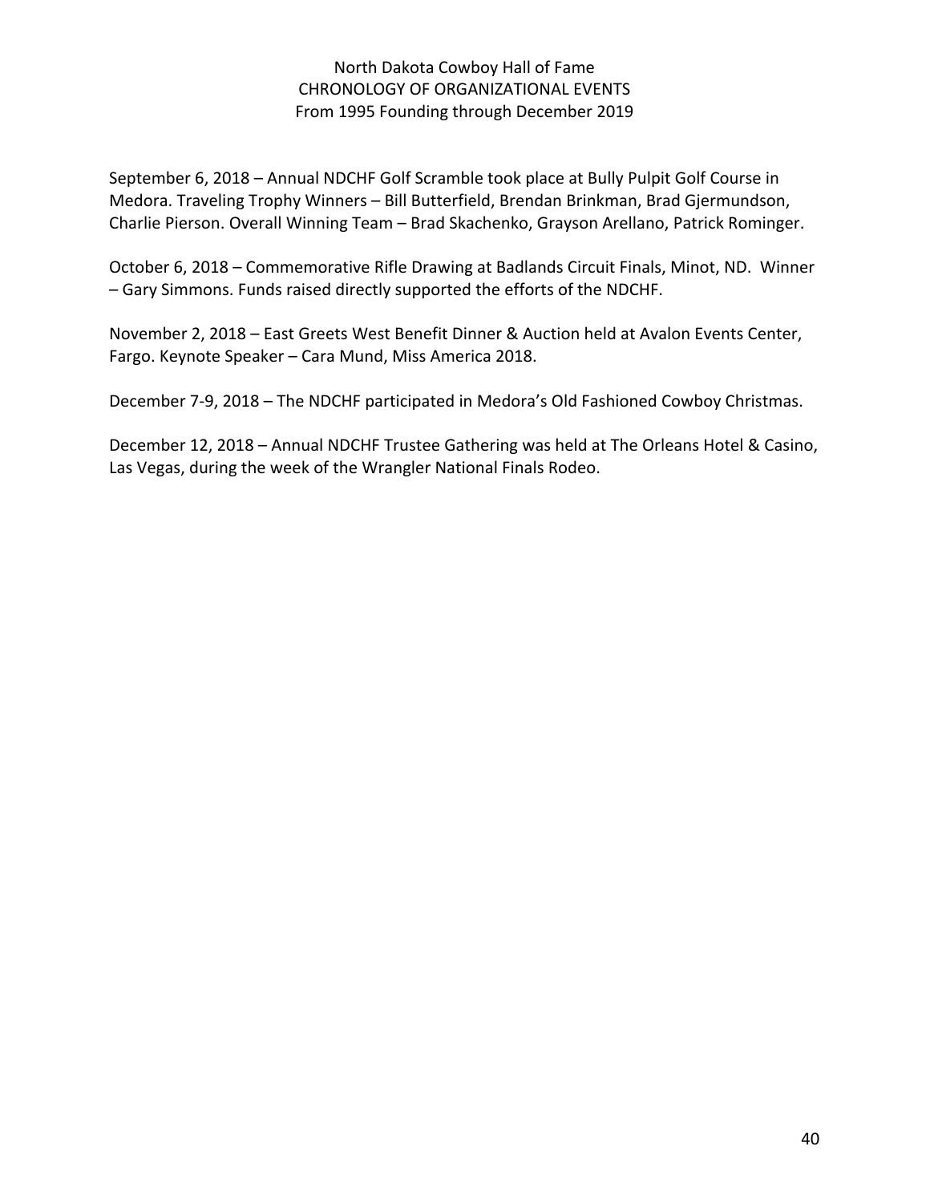September 6, 2018 – Annual NDCHF Golf Scramble took place at Bully Pulpit Golf Course in Medora. Traveling Trophy Winners – Bill Butterfield, Brendan Brinkman, Brad Gjermundson, Charlie Pierson. Overall Winning Team – Brad Skachenko, Grayson Arellano, Patrick Rominger.

October 6, 2018 – Commemorative Rifle Drawing at Badlands Circuit Finals, Minot, ND. Winner – Gary Simmons. Funds raised directly supported the efforts of the NDCHF.

November 2, 2018 – East Greets West Benefit Dinner & Auction held at Avalon Events Center, Fargo. Keynote Speaker – Cara Mund, Miss America 2018.

December 7-9, 2018 – The NDCHF participated in Medora's Old Fashioned Cowboy Christmas.

December 12, 2018 – Annual NDCHF Trustee Gathering was held at The Orleans Hotel & Casino, Las Vegas, during the week of the Wrangler National Finals Rodeo.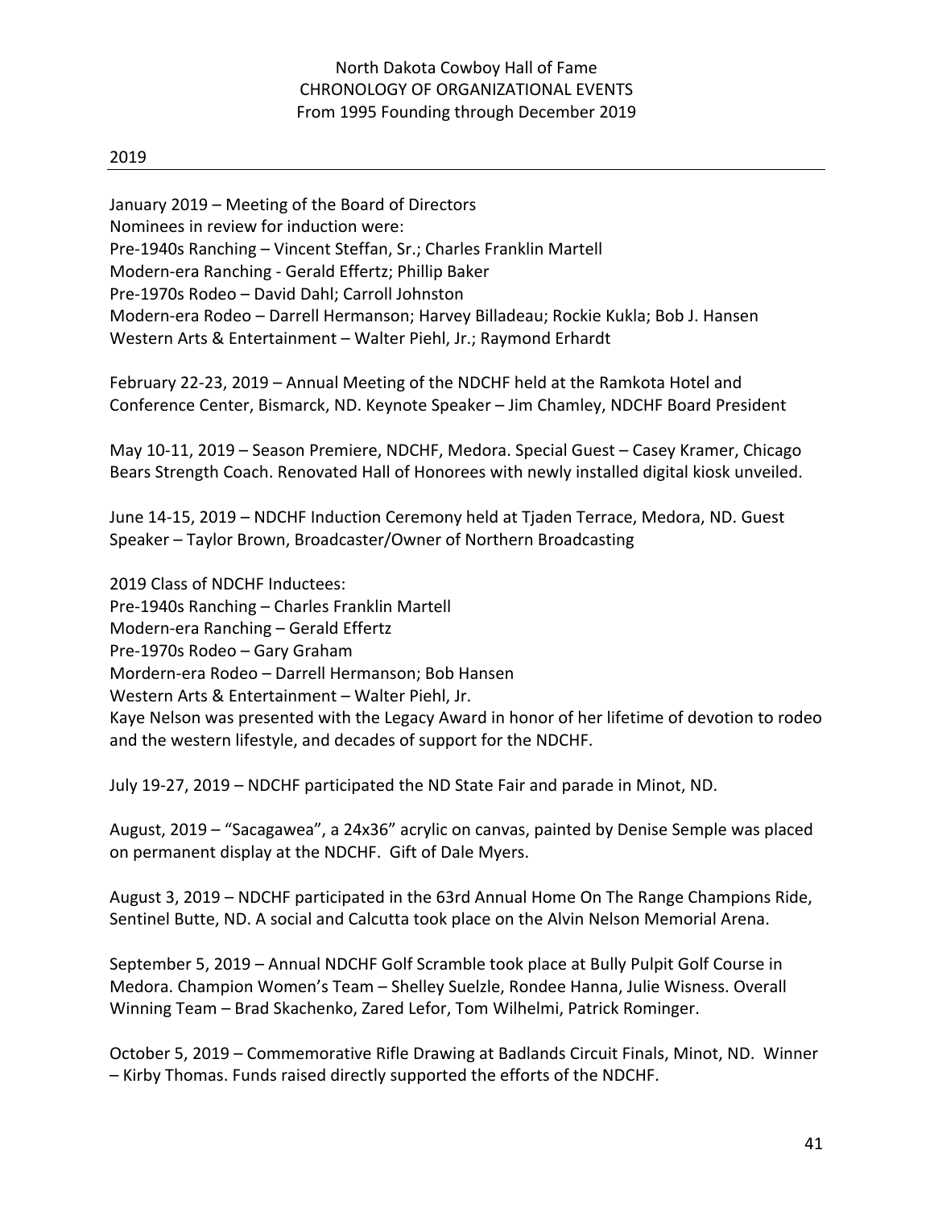North Dakota Cowboy Hall of Fame
CHRONOLOGY OF ORGANIZATIONAL EVENTS
From 1995 Founding through December 2019

## 2019

January 2019 – Meeting of the Board of Directors
Nominees in review for induction were:
Pre-1940s Ranching – Vincent Steffan, Sr.; Charles Franklin Martell
Modern-era Ranching - Gerald Effertz; Phillip Baker
Pre-1970s Rodeo – David Dahl; Carroll Johnston
Modern-era Rodeo – Darrell Hermanson; Harvey Billadeau; Rockie Kukla; Bob J. Hansen
Western Arts & Entertainment – Walter Piehl, Jr.; Raymond Erhardt

February 22-23, 2019 – Annual Meeting of the NDCHF held at the Ramkota Hotel and Conference Center, Bismarck, ND. Keynote Speaker – Jim Chamley, NDCHF Board President

May 10-11, 2019 – Season Premiere, NDCHF, Medora. Special Guest – Casey Kramer, Chicago Bears Strength Coach. Renovated Hall of Honorees with newly installed digital kiosk unveiled.

June 14-15, 2019 – NDCHF Induction Ceremony held at Tjaden Terrace, Medora, ND. Guest Speaker – Taylor Brown, Broadcaster/Owner of Northern Broadcasting

2019 Class of NDCHF Inductees:
Pre-1940s Ranching – Charles Franklin Martell
Modern-era Ranching – Gerald Effertz
Pre-1970s Rodeo – Gary Graham
Mordern-era Rodeo – Darrell Hermanson; Bob Hansen
Western Arts & Entertainment – Walter Piehl, Jr.
Kaye Nelson was presented with the Legacy Award in honor of her lifetime of devotion to rodeo and the western lifestyle, and decades of support for the NDCHF.

July 19-27, 2019 – NDCHF participated the ND State Fair and parade in Minot, ND.

August, 2019 – "Sacagawea", a 24x36" acrylic on canvas, painted by Denise Semple was placed on permanent display at the NDCHF. Gift of Dale Myers.

August 3, 2019 – NDCHF participated in the 63rd Annual Home On The Range Champions Ride, Sentinel Butte, ND. A social and Calcutta took place on the Alvin Nelson Memorial Arena.

September 5, 2019 – Annual NDCHF Golf Scramble took place at Bully Pulpit Golf Course in Medora. Champion Women's Team – Shelley Suelzle, Rondee Hanna, Julie Wisness. Overall Winning Team – Brad Skachenko, Zared Lefor, Tom Wilhelmi, Patrick Rominger.

October 5, 2019 – Commemorative Rifle Drawing at Badlands Circuit Finals, Minot, ND. Winner – Kirby Thomas. Funds raised directly supported the efforts of the NDCHF.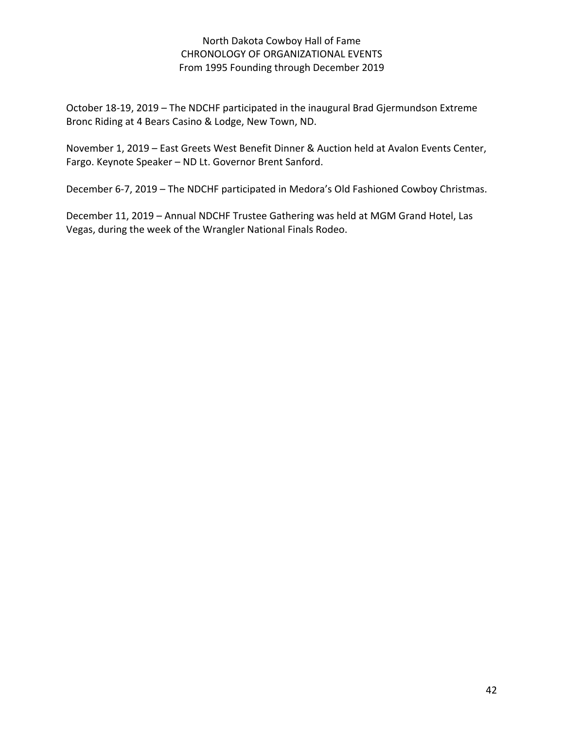North Dakota Cowboy Hall of Fame
CHRONOLOGY OF ORGANIZATIONAL EVENTS
From 1995 Founding through December 2019

October 18-19, 2019 – The NDCHF participated in the inaugural Brad Gjermundson Extreme Bronc Riding at 4 Bears Casino & Lodge, New Town, ND.

November 1, 2019 – East Greets West Benefit Dinner & Auction held at Avalon Events Center, Fargo. Keynote Speaker – ND Lt. Governor Brent Sanford.

December 6-7, 2019 – The NDCHF participated in Medora's Old Fashioned Cowboy Christmas.

December 11, 2019 – Annual NDCHF Trustee Gathering was held at MGM Grand Hotel, Las Vegas, during the week of the Wrangler National Finals Rodeo.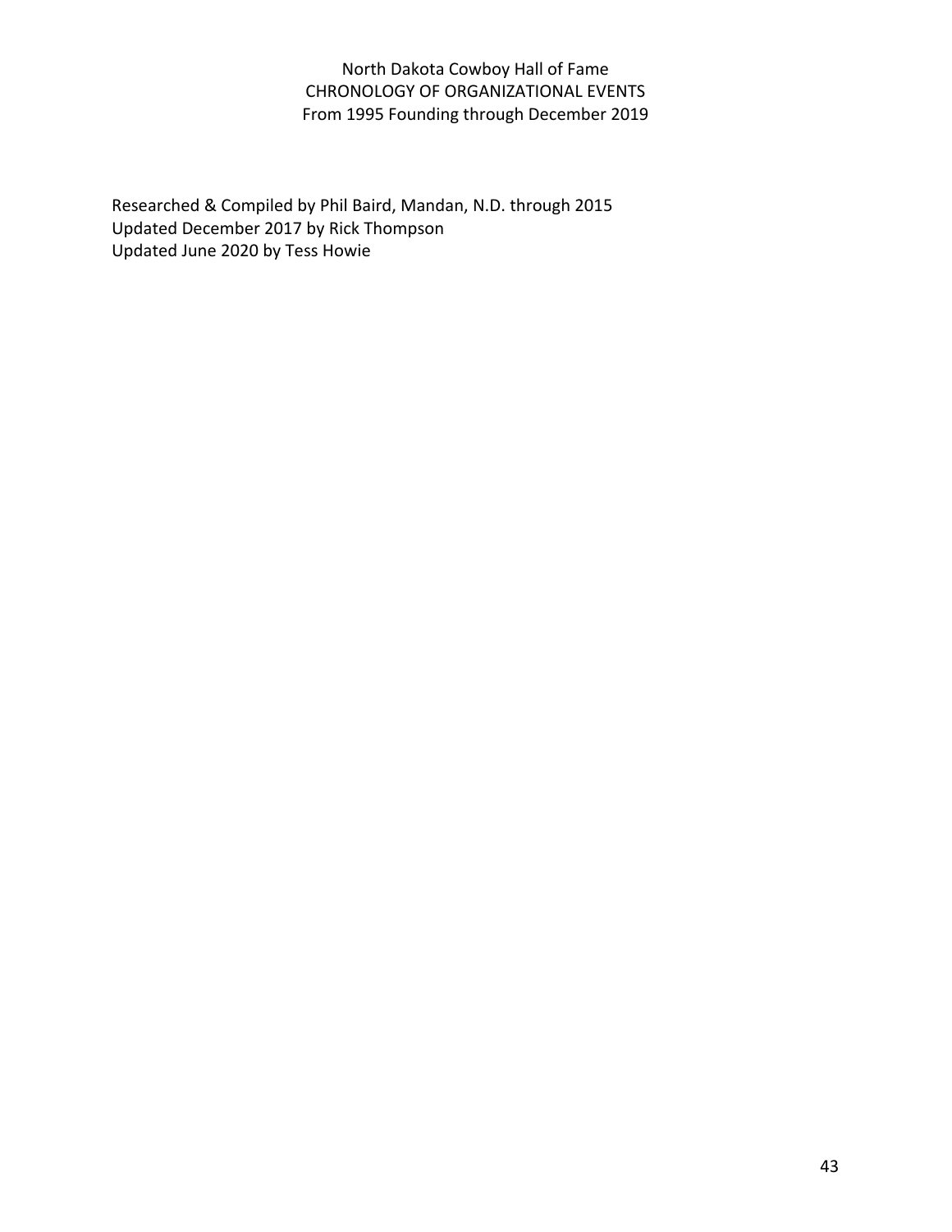# North Dakota Cowboy Hall of Fame
## CHRONOLOGY OF ORGANIZATIONAL EVENTS
### From 1995 Founding through December 2019

Researched & Compiled by Phil Baird, Mandan, N.D. through 2015
Updated December 2017 by Rick Thompson
Updated June 2020 by Tess Howie